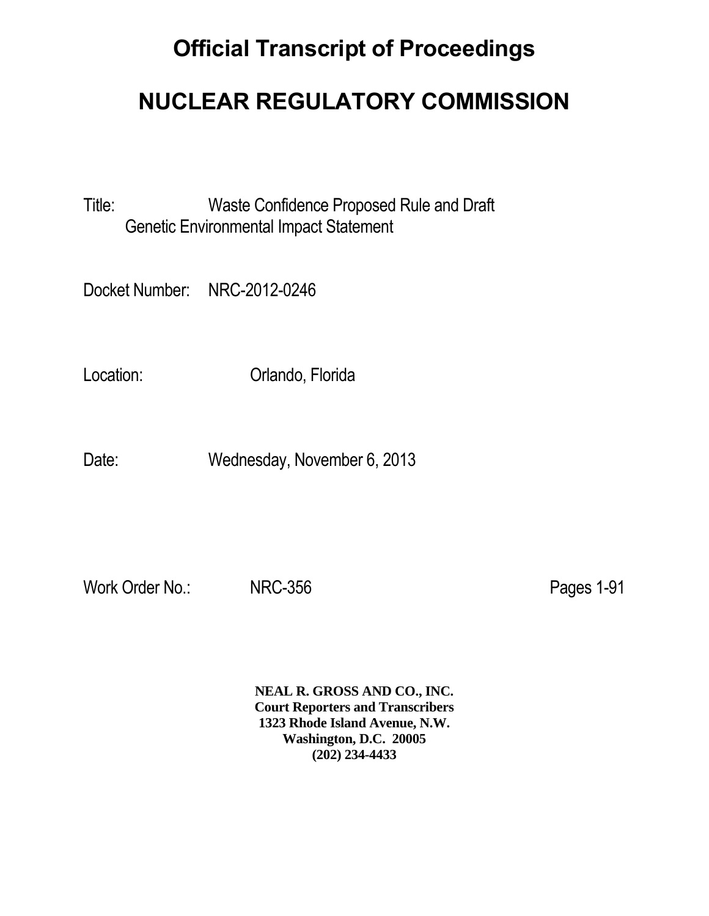# Official Transcript of Proceedings

# NUCLEAR REGULATORY COMMISSION

Title: Waste Confidence Proposed Rule and Draft Genetic Environmental Impact Statement

Docket Number: NRC-2012-0246

Location: Orlando, Florida

Date: Wednesday, November 6, 2013

Work Order No.: NRC-356 Pages 1-91

**NEAL R. GROSS AND CO., INC.**
**Court Reporters and Transcribers**
**1323 Rhode Island Avenue, N.W.**
**Washington, D.C. 20005**
**(202) 234-4433**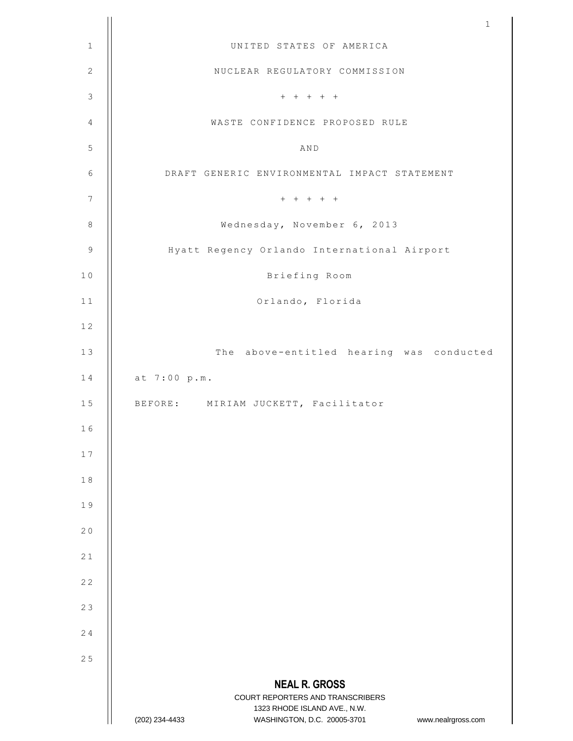UNITED STATES OF AMERICA

NUCLEAR REGULATORY COMMISSION

+ + + + +

WASTE CONFIDENCE PROPOSED RULE

AND

DRAFT GENERIC ENVIRONMENTAL IMPACT STATEMENT

+ + + + +

Wednesday, November 6, 2013

Hyatt Regency Orlando International Airport

Briefing Room

Orlando, Florida

The above-entitled hearing was conducted at 7:00 p.m.

BEFORE: MIRIAM JUCKETT, Facilitator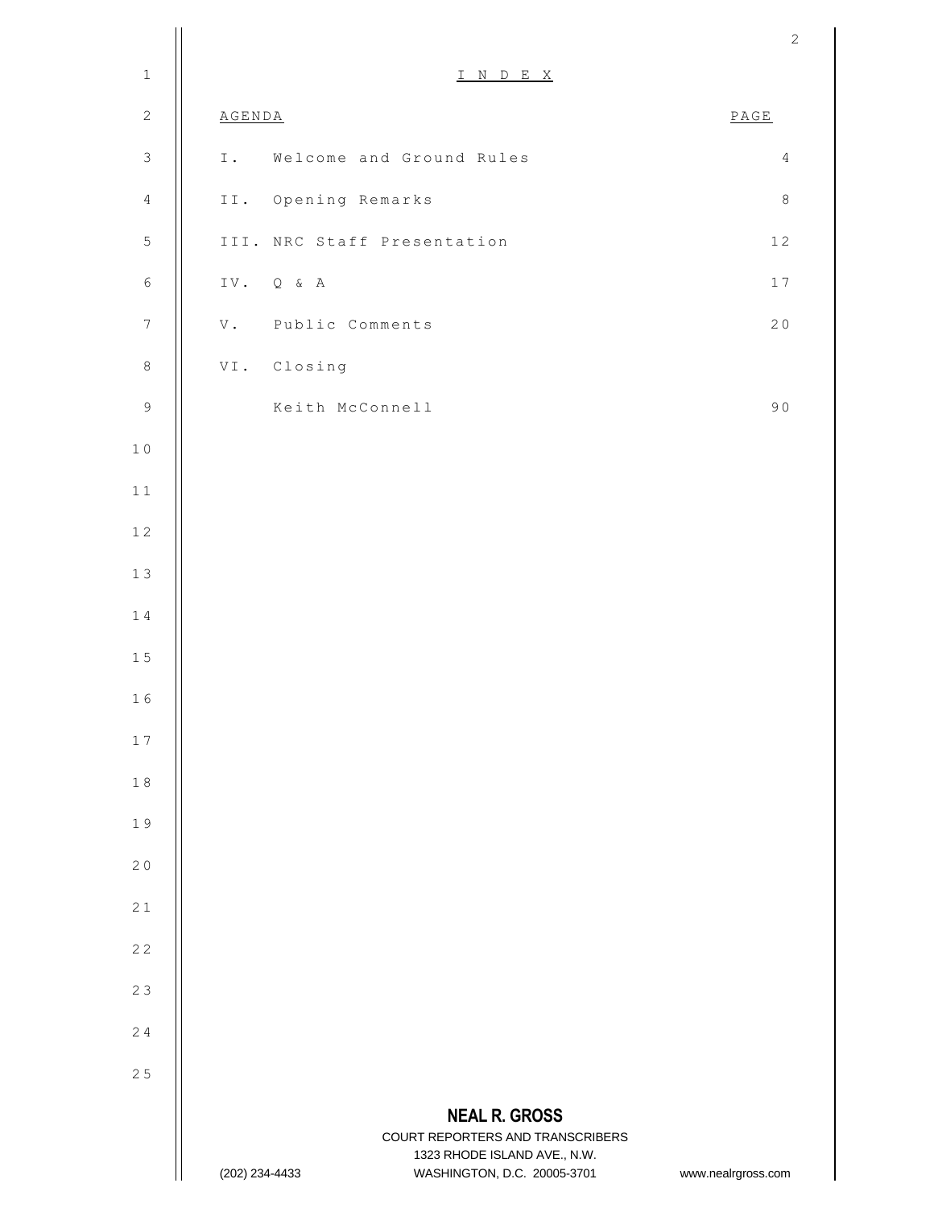# I N D E X

| AGENDA | | PAGE |
|---|---|---|
| I. | Welcome and Ground Rules | 4 |
| II. | Opening Remarks | 8 |
| III. | NRC Staff Presentation | 12 |
| IV. | Q & A | 17 |
| V. | Public Comments | 20 |
| VI. | Closing | |
| | Keith McConnell | 90 |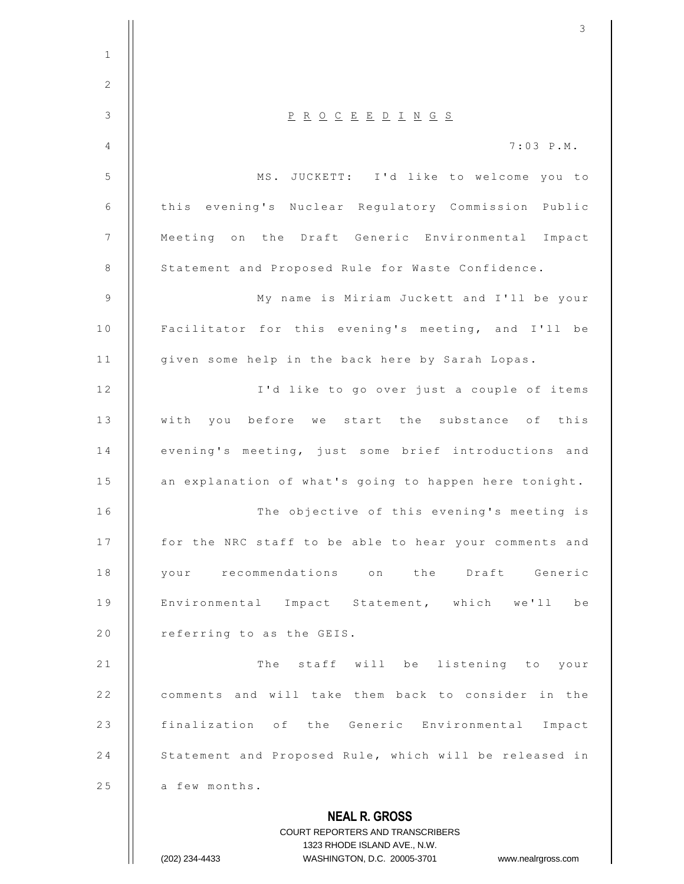## PROCEEDINGS

7:03 P.M.

MS. JUCKETT: I'd like to welcome you to this evening's Nuclear Regulatory Commission Public Meeting on the Draft Generic Environmental Impact Statement and Proposed Rule for Waste Confidence.

My name is Miriam Juckett and I'll be your Facilitator for this evening's meeting, and I'll be given some help in the back here by Sarah Lopas.

I'd like to go over just a couple of items with you before we start the substance of this evening's meeting, just some brief introductions and an explanation of what's going to happen here tonight.

The objective of this evening's meeting is for the NRC staff to be able to hear your comments and your recommendations on the Draft Generic Environmental Impact Statement, which we'll be referring to as the GEIS.

The staff will be listening to your comments and will take them back to consider in the finalization of the Generic Environmental Impact Statement and Proposed Rule, which will be released in a few months.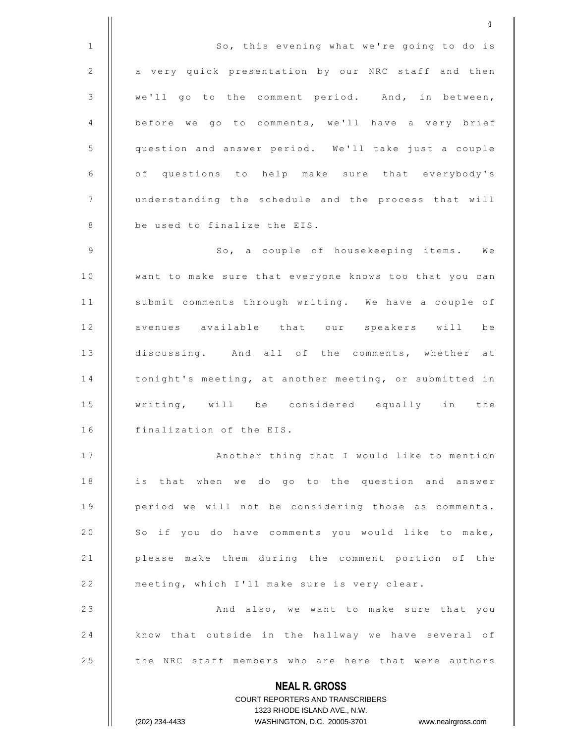So, this evening what we're going to do is a very quick presentation by our NRC staff and then we'll go to the comment period. And, in between, before we go to comments, we'll have a very brief question and answer period. We'll take just a couple of questions to help make sure that everybody's understanding the schedule and the process that will be used to finalize the EIS.

So, a couple of housekeeping items. We want to make sure that everyone knows too that you can submit comments through writing. We have a couple of avenues available that our speakers will be discussing. And all of the comments, whether at tonight's meeting, at another meeting, or submitted in writing, will be considered equally in the finalization of the EIS.

Another thing that I would like to mention is that when we do go to the question and answer period we will not be considering those as comments. So if you do have comments you would like to make, please make them during the comment portion of the meeting, which I'll make sure is very clear.

And also, we want to make sure that you know that outside in the hallway we have several of the NRC staff members who are here that were authors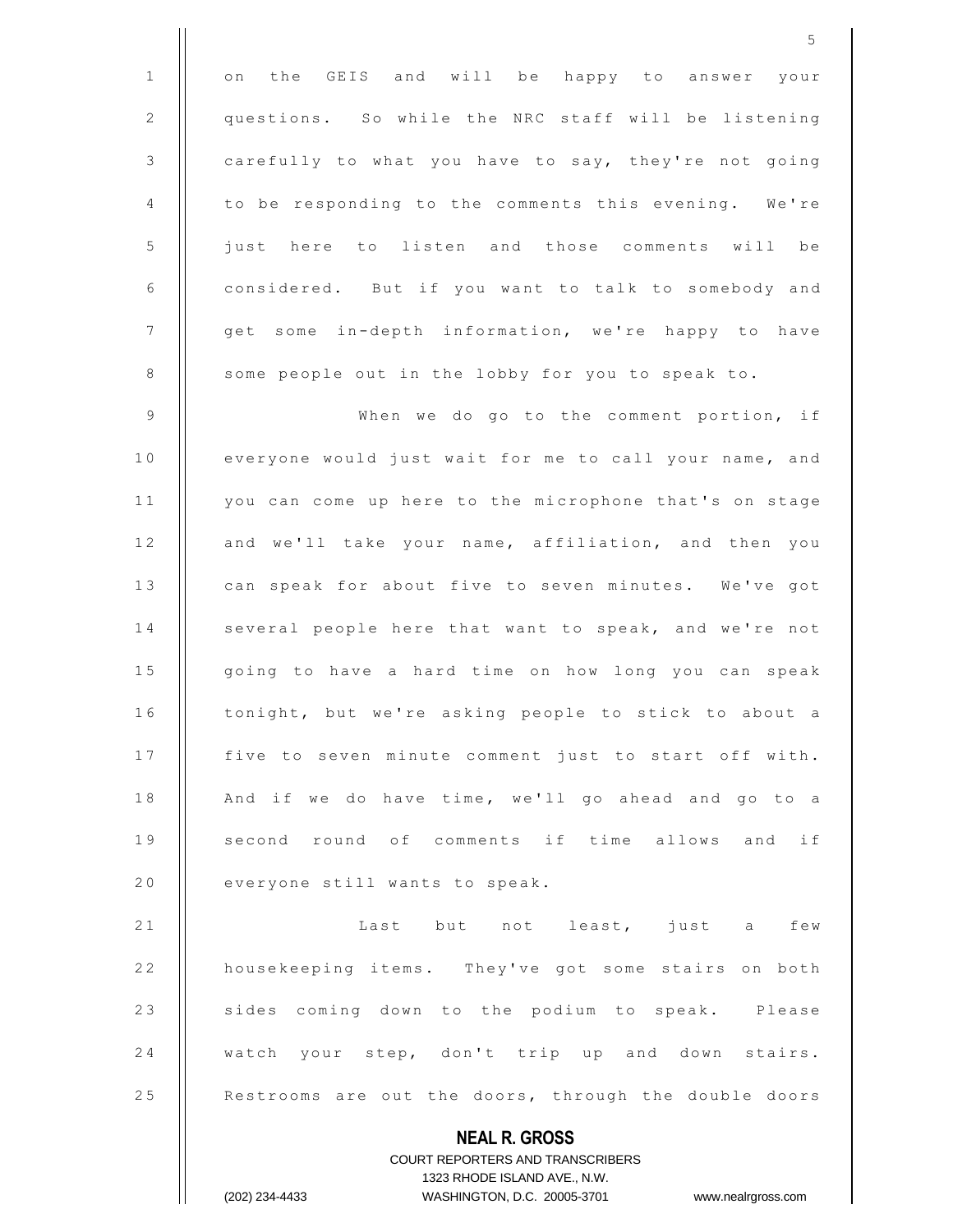on the GEIS and will be happy to answer your questions. So while the NRC staff will be listening carefully to what you have to say, they're not going to be responding to the comments this evening. We're just here to listen and those comments will be considered. But if you want to talk to somebody and get some in-depth information, we're happy to have some people out in the lobby for you to speak to.

When we do go to the comment portion, if everyone would just wait for me to call your name, and you can come up here to the microphone that's on stage and we'll take your name, affiliation, and then you can speak for about five to seven minutes. We've got several people here that want to speak, and we're not going to have a hard time on how long you can speak tonight, but we're asking people to stick to about a five to seven minute comment just to start off with. And if we do have time, we'll go ahead and go to a second round of comments if time allows and if everyone still wants to speak.

Last but not least, just a few housekeeping items. They've got some stairs on both sides coming down to the podium to speak. Please watch your step, don't trip up and down stairs. Restrooms are out the doors, through the double doors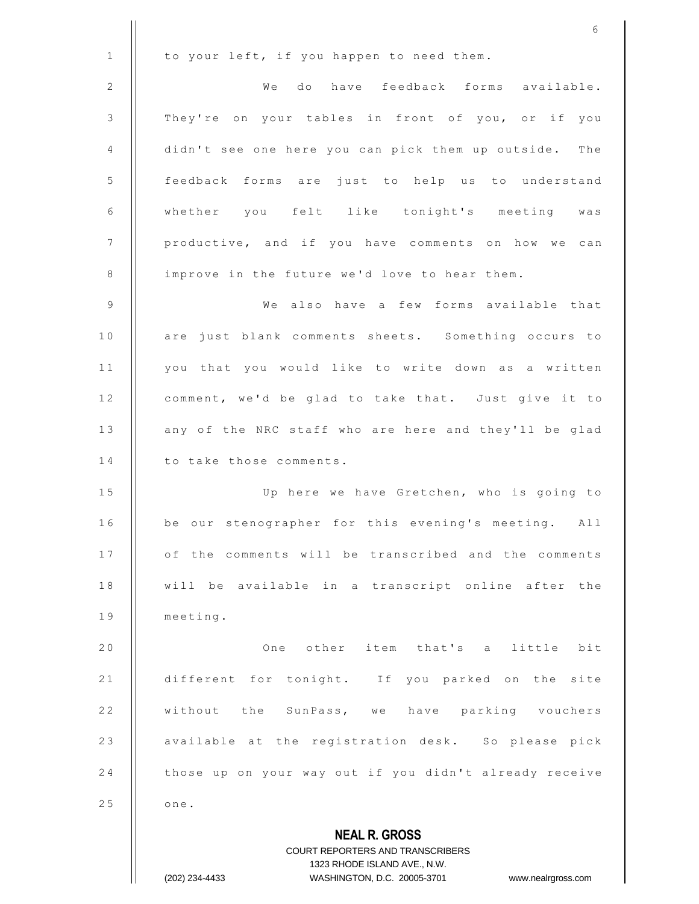to your left, if you happen to need them.

We do have feedback forms available. They're on your tables in front of you, or if you didn't see one here you can pick them up outside. The feedback forms are just to help us to understand whether you felt like tonight's meeting was productive, and if you have comments on how we can improve in the future we'd love to hear them.

We also have a few forms available that are just blank comments sheets. Something occurs to you that you would like to write down as a written comment, we'd be glad to take that. Just give it to any of the NRC staff who are here and they'll be glad to take those comments.

Up here we have Gretchen, who is going to be our stenographer for this evening's meeting. All of the comments will be transcribed and the comments will be available in a transcript online after the meeting.

One other item that's a little bit different for tonight. If you parked on the site without the SunPass, we have parking vouchers available at the registration desk. So please pick those up on your way out if you didn't already receive one.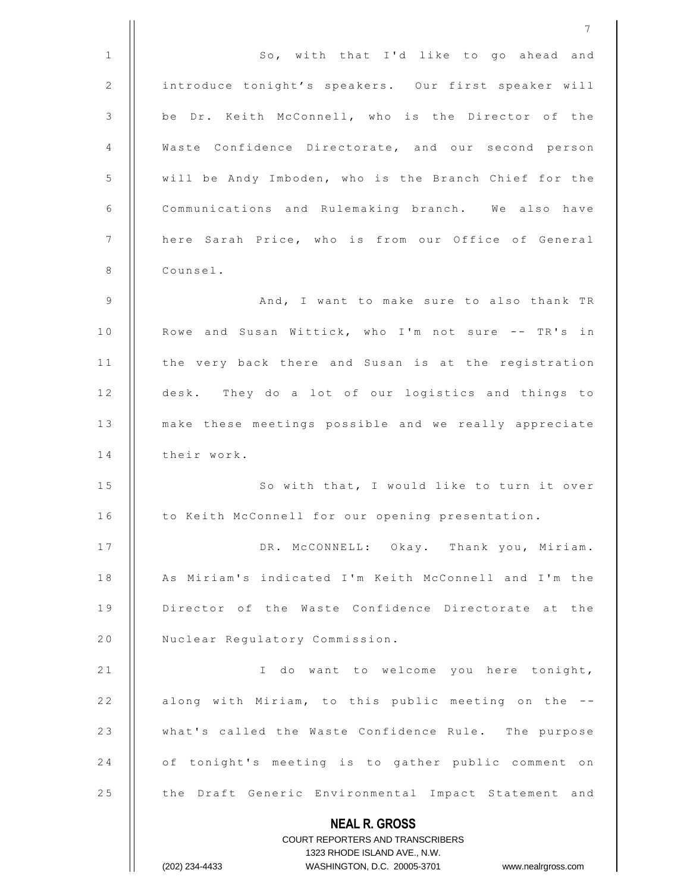So, with that I'd like to go ahead and introduce tonight's speakers. Our first speaker will be Dr. Keith McConnell, who is the Director of the Waste Confidence Directorate, and our second person will be Andy Imboden, who is the Branch Chief for the Communications and Rulemaking branch. We also have here Sarah Price, who is from our Office of General Counsel.

And, I want to make sure to also thank TR Rowe and Susan Wittick, who I'm not sure -- TR's in the very back there and Susan is at the registration desk. They do a lot of our logistics and things to make these meetings possible and we really appreciate their work.

So with that, I would like to turn it over to Keith McConnell for our opening presentation.

DR. McCONNELL: Okay. Thank you, Miriam. As Miriam's indicated I'm Keith McConnell and I'm the Director of the Waste Confidence Directorate at the Nuclear Regulatory Commission.

I do want to welcome you here tonight, along with Miriam, to this public meeting on the -- what's called the Waste Confidence Rule. The purpose of tonight's meeting is to gather public comment on the Draft Generic Environmental Impact Statement and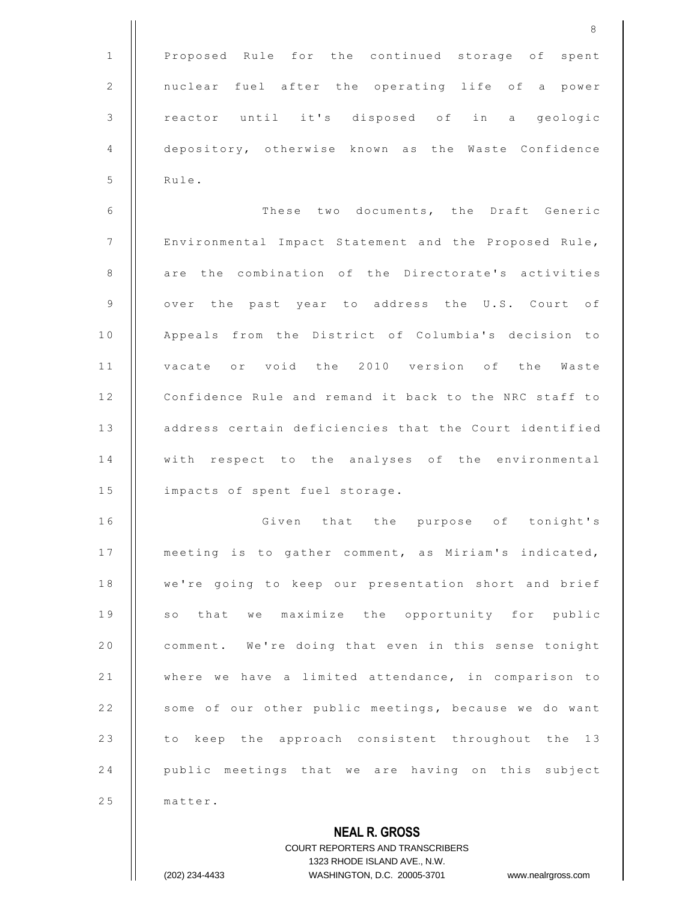Proposed Rule for the continued storage of spent nuclear fuel after the operating life of a power reactor until it's disposed of in a geologic depository, otherwise known as the Waste Confidence Rule.

These two documents, the Draft Generic Environmental Impact Statement and the Proposed Rule, are the combination of the Directorate's activities over the past year to address the U.S. Court of Appeals from the District of Columbia's decision to vacate or void the 2010 version of the Waste Confidence Rule and remand it back to the NRC staff to address certain deficiencies that the Court identified with respect to the analyses of the environmental impacts of spent fuel storage.

Given that the purpose of tonight's meeting is to gather comment, as Miriam's indicated, we're going to keep our presentation short and brief so that we maximize the opportunity for public comment. We're doing that even in this sense tonight where we have a limited attendance, in comparison to some of our other public meetings, because we do want to keep the approach consistent throughout the 13 public meetings that we are having on this subject matter.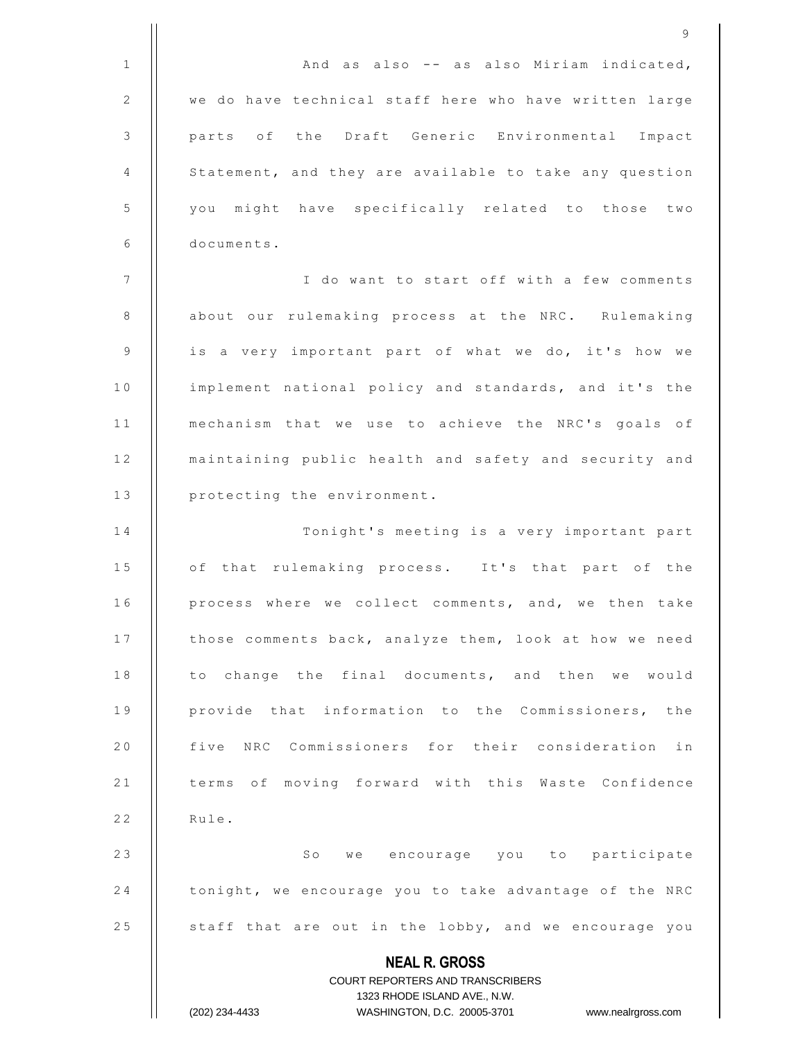And as also -- as also Miriam indicated, we do have technical staff here who have written large parts of the Draft Generic Environmental Impact Statement, and they are available to take any question you might have specifically related to those two documents.

I do want to start off with a few comments about our rulemaking process at the NRC. Rulemaking is a very important part of what we do, it's how we implement national policy and standards, and it's the mechanism that we use to achieve the NRC's goals of maintaining public health and safety and security and protecting the environment.

Tonight's meeting is a very important part of that rulemaking process. It's that part of the process where we collect comments, and, we then take those comments back, analyze them, look at how we need to change the final documents, and then we would provide that information to the Commissioners, the five NRC Commissioners for their consideration in terms of moving forward with this Waste Confidence Rule.

So we encourage you to participate tonight, we encourage you to take advantage of the NRC staff that are out in the lobby, and we encourage you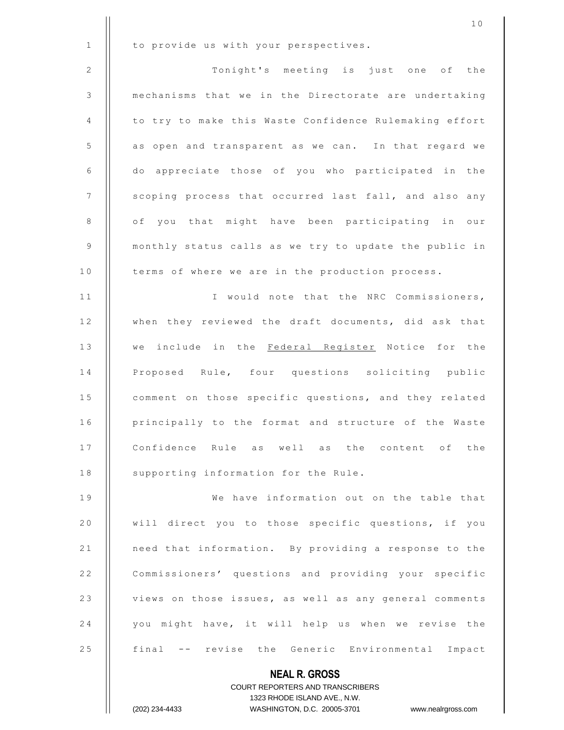to provide us with your perspectives.

Tonight's meeting is just one of the mechanisms that we in the Directorate are undertaking to try to make this Waste Confidence Rulemaking effort as open and transparent as we can. In that regard we do appreciate those of you who participated in the scoping process that occurred last fall, and also any of you that might have been participating in our monthly status calls as we try to update the public in terms of where we are in the production process.

I would note that the NRC Commissioners, when they reviewed the draft documents, did ask that we include in the Federal Register Notice for the Proposed Rule, four questions soliciting public comment on those specific questions, and they related principally to the format and structure of the Waste Confidence Rule as well as the content of the supporting information for the Rule.

We have information out on the table that will direct you to those specific questions, if you need that information. By providing a response to the Commissioners' questions and providing your specific views on those issues, as well as any general comments you might have, it will help us when we revise the final -- revise the Generic Environmental Impact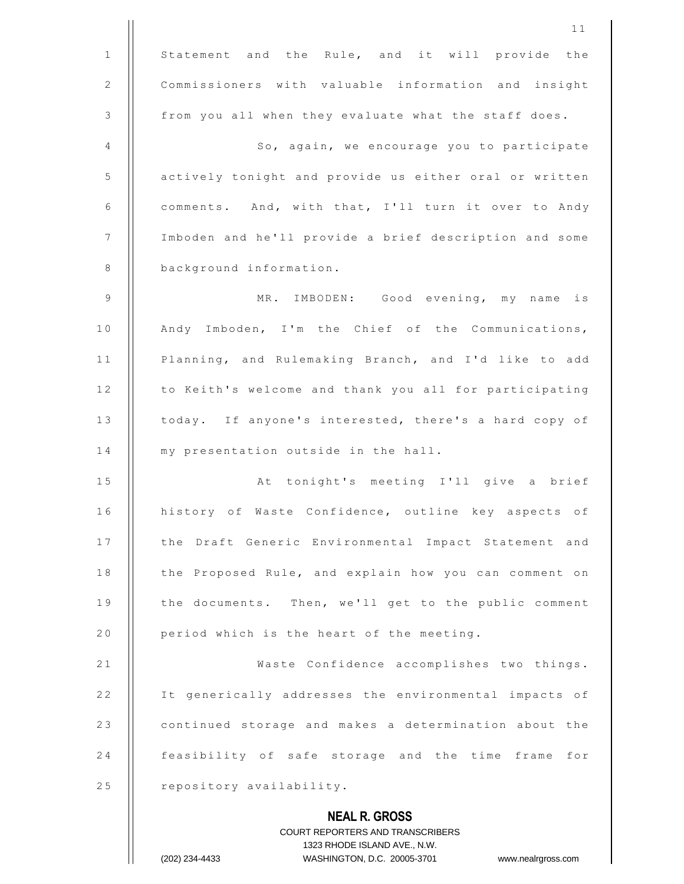Statement and the Rule, and it will provide the Commissioners with valuable information and insight from you all when they evaluate what the staff does.

So, again, we encourage you to participate actively tonight and provide us either oral or written comments. And, with that, I'll turn it over to Andy Imboden and he'll provide a brief description and some background information.

MR. IMBODEN: Good evening, my name is Andy Imboden, I'm the Chief of the Communications, Planning, and Rulemaking Branch, and I'd like to add to Keith's welcome and thank you all for participating today. If anyone's interested, there's a hard copy of my presentation outside in the hall.

At tonight's meeting I'll give a brief history of Waste Confidence, outline key aspects of the Draft Generic Environmental Impact Statement and the Proposed Rule, and explain how you can comment on the documents. Then, we'll get to the public comment period which is the heart of the meeting.

Waste Confidence accomplishes two things. It generically addresses the environmental impacts of continued storage and makes a determination about the feasibility of safe storage and the time frame for repository availability.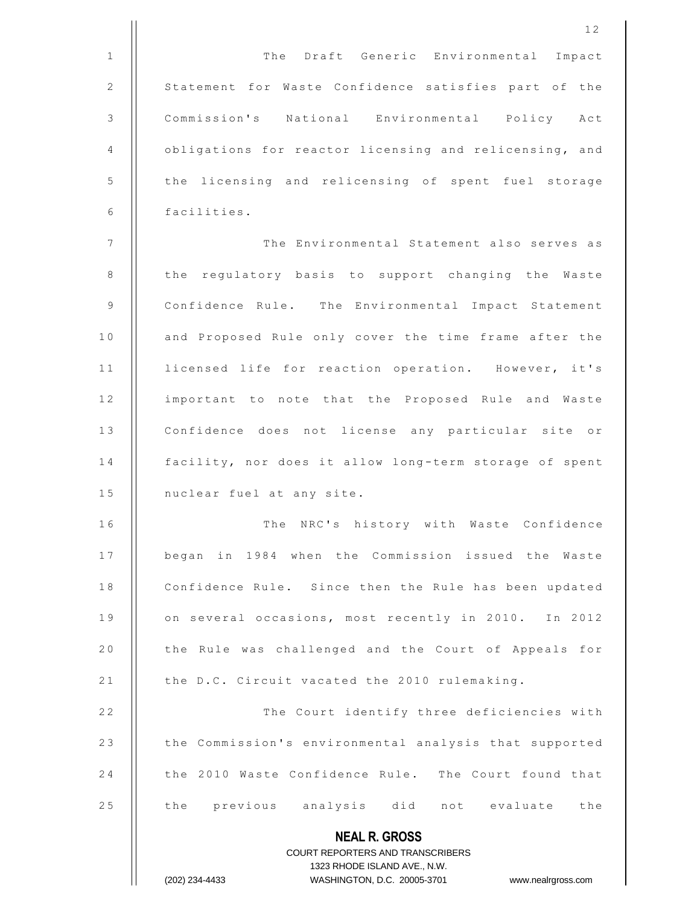The Draft Generic Environmental Impact Statement for Waste Confidence satisfies part of the Commission's National Environmental Policy Act obligations for reactor licensing and relicensing, and the licensing and relicensing of spent fuel storage facilities.

The Environmental Statement also serves as the regulatory basis to support changing the Waste Confidence Rule. The Environmental Impact Statement and Proposed Rule only cover the time frame after the licensed life for reaction operation. However, it's important to note that the Proposed Rule and Waste Confidence does not license any particular site or facility, nor does it allow long-term storage of spent nuclear fuel at any site.

The NRC's history with Waste Confidence began in 1984 when the Commission issued the Waste Confidence Rule. Since then the Rule has been updated on several occasions, most recently in 2010. In 2012 the Rule was challenged and the Court of Appeals for the D.C. Circuit vacated the 2010 rulemaking.

The Court identify three deficiencies with the Commission's environmental analysis that supported the 2010 Waste Confidence Rule. The Court found that the previous analysis did not evaluate the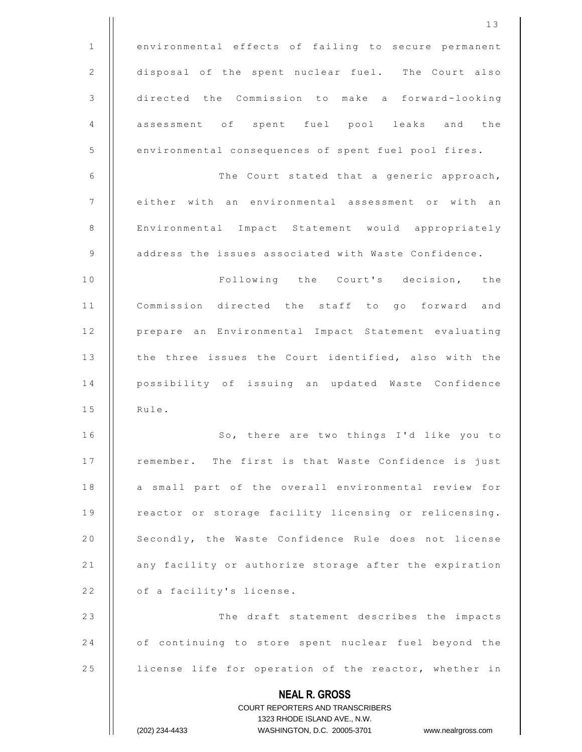environmental effects of failing to secure permanent disposal of the spent nuclear fuel. The Court also directed the Commission to make a forward-looking assessment of spent fuel pool leaks and the environmental consequences of spent fuel pool fires.

The Court stated that a generic approach, either with an environmental assessment or with an Environmental Impact Statement would appropriately address the issues associated with Waste Confidence.

Following the Court's decision, the Commission directed the staff to go forward and prepare an Environmental Impact Statement evaluating the three issues the Court identified, also with the possibility of issuing an updated Waste Confidence Rule.

So, there are two things I'd like you to remember. The first is that Waste Confidence is just a small part of the overall environmental review for reactor or storage facility licensing or relicensing. Secondly, the Waste Confidence Rule does not license any facility or authorize storage after the expiration of a facility's license.

The draft statement describes the impacts of continuing to store spent nuclear fuel beyond the license life for operation of the reactor, whether in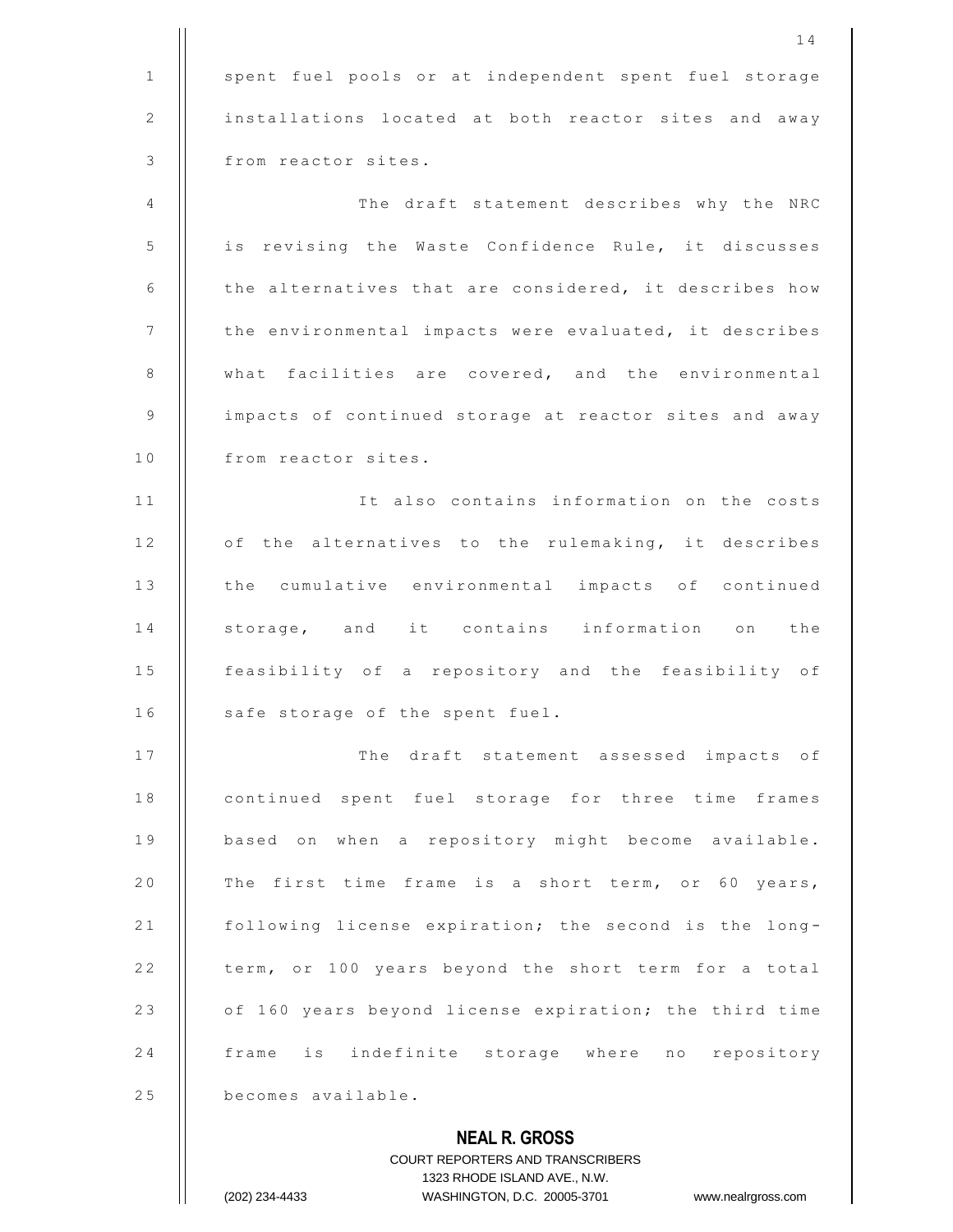spent fuel pools or at independent spent fuel storage installations located at both reactor sites and away from reactor sites.

The draft statement describes why the NRC is revising the Waste Confidence Rule, it discusses the alternatives that are considered, it describes how the environmental impacts were evaluated, it describes what facilities are covered, and the environmental impacts of continued storage at reactor sites and away from reactor sites.

It also contains information on the costs of the alternatives to the rulemaking, it describes the cumulative environmental impacts of continued storage, and it contains information on the feasibility of a repository and the feasibility of safe storage of the spent fuel.

The draft statement assessed impacts of continued spent fuel storage for three time frames based on when a repository might become available. The first time frame is a short term, or 60 years, following license expiration; the second is the long-term, or 100 years beyond the short term for a total of 160 years beyond license expiration; the third time frame is indefinite storage where no repository becomes available.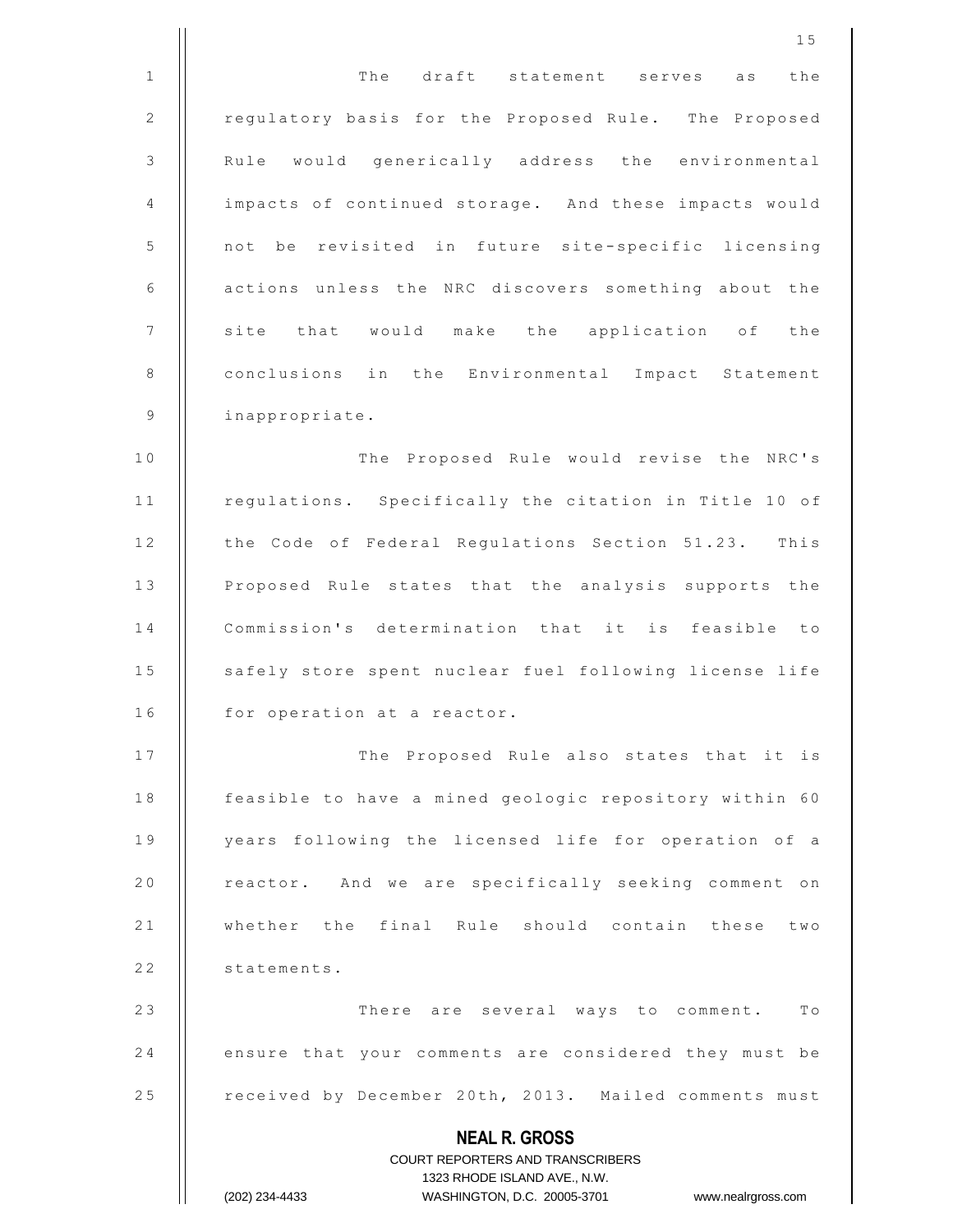The draft statement serves as the regulatory basis for the Proposed Rule. The Proposed Rule would generically address the environmental impacts of continued storage. And these impacts would not be revisited in future site-specific licensing actions unless the NRC discovers something about the site that would make the application of the conclusions in the Environmental Impact Statement inappropriate.

The Proposed Rule would revise the NRC's regulations. Specifically the citation in Title 10 of the Code of Federal Regulations Section 51.23. This Proposed Rule states that the analysis supports the Commission's determination that it is feasible to safely store spent nuclear fuel following license life for operation at a reactor.

The Proposed Rule also states that it is feasible to have a mined geologic repository within 60 years following the licensed life for operation of a reactor. And we are specifically seeking comment on whether the final Rule should contain these two statements.

There are several ways to comment. To ensure that your comments are considered they must be received by December 20th, 2013. Mailed comments must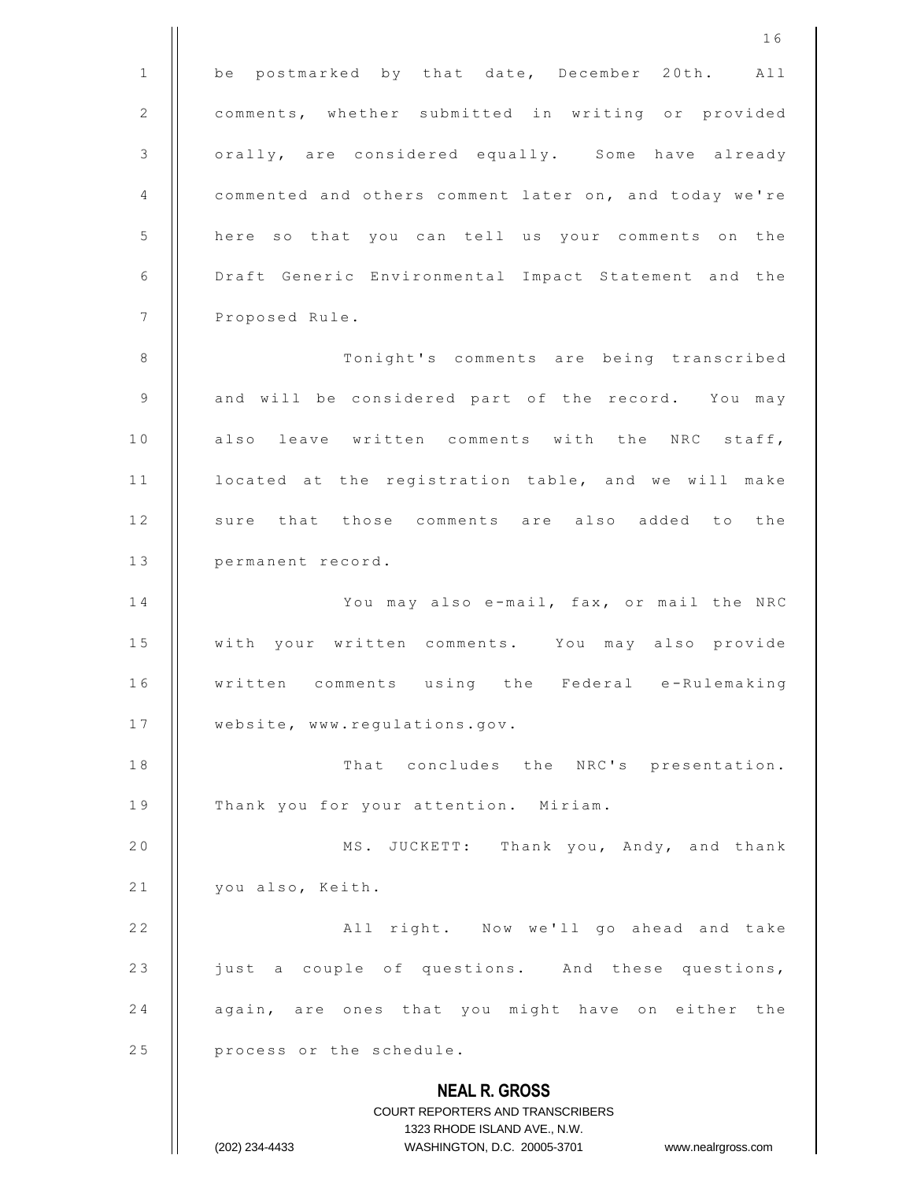be postmarked by that date, December 20th. All comments, whether submitted in writing or provided orally, are considered equally. Some have already commented and others comment later on, and today we're here so that you can tell us your comments on the Draft Generic Environmental Impact Statement and the Proposed Rule.

Tonight's comments are being transcribed and will be considered part of the record. You may also leave written comments with the NRC staff, located at the registration table, and we will make sure that those comments are also added to the permanent record.

You may also e-mail, fax, or mail the NRC with your written comments. You may also provide written comments using the Federal e-Rulemaking website, www.regulations.gov.

That concludes the NRC's presentation. Thank you for your attention. Miriam.

MS. JUCKETT: Thank you, Andy, and thank you also, Keith.

All right. Now we'll go ahead and take just a couple of questions. And these questions, again, are ones that you might have on either the process or the schedule.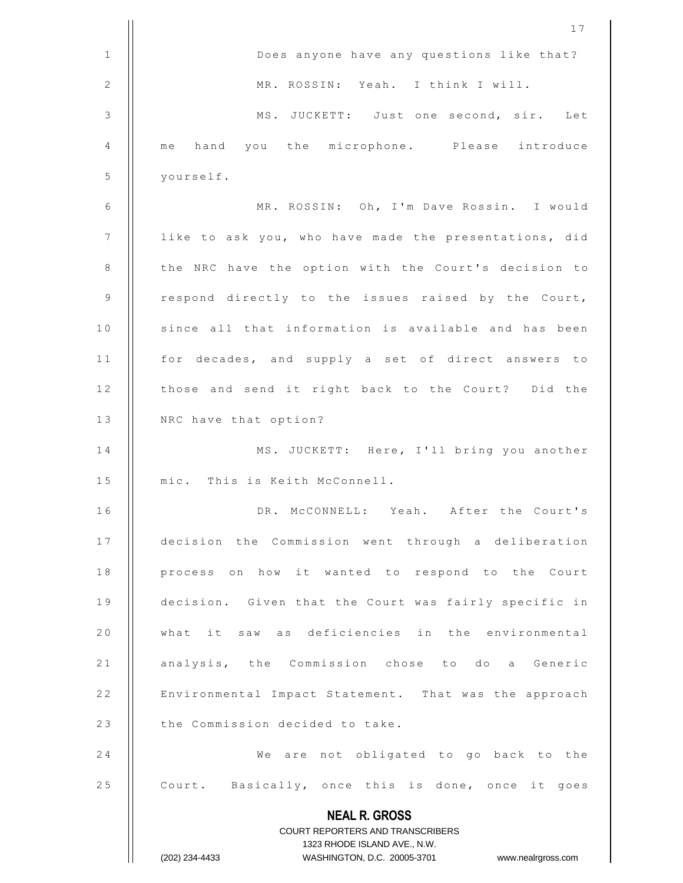Does anyone have any questions like that?

MR. ROSSIN: Yeah. I think I will.

MS. JUCKETT: Just one second, sir. Let me hand you the microphone. Please introduce yourself.

MR. ROSSIN: Oh, I'm Dave Rossin. I would like to ask you, who have made the presentations, did the NRC have the option with the Court's decision to respond directly to the issues raised by the Court, since all that information is available and has been for decades, and supply a set of direct answers to those and send it right back to the Court? Did the NRC have that option?

MS. JUCKETT: Here, I'll bring you another mic. This is Keith McConnell.

DR. McCONNELL: Yeah. After the Court's decision the Commission went through a deliberation process on how it wanted to respond to the Court decision. Given that the Court was fairly specific in what it saw as deficiencies in the environmental analysis, the Commission chose to do a Generic Environmental Impact Statement. That was the approach the Commission decided to take.

We are not obligated to go back to the Court. Basically, once this is done, once it goes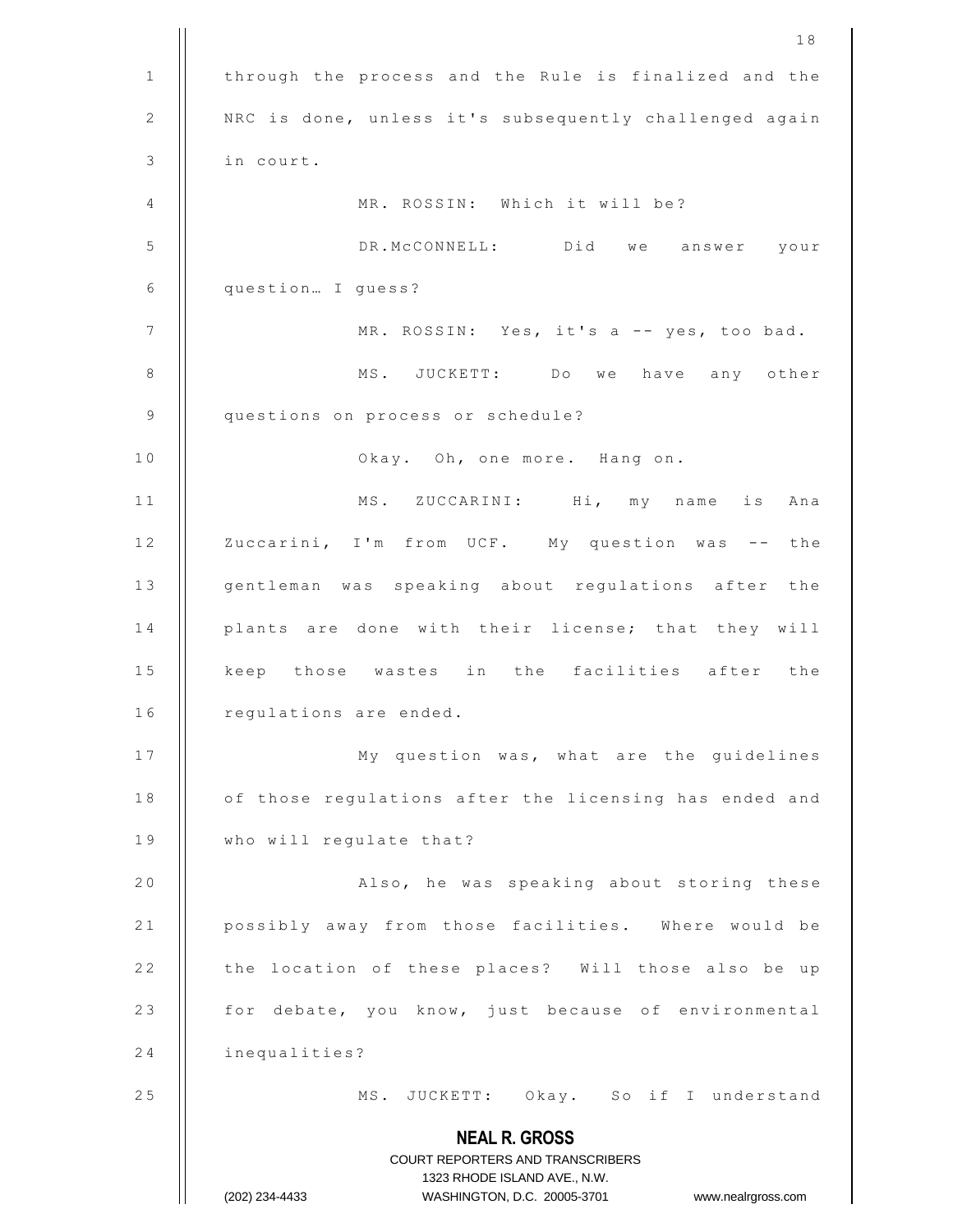through the process and the Rule is finalized and the NRC is done, unless it's subsequently challenged again in court.

MR. ROSSIN: Which it will be?

DR.McCONNELL: Did we answer your question… I guess?

MR. ROSSIN: Yes, it's a -- yes, too bad.

MS. JUCKETT: Do we have any other questions on process or schedule?

Okay. Oh, one more. Hang on.

MS. ZUCCARINI: Hi, my name is Ana Zuccarini, I'm from UCF. My question was -- the gentleman was speaking about regulations after the plants are done with their license; that they will keep those wastes in the facilities after the regulations are ended.

My question was, what are the guidelines of those regulations after the licensing has ended and who will regulate that?

Also, he was speaking about storing these possibly away from those facilities. Where would be the location of these places? Will those also be up for debate, you know, just because of environmental inequalities?

MS. JUCKETT: Okay. So if I understand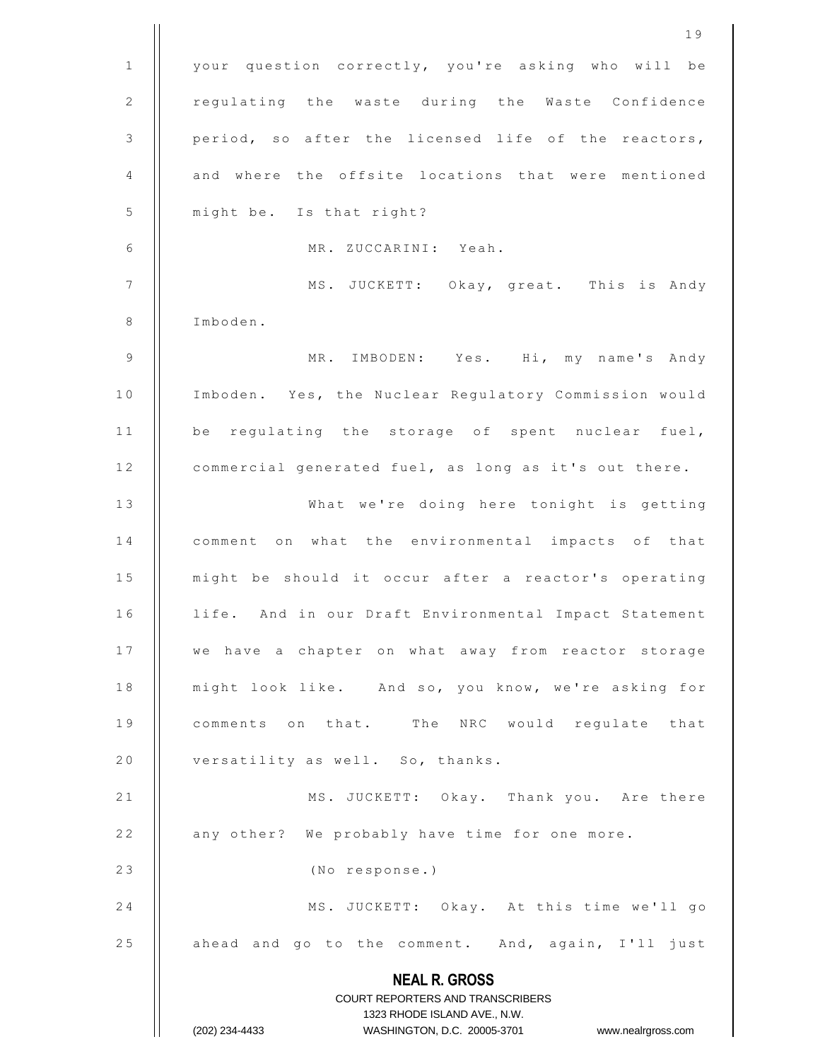your question correctly, you're asking who will be regulating the waste during the Waste Confidence period, so after the licensed life of the reactors, and where the offsite locations that were mentioned might be. Is that right?

MR. ZUCCARINI: Yeah.

MS. JUCKETT: Okay, great. This is Andy Imboden.

MR. IMBODEN: Yes. Hi, my name's Andy Imboden. Yes, the Nuclear Regulatory Commission would be regulating the storage of spent nuclear fuel, commercial generated fuel, as long as it's out there.

What we're doing here tonight is getting comment on what the environmental impacts of that might be should it occur after a reactor's operating life. And in our Draft Environmental Impact Statement we have a chapter on what away from reactor storage might look like. And so, you know, we're asking for comments on that. The NRC would regulate that versatility as well. So, thanks.

MS. JUCKETT: Okay. Thank you. Are there any other? We probably have time for one more.

(No response.)

MS. JUCKETT: Okay. At this time we'll go ahead and go to the comment. And, again, I'll just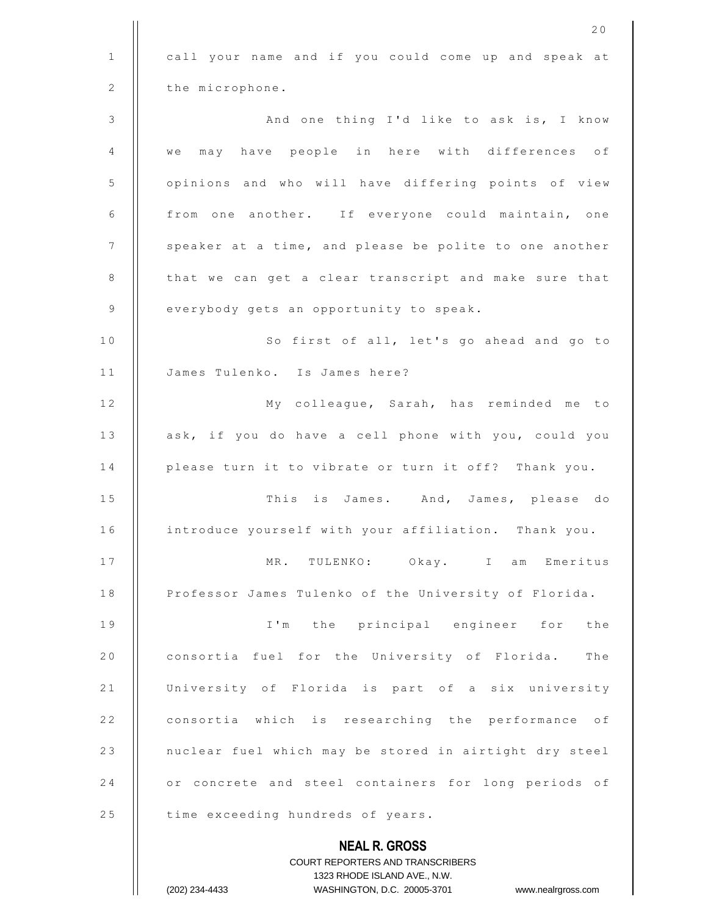call your name and if you could come up and speak at the microphone.

And one thing I'd like to ask is, I know we may have people in here with differences of opinions and who will have differing points of view from one another. If everyone could maintain, one speaker at a time, and please be polite to one another that we can get a clear transcript and make sure that everybody gets an opportunity to speak.

So first of all, let's go ahead and go to James Tulenko. Is James here?

My colleague, Sarah, has reminded me to ask, if you do have a cell phone with you, could you please turn it to vibrate or turn it off? Thank you.

This is James. And, James, please do introduce yourself with your affiliation. Thank you.

MR. TULENKO: Okay. I am Emeritus Professor James Tulenko of the University of Florida.

I'm the principal engineer for the consortia fuel for the University of Florida. The University of Florida is part of a six university consortia which is researching the performance of nuclear fuel which may be stored in airtight dry steel or concrete and steel containers for long periods of time exceeding hundreds of years.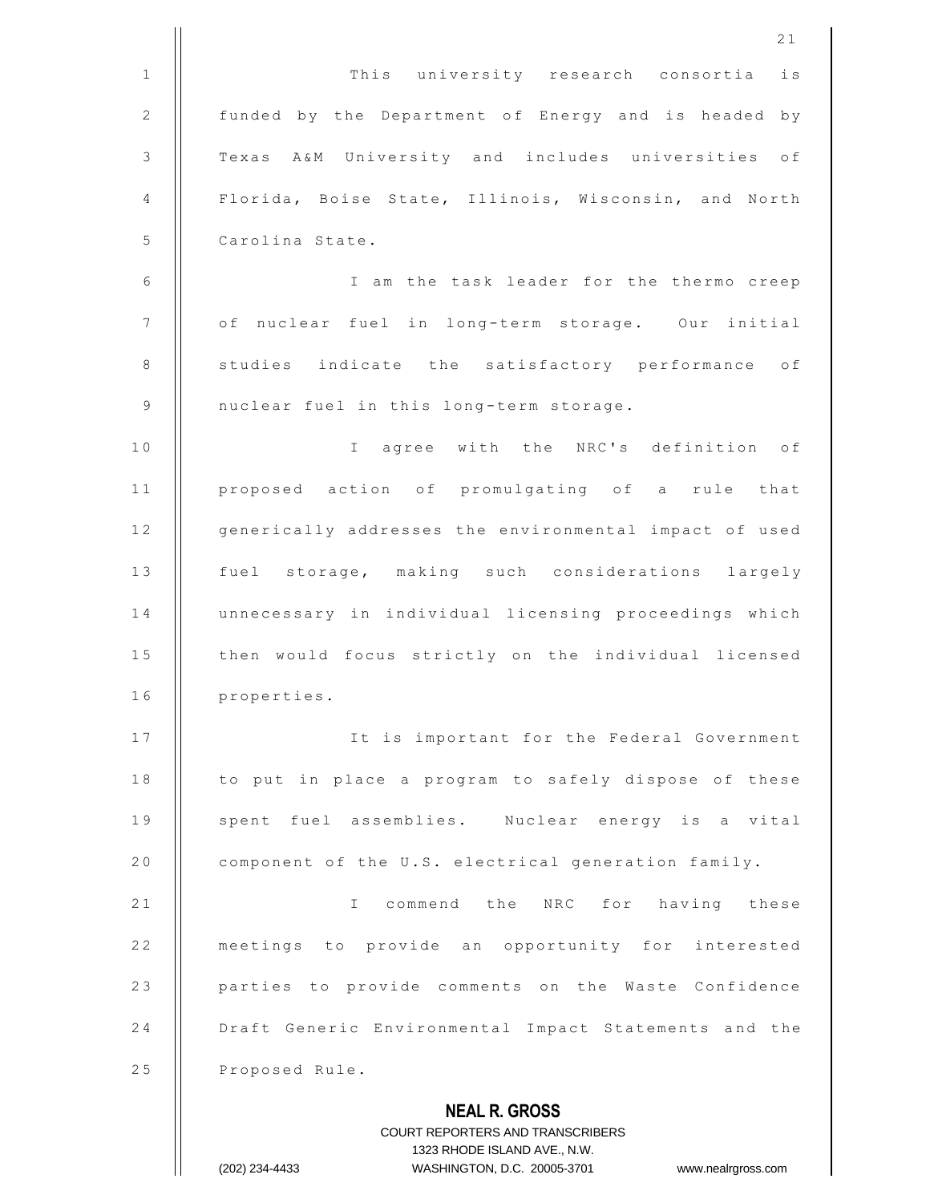This university research consortia is funded by the Department of Energy and is headed by Texas A&M University and includes universities of Florida, Boise State, Illinois, Wisconsin, and North Carolina State.

I am the task leader for the thermo creep of nuclear fuel in long-term storage. Our initial studies indicate the satisfactory performance of nuclear fuel in this long-term storage.

I agree with the NRC's definition of proposed action of promulgating of a rule that generically addresses the environmental impact of used fuel storage, making such considerations largely unnecessary in individual licensing proceedings which then would focus strictly on the individual licensed properties.

It is important for the Federal Government to put in place a program to safely dispose of these spent fuel assemblies. Nuclear energy is a vital component of the U.S. electrical generation family.

I commend the NRC for having these meetings to provide an opportunity for interested parties to provide comments on the Waste Confidence Draft Generic Environmental Impact Statements and the Proposed Rule.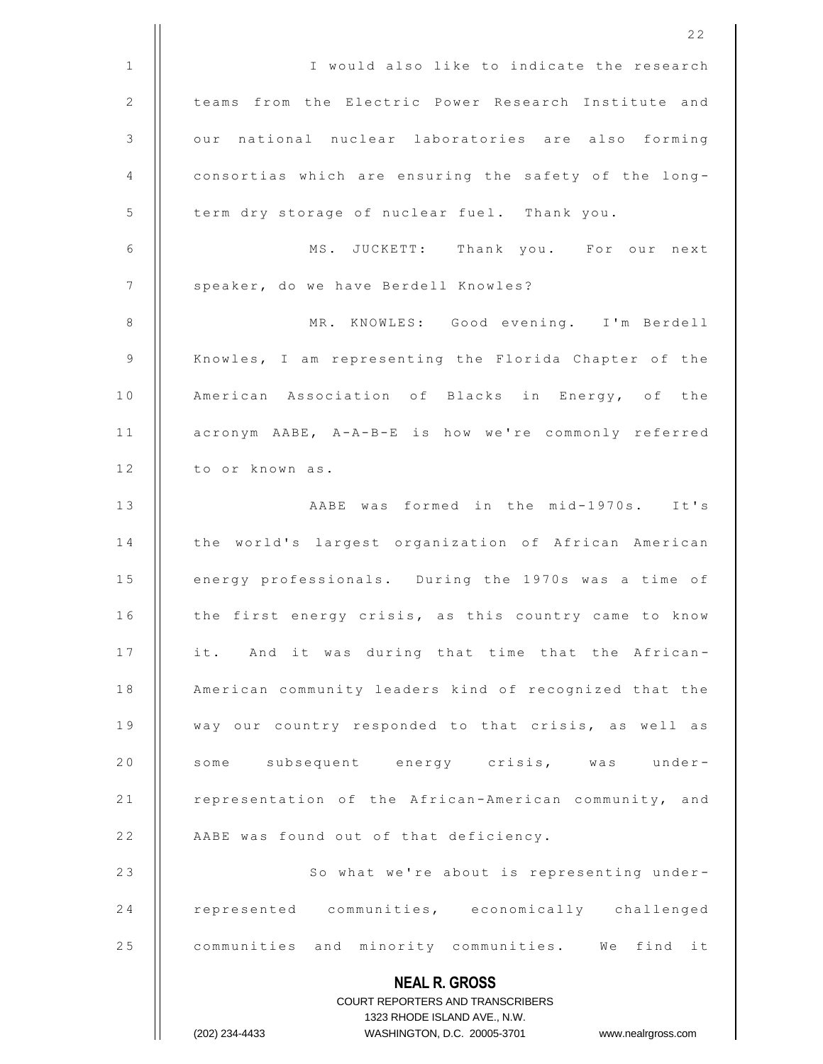I would also like to indicate the research teams from the Electric Power Research Institute and our national nuclear laboratories are also forming consortias which are ensuring the safety of the long-term dry storage of nuclear fuel. Thank you.

MS. JUCKETT: Thank you. For our next speaker, do we have Berdell Knowles?

MR. KNOWLES: Good evening. I'm Berdell Knowles, I am representing the Florida Chapter of the American Association of Blacks in Energy, of the acronym AABE, A-A-B-E is how we're commonly referred to or known as.

AABE was formed in the mid-1970s. It's the world's largest organization of African American energy professionals. During the 1970s was a time of the first energy crisis, as this country came to know it. And it was during that time that the African-American community leaders kind of recognized that the way our country responded to that crisis, as well as some subsequent energy crisis, was under-representation of the African-American community, and AABE was found out of that deficiency.

So what we're about is representing under-represented communities, economically challenged communities and minority communities. We find it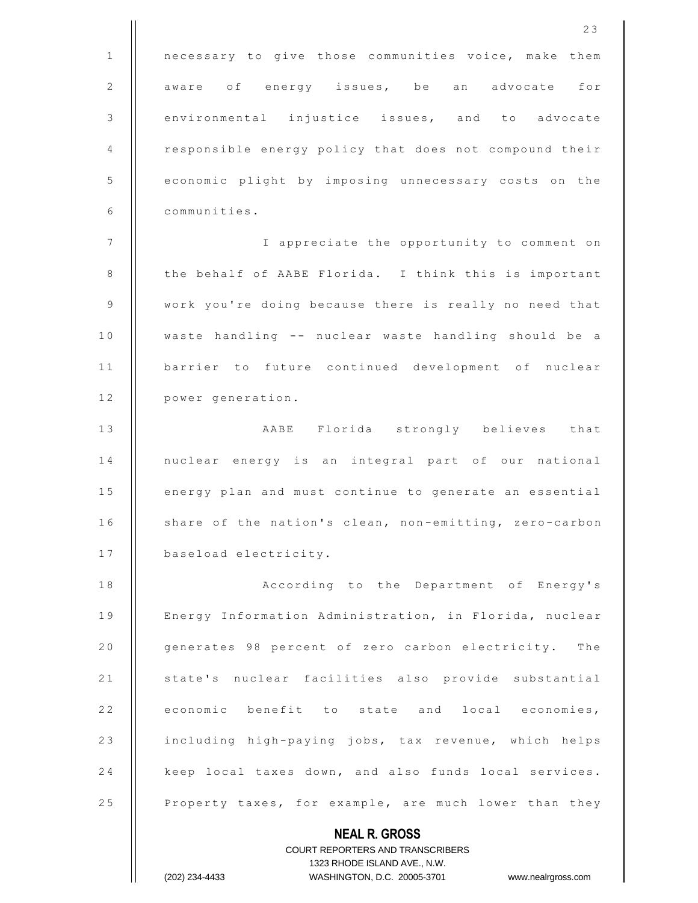necessary to give those communities voice, make them aware of energy issues, be an advocate for environmental injustice issues, and to advocate responsible energy policy that does not compound their economic plight by imposing unnecessary costs on the communities.

I appreciate the opportunity to comment on the behalf of AABE Florida. I think this is important work you're doing because there is really no need that waste handling -- nuclear waste handling should be a barrier to future continued development of nuclear power generation.

AABE Florida strongly believes that nuclear energy is an integral part of our national energy plan and must continue to generate an essential share of the nation's clean, non-emitting, zero-carbon baseload electricity.

According to the Department of Energy's Energy Information Administration, in Florida, nuclear generates 98 percent of zero carbon electricity. The state's nuclear facilities also provide substantial economic benefit to state and local economies, including high-paying jobs, tax revenue, which helps keep local taxes down, and also funds local services. Property taxes, for example, are much lower than they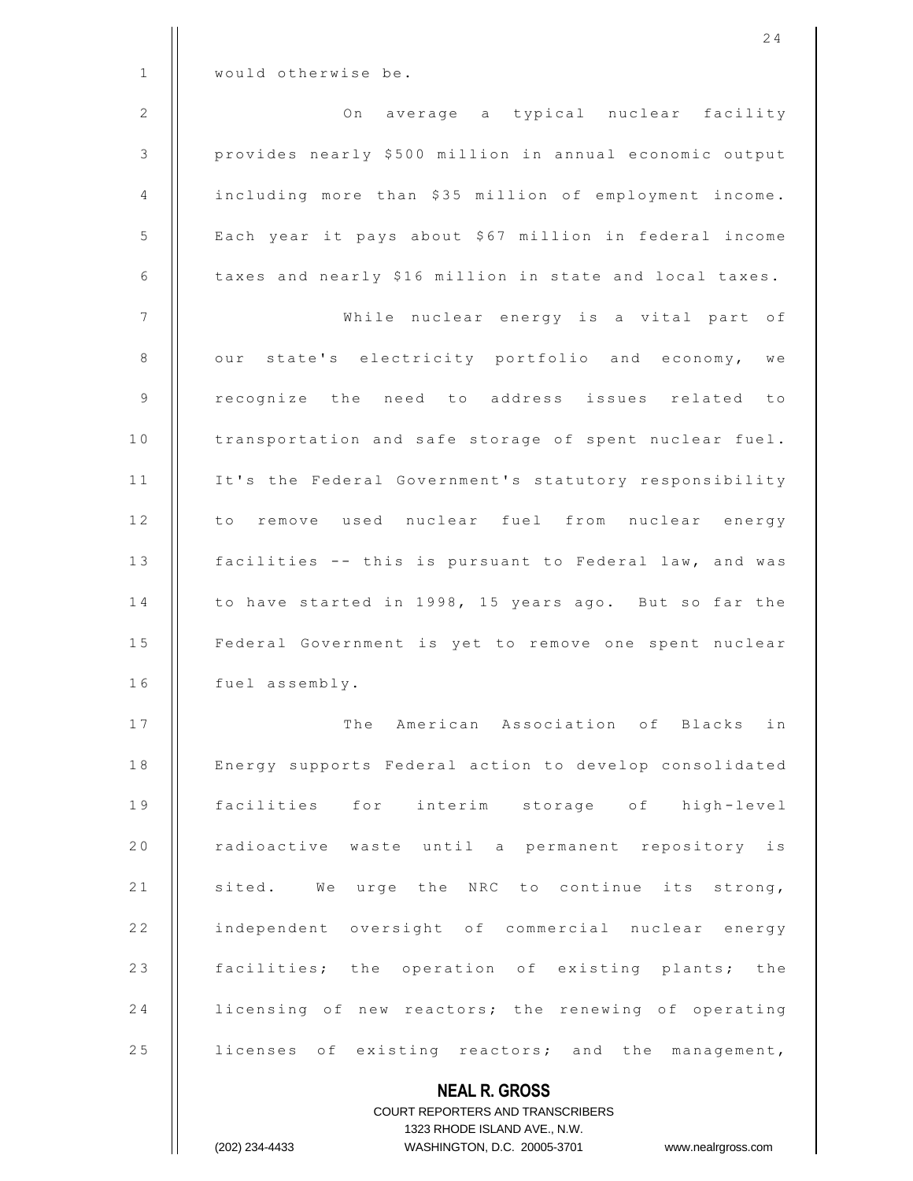would otherwise be.

On average a typical nuclear facility provides nearly $500 million in annual economic output including more than $35 million of employment income. Each year it pays about $67 million in federal income taxes and nearly $16 million in state and local taxes.

While nuclear energy is a vital part of our state's electricity portfolio and economy, we recognize the need to address issues related to transportation and safe storage of spent nuclear fuel. It's the Federal Government's statutory responsibility to remove used nuclear fuel from nuclear energy facilities -- this is pursuant to Federal law, and was to have started in 1998, 15 years ago. But so far the Federal Government is yet to remove one spent nuclear fuel assembly.

The American Association of Blacks in Energy supports Federal action to develop consolidated facilities for interim storage of high-level radioactive waste until a permanent repository is sited. We urge the NRC to continue its strong, independent oversight of commercial nuclear energy facilities; the operation of existing plants; the licensing of new reactors; the renewing of operating licenses of existing reactors; and the management,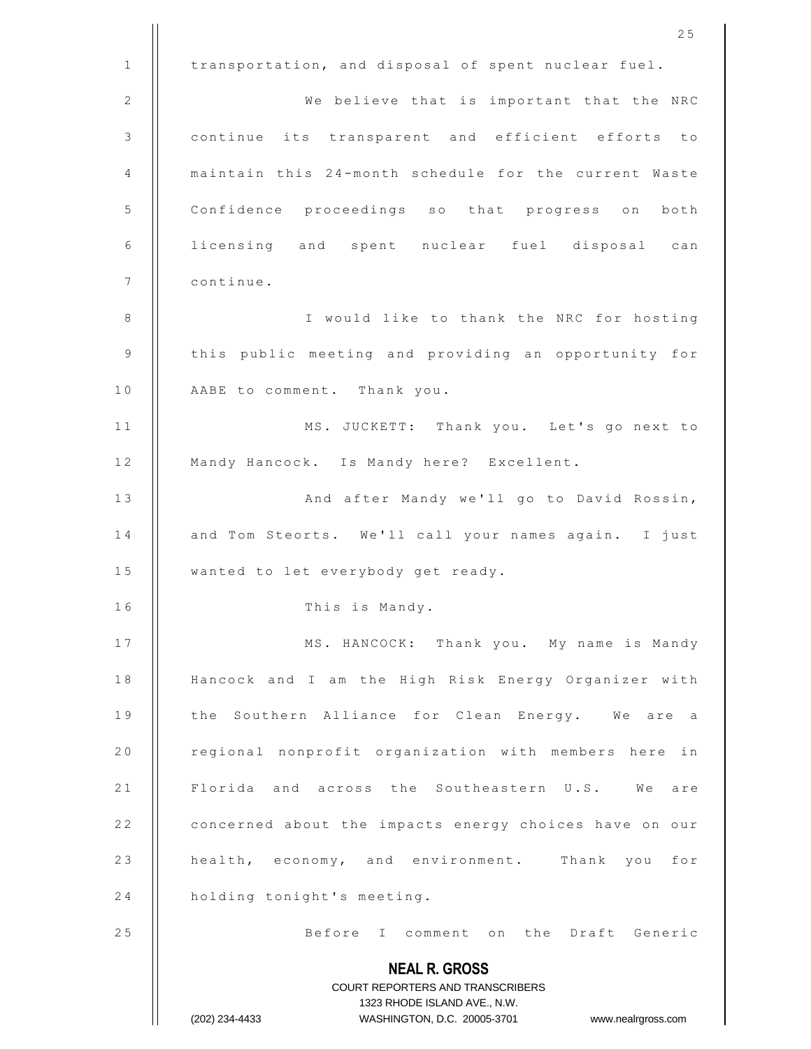transportation, and disposal of spent nuclear fuel.

We believe that is important that the NRC continue its transparent and efficient efforts to maintain this 24-month schedule for the current Waste Confidence proceedings so that progress on both licensing and spent nuclear fuel disposal can continue.

I would like to thank the NRC for hosting this public meeting and providing an opportunity for AABE to comment. Thank you.

MS. JUCKETT: Thank you. Let's go next to Mandy Hancock. Is Mandy here? Excellent.

And after Mandy we'll go to David Rossin, and Tom Steorts. We'll call your names again. I just wanted to let everybody get ready.

This is Mandy.

MS. HANCOCK: Thank you. My name is Mandy Hancock and I am the High Risk Energy Organizer with the Southern Alliance for Clean Energy. We are a regional nonprofit organization with members here in Florida and across the Southeastern U.S. We are concerned about the impacts energy choices have on our health, economy, and environment. Thank you for holding tonight's meeting.

Before I comment on the Draft Generic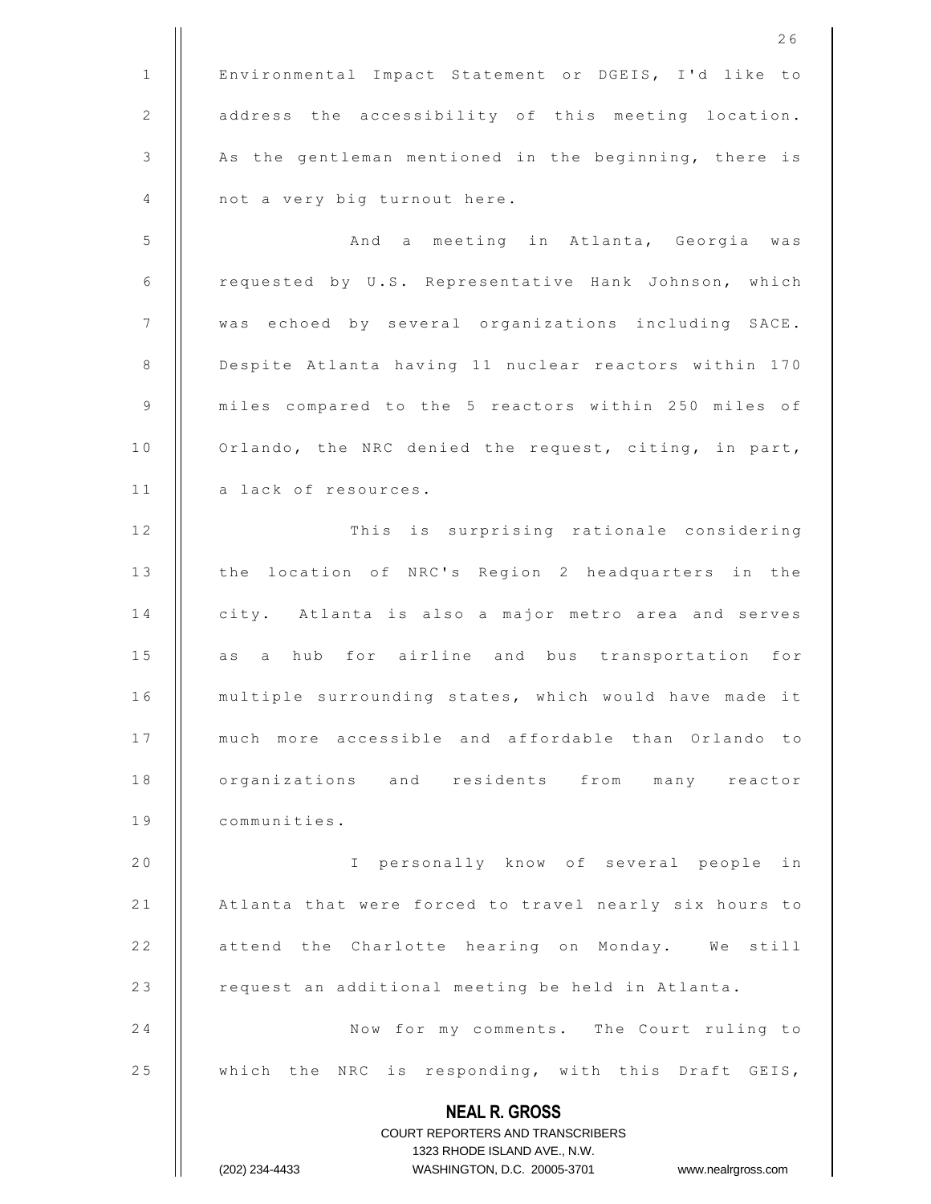Environmental Impact Statement or DGEIS, I'd like to address the accessibility of this meeting location. As the gentleman mentioned in the beginning, there is not a very big turnout here.

And a meeting in Atlanta, Georgia was requested by U.S. Representative Hank Johnson, which was echoed by several organizations including SACE. Despite Atlanta having 11 nuclear reactors within 170 miles compared to the 5 reactors within 250 miles of Orlando, the NRC denied the request, citing, in part, a lack of resources.

This is surprising rationale considering the location of NRC's Region 2 headquarters in the city. Atlanta is also a major metro area and serves as a hub for airline and bus transportation for multiple surrounding states, which would have made it much more accessible and affordable than Orlando to organizations and residents from many reactor communities.

I personally know of several people in Atlanta that were forced to travel nearly six hours to attend the Charlotte hearing on Monday. We still request an additional meeting be held in Atlanta.

Now for my comments. The Court ruling to which the NRC is responding, with this Draft GEIS,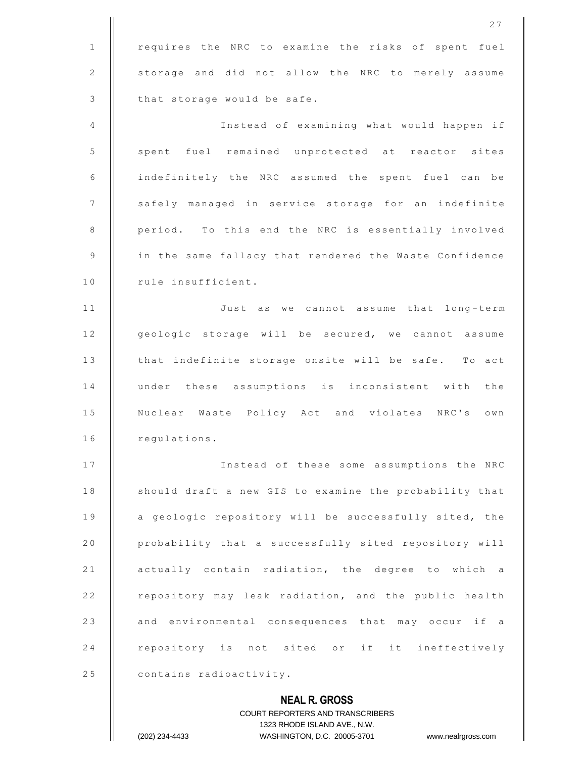requires the NRC to examine the risks of spent fuel storage and did not allow the NRC to merely assume that storage would be safe.

Instead of examining what would happen if spent fuel remained unprotected at reactor sites indefinitely the NRC assumed the spent fuel can be safely managed in service storage for an indefinite period. To this end the NRC is essentially involved in the same fallacy that rendered the Waste Confidence rule insufficient.

Just as we cannot assume that long-term geologic storage will be secured, we cannot assume that indefinite storage onsite will be safe. To act under these assumptions is inconsistent with the Nuclear Waste Policy Act and violates NRC's own regulations.

Instead of these some assumptions the NRC should draft a new GIS to examine the probability that a geologic repository will be successfully sited, the probability that a successfully sited repository will actually contain radiation, the degree to which a repository may leak radiation, and the public health and environmental consequences that may occur if a repository is not sited or if it ineffectively contains radioactivity.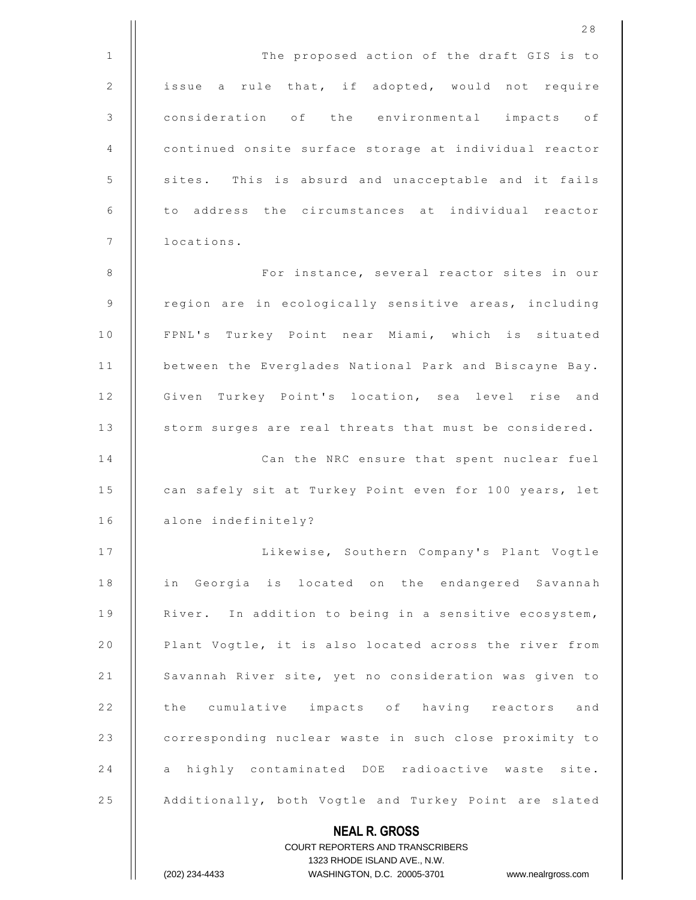The proposed action of the draft GIS is to issue a rule that, if adopted, would not require consideration of the environmental impacts of continued onsite surface storage at individual reactor sites. This is absurd and unacceptable and it fails to address the circumstances at individual reactor locations.

For instance, several reactor sites in our region are in ecologically sensitive areas, including FPNL's Turkey Point near Miami, which is situated between the Everglades National Park and Biscayne Bay. Given Turkey Point's location, sea level rise and storm surges are real threats that must be considered.

Can the NRC ensure that spent nuclear fuel can safely sit at Turkey Point even for 100 years, let alone indefinitely?

Likewise, Southern Company's Plant Vogtle in Georgia is located on the endangered Savannah River. In addition to being in a sensitive ecosystem, Plant Vogtle, it is also located across the river from Savannah River site, yet no consideration was given to the cumulative impacts of having reactors and corresponding nuclear waste in such close proximity to a highly contaminated DOE radioactive waste site. Additionally, both Vogtle and Turkey Point are slated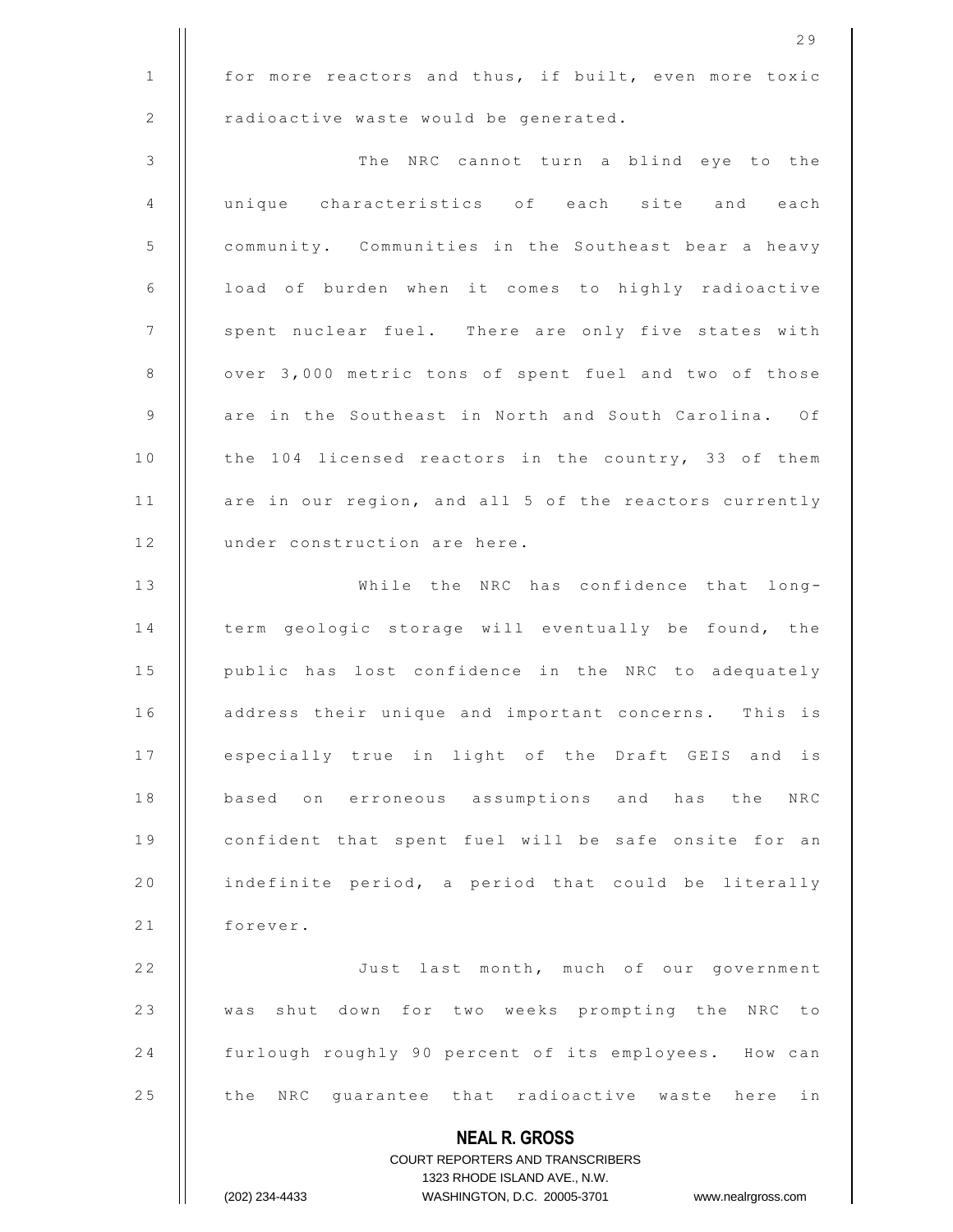for more reactors and thus, if built, even more toxic radioactive waste would be generated.

The NRC cannot turn a blind eye to the unique characteristics of each site and each community. Communities in the Southeast bear a heavy load of burden when it comes to highly radioactive spent nuclear fuel. There are only five states with over 3,000 metric tons of spent fuel and two of those are in the Southeast in North and South Carolina. Of the 104 licensed reactors in the country, 33 of them are in our region, and all 5 of the reactors currently under construction are here.

While the NRC has confidence that long-term geologic storage will eventually be found, the public has lost confidence in the NRC to adequately address their unique and important concerns. This is especially true in light of the Draft GEIS and is based on erroneous assumptions and has the NRC confident that spent fuel will be safe onsite for an indefinite period, a period that could be literally forever.

Just last month, much of our government was shut down for two weeks prompting the NRC to furlough roughly 90 percent of its employees. How can the NRC guarantee that radioactive waste here in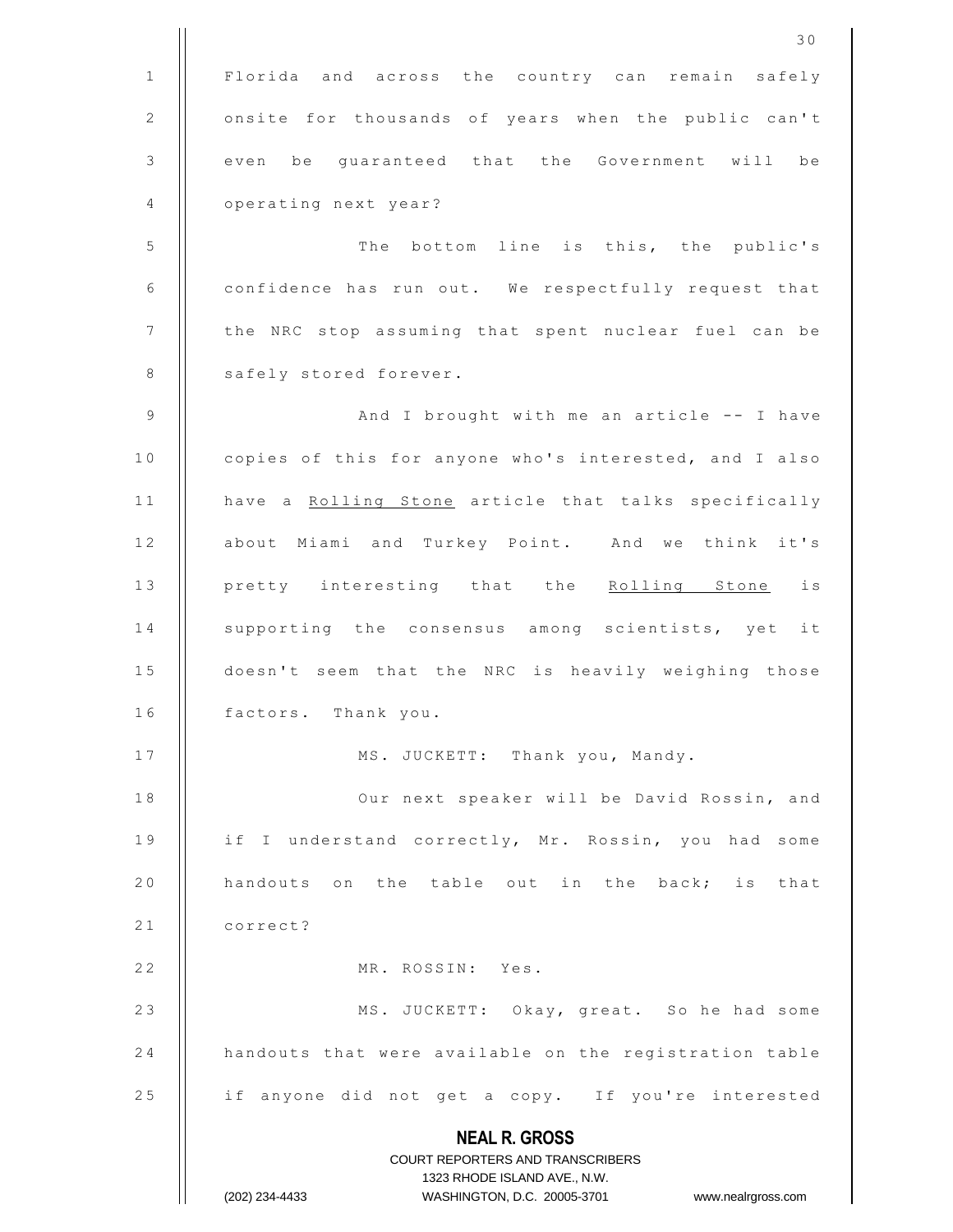Florida and across the country can remain safely onsite for thousands of years when the public can't even be guaranteed that the Government will be operating next year?

The bottom line is this, the public's confidence has run out. We respectfully request that the NRC stop assuming that spent nuclear fuel can be safely stored forever.

And I brought with me an article -- I have copies of this for anyone who's interested, and I also have a _Rolling Stone_ article that talks specifically about Miami and Turkey Point. And we think it's pretty interesting that the _Rolling Stone_ is supporting the consensus among scientists, yet it doesn't seem that the NRC is heavily weighing those factors. Thank you.

MS. JUCKETT: Thank you, Mandy.

Our next speaker will be David Rossin, and if I understand correctly, Mr. Rossin, you had some handouts on the table out in the back; is that correct?

MR. ROSSIN: Yes.

MS. JUCKETT: Okay, great. So he had some handouts that were available on the registration table if anyone did not get a copy. If you're interested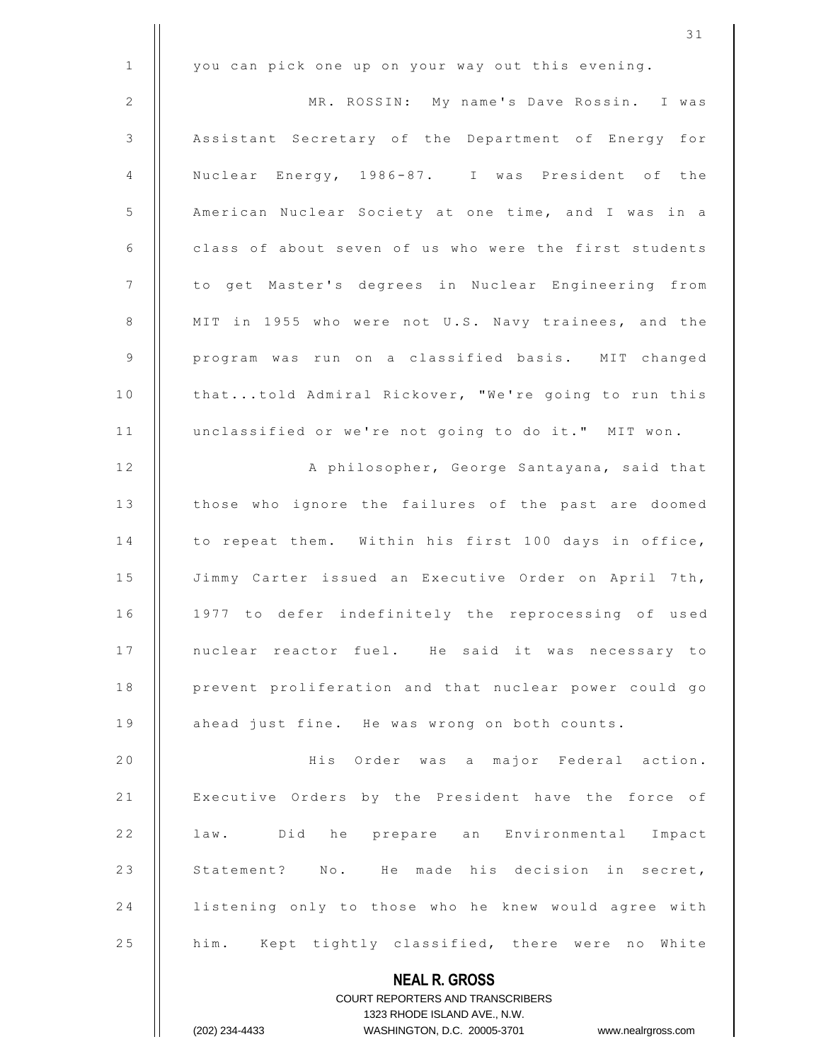you can pick one up on your way out this evening.

MR. ROSSIN: My name's Dave Rossin. I was Assistant Secretary of the Department of Energy for Nuclear Energy, 1986-87. I was President of the American Nuclear Society at one time, and I was in a class of about seven of us who were the first students to get Master's degrees in Nuclear Engineering from MIT in 1955 who were not U.S. Navy trainees, and the program was run on a classified basis. MIT changed that...told Admiral Rickover, "We're going to run this unclassified or we're not going to do it." MIT won.

A philosopher, George Santayana, said that those who ignore the failures of the past are doomed to repeat them. Within his first 100 days in office, Jimmy Carter issued an Executive Order on April 7th, 1977 to defer indefinitely the reprocessing of used nuclear reactor fuel. He said it was necessary to prevent proliferation and that nuclear power could go ahead just fine. He was wrong on both counts.

His Order was a major Federal action. Executive Orders by the President have the force of law. Did he prepare an Environmental Impact Statement? No. He made his decision in secret, listening only to those who he knew would agree with him. Kept tightly classified, there were no White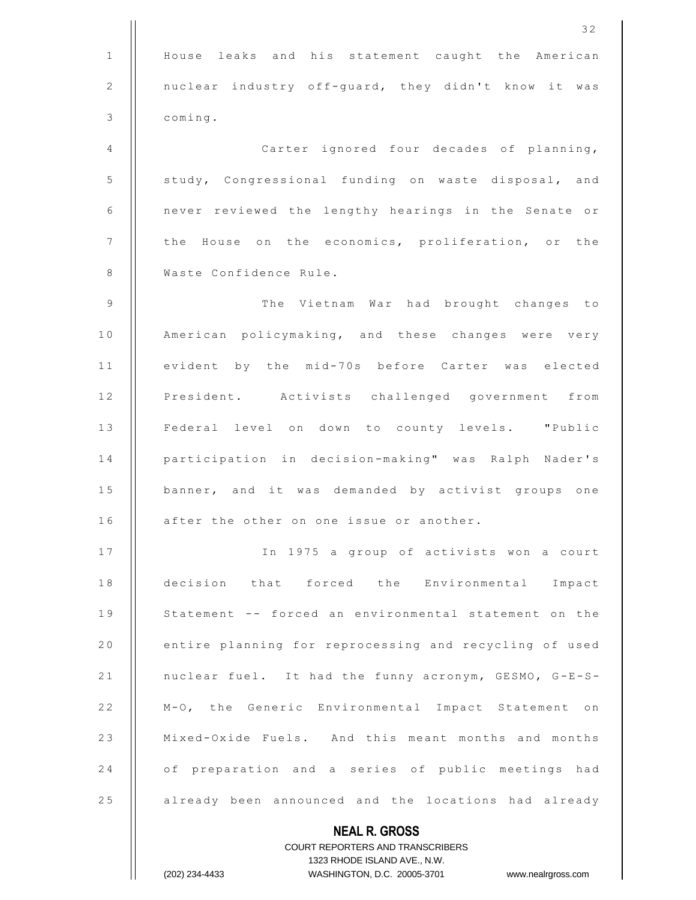House leaks and his statement caught the American nuclear industry off-guard, they didn't know it was coming.

Carter ignored four decades of planning, study, Congressional funding on waste disposal, and never reviewed the lengthy hearings in the Senate or the House on the economics, proliferation, or the Waste Confidence Rule.

The Vietnam War had brought changes to American policymaking, and these changes were very evident by the mid-70s before Carter was elected President. Activists challenged government from Federal level on down to county levels. "Public participation in decision-making" was Ralph Nader's banner, and it was demanded by activist groups one after the other on one issue or another.

In 1975 a group of activists won a court decision that forced the Environmental Impact Statement -- forced an environmental statement on the entire planning for reprocessing and recycling of used nuclear fuel. It had the funny acronym, GESMO, G-E-S-M-O, the Generic Environmental Impact Statement on Mixed-Oxide Fuels. And this meant months and months of preparation and a series of public meetings had already been announced and the locations had already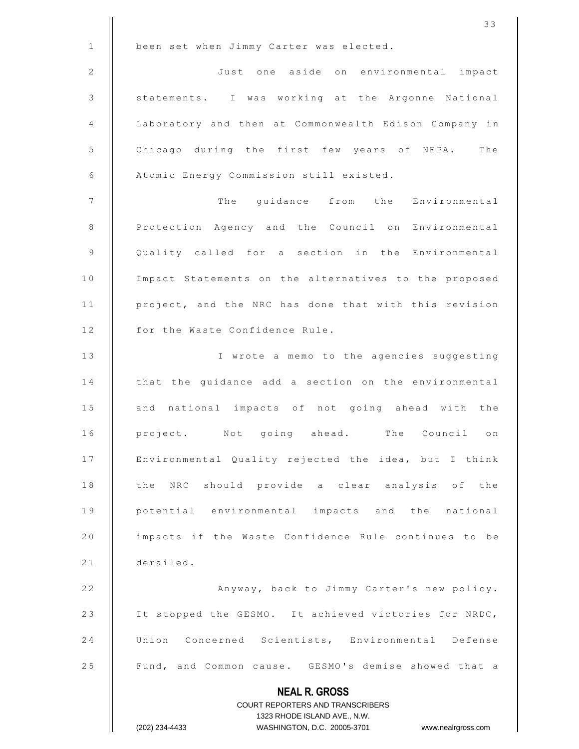been set when Jimmy Carter was elected.

Just one aside on environmental impact statements. I was working at the Argonne National Laboratory and then at Commonwealth Edison Company in Chicago during the first few years of NEPA. The Atomic Energy Commission still existed.

The guidance from the Environmental Protection Agency and the Council on Environmental Quality called for a section in the Environmental Impact Statements on the alternatives to the proposed project, and the NRC has done that with this revision for the Waste Confidence Rule.

I wrote a memo to the agencies suggesting that the guidance add a section on the environmental and national impacts of not going ahead with the project. Not going ahead. The Council on Environmental Quality rejected the idea, but I think the NRC should provide a clear analysis of the potential environmental impacts and the national impacts if the Waste Confidence Rule continues to be derailed.

Anyway, back to Jimmy Carter's new policy. It stopped the GESMO. It achieved victories for NRDC, Union Concerned Scientists, Environmental Defense Fund, and Common cause. GESMO's demise showed that a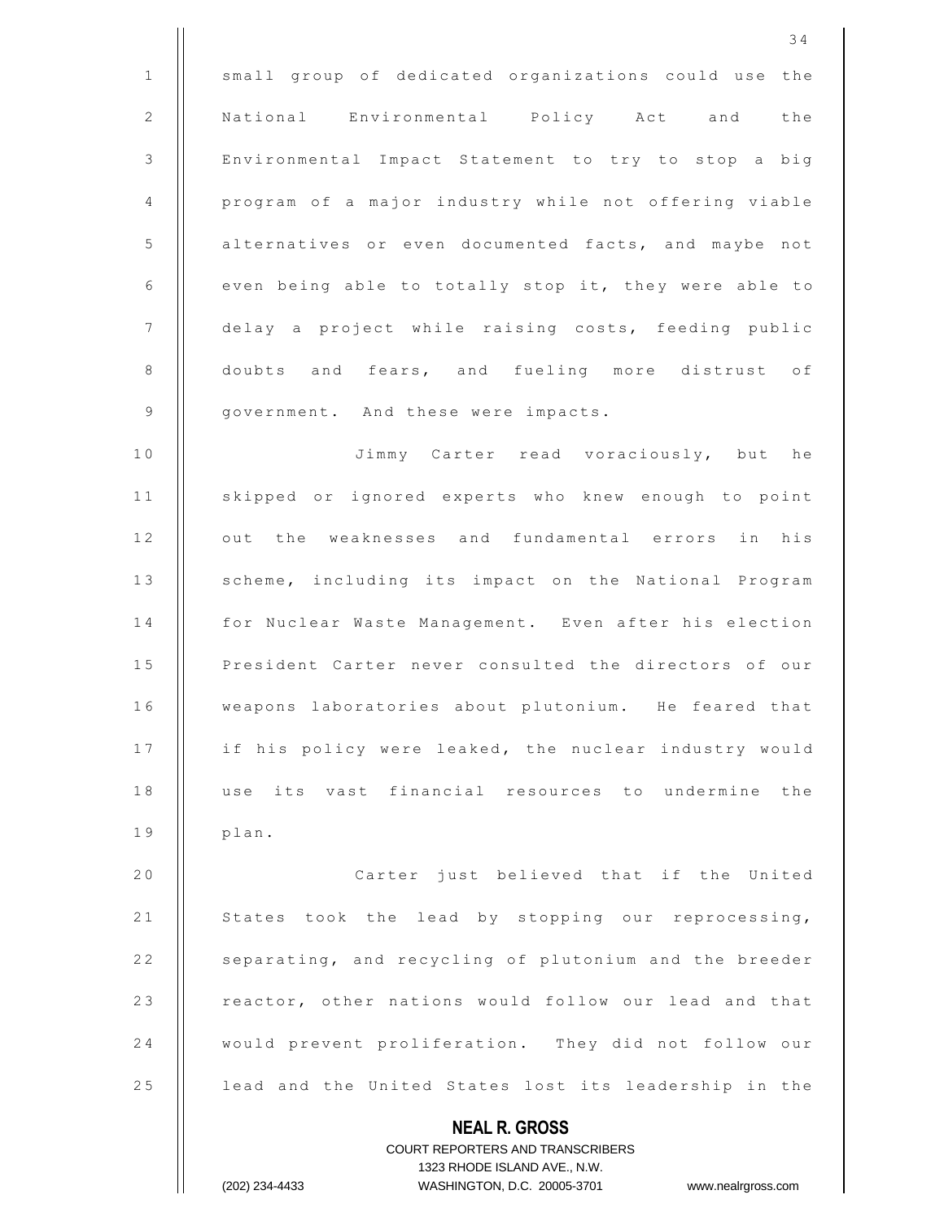small group of dedicated organizations could use the National Environmental Policy Act and the Environmental Impact Statement to try to stop a big program of a major industry while not offering viable alternatives or even documented facts, and maybe not even being able to totally stop it, they were able to delay a project while raising costs, feeding public doubts and fears, and fueling more distrust of government. And these were impacts.

Jimmy Carter read voraciously, but he skipped or ignored experts who knew enough to point out the weaknesses and fundamental errors in his scheme, including its impact on the National Program for Nuclear Waste Management. Even after his election President Carter never consulted the directors of our weapons laboratories about plutonium. He feared that if his policy were leaked, the nuclear industry would use its vast financial resources to undermine the plan.

Carter just believed that if the United States took the lead by stopping our reprocessing, separating, and recycling of plutonium and the breeder reactor, other nations would follow our lead and that would prevent proliferation. They did not follow our lead and the United States lost its leadership in the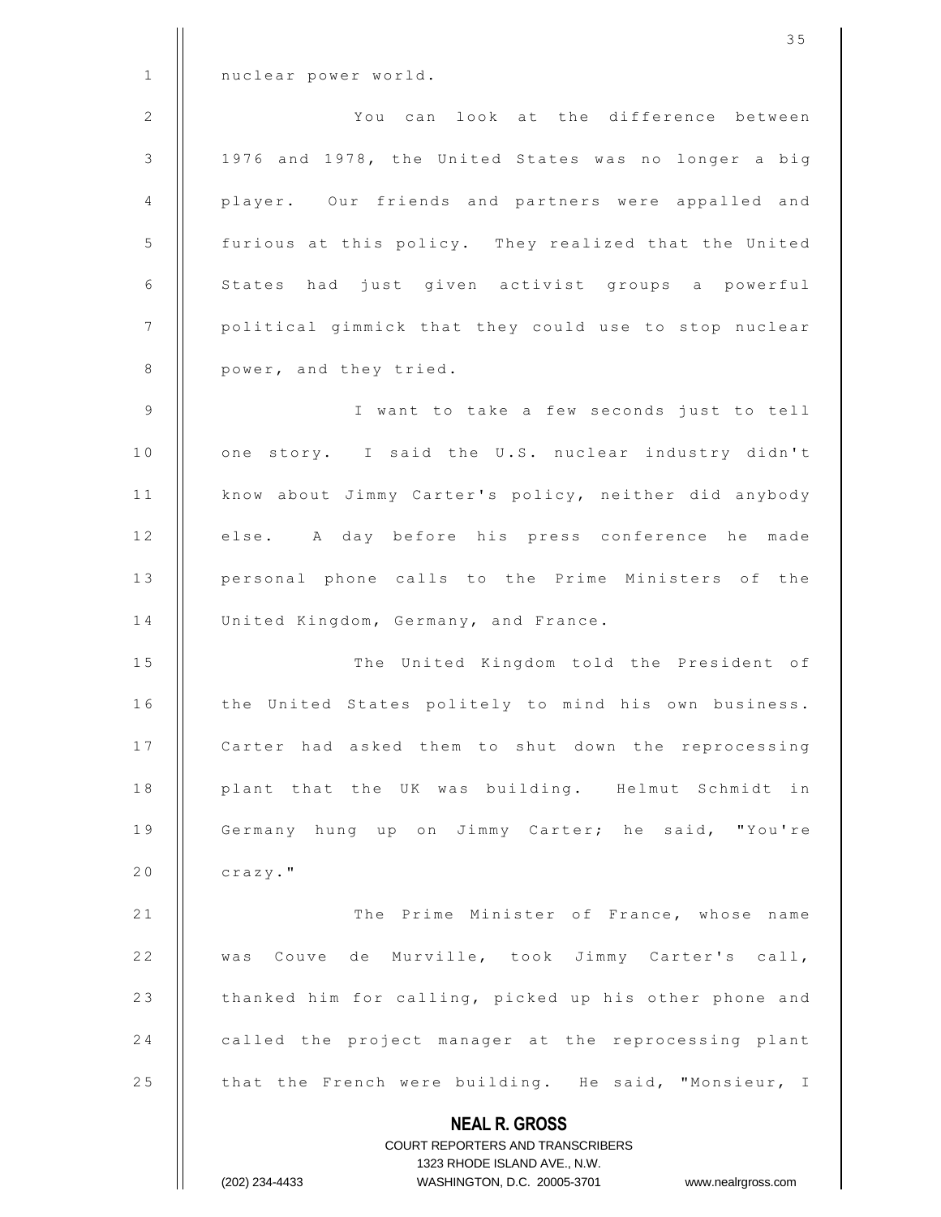nuclear power world.

You can look at the difference between 1976 and 1978, the United States was no longer a big player. Our friends and partners were appalled and furious at this policy. They realized that the United States had just given activist groups a powerful political gimmick that they could use to stop nuclear power, and they tried.

I want to take a few seconds just to tell one story. I said the U.S. nuclear industry didn't know about Jimmy Carter's policy, neither did anybody else. A day before his press conference he made personal phone calls to the Prime Ministers of the United Kingdom, Germany, and France.

The United Kingdom told the President of the United States politely to mind his own business. Carter had asked them to shut down the reprocessing plant that the UK was building. Helmut Schmidt in Germany hung up on Jimmy Carter; he said, "You're crazy."

The Prime Minister of France, whose name was Couve de Murville, took Jimmy Carter's call, thanked him for calling, picked up his other phone and called the project manager at the reprocessing plant that the French were building. He said, "Monsieur, I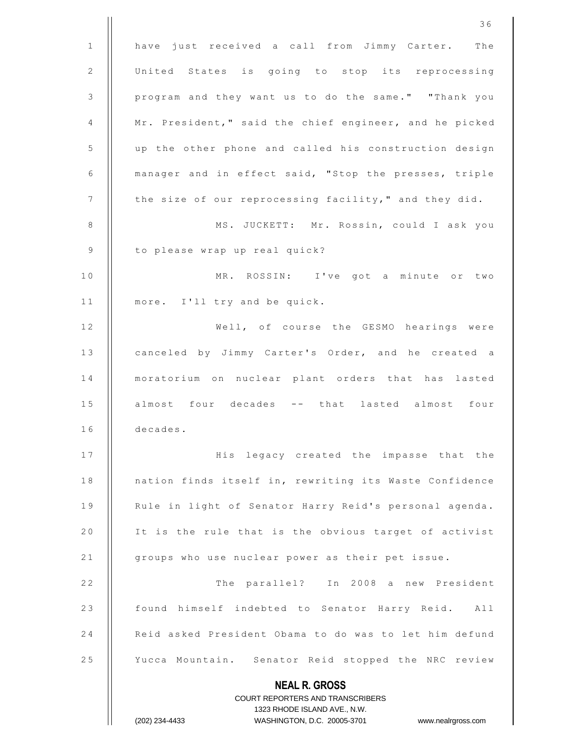have just received a call from Jimmy Carter. The United States is going to stop its reprocessing program and they want us to do the same." "Thank you Mr. President," said the chief engineer, and he picked up the other phone and called his construction design manager and in effect said, "Stop the presses, triple the size of our reprocessing facility," and they did.

MS. JUCKETT: Mr. Rossin, could I ask you to please wrap up real quick?

MR. ROSSIN: I've got a minute or two more. I'll try and be quick.

Well, of course the GESMO hearings were canceled by Jimmy Carter's Order, and he created a moratorium on nuclear plant orders that has lasted almost four decades -- that lasted almost four decades.

His legacy created the impasse that the nation finds itself in, rewriting its Waste Confidence Rule in light of Senator Harry Reid's personal agenda. It is the rule that is the obvious target of activist groups who use nuclear power as their pet issue.

The parallel? In 2008 a new President found himself indebted to Senator Harry Reid. All Reid asked President Obama to do was to let him defund Yucca Mountain. Senator Reid stopped the NRC review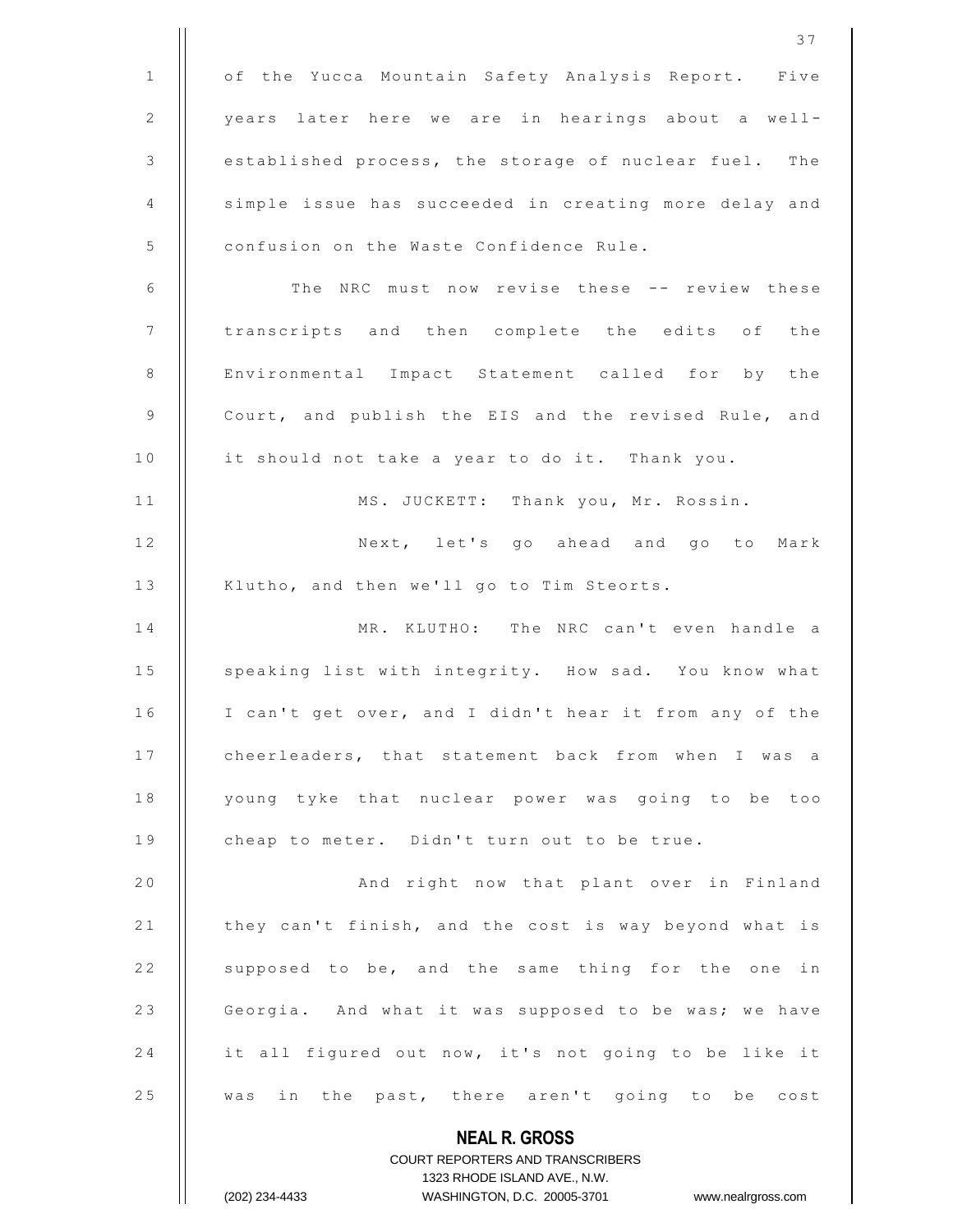of the Yucca Mountain Safety Analysis Report. Five years later here we are in hearings about a well-established process, the storage of nuclear fuel. The simple issue has succeeded in creating more delay and confusion on the Waste Confidence Rule.

The NRC must now revise these -- review these transcripts and then complete the edits of the Environmental Impact Statement called for by the Court, and publish the EIS and the revised Rule, and it should not take a year to do it. Thank you.

MS. JUCKETT: Thank you, Mr. Rossin.

Next, let's go ahead and go to Mark Klutho, and then we'll go to Tim Steorts.

MR. KLUTHO: The NRC can't even handle a speaking list with integrity. How sad. You know what I can't get over, and I didn't hear it from any of the cheerleaders, that statement back from when I was a young tyke that nuclear power was going to be too cheap to meter. Didn't turn out to be true.

And right now that plant over in Finland they can't finish, and the cost is way beyond what is supposed to be, and the same thing for the one in Georgia. And what it was supposed to be was; we have it all figured out now, it's not going to be like it was in the past, there aren't going to be cost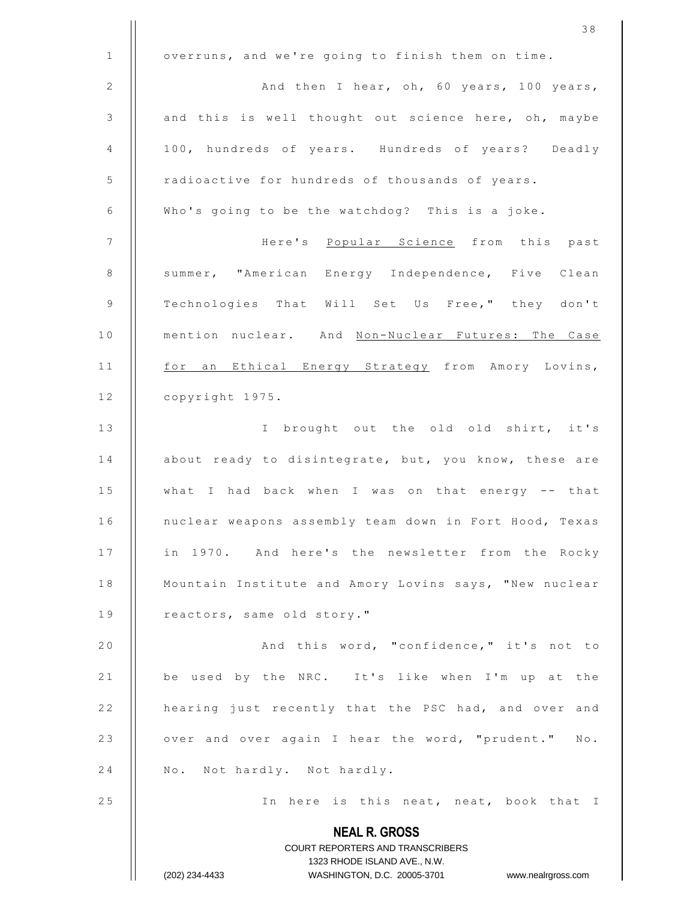overruns, and we're going to finish them on time.

And then I hear, oh, 60 years, 100 years, and this is well thought out science here, oh, maybe 100, hundreds of years. Hundreds of years? Deadly radioactive for hundreds of thousands of years. Who's going to be the watchdog? This is a joke.

Here's _Popular Science_ from this past summer, "American Energy Independence, Five Clean Technologies That Will Set Us Free," they don't mention nuclear. And _Non-Nuclear Futures: The Case for an Ethical Energy Strategy_ from Amory Lovins, copyright 1975.

I brought out the old old shirt, it's about ready to disintegrate, but, you know, these are what I had back when I was on that energy -- that nuclear weapons assembly team down in Fort Hood, Texas in 1970. And here's the newsletter from the Rocky Mountain Institute and Amory Lovins says, "New nuclear reactors, same old story."

And this word, "confidence," it's not to be used by the NRC. It's like when I'm up at the hearing just recently that the PSC had, and over and over and over again I hear the word, "prudent." No. No. Not hardly. Not hardly.

In here is this neat, neat, book that I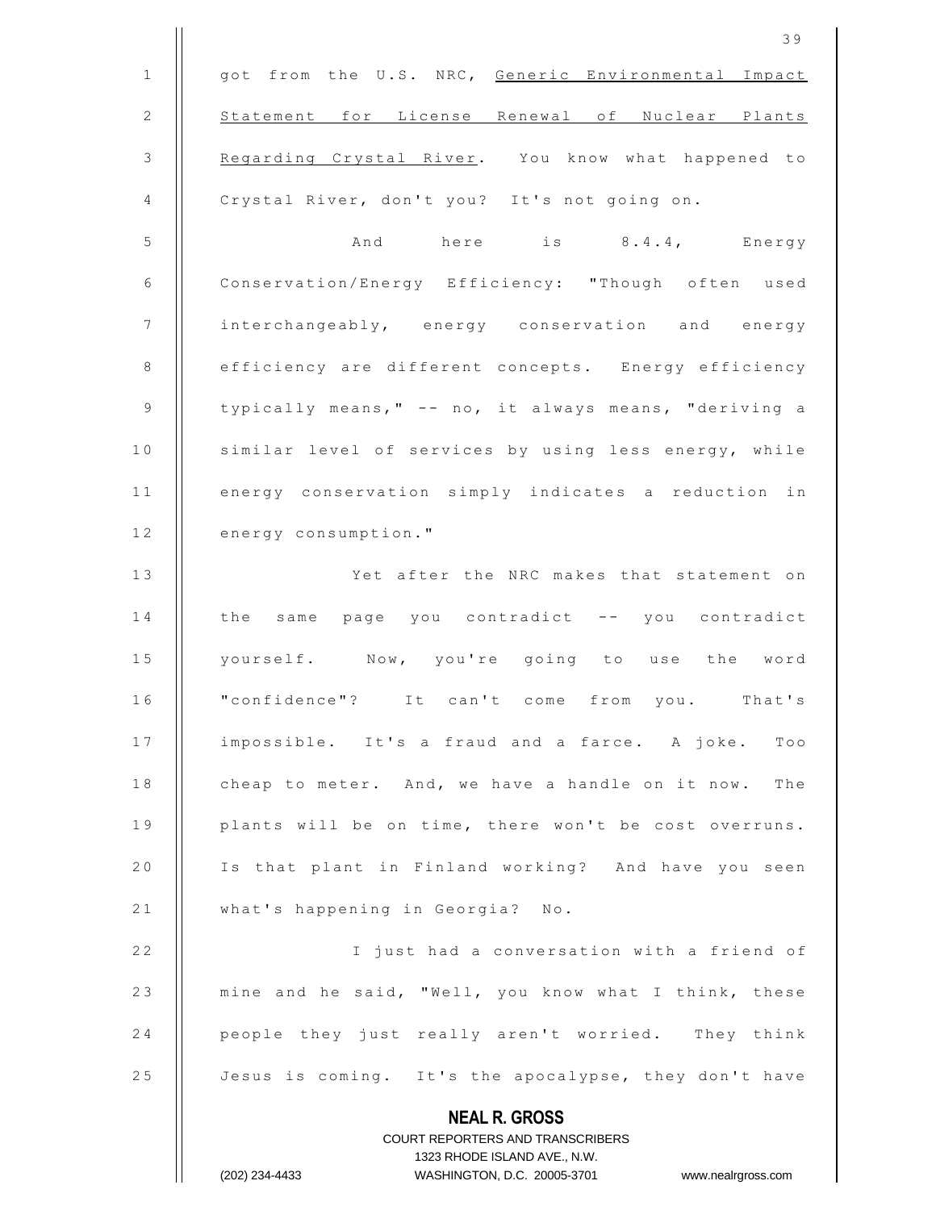got from the U.S. NRC, <u>Generic Environmental Impact Statement for License Renewal of Nuclear Plants Regarding Crystal River</u>. You know what happened to Crystal River, don't you? It's not going on.

And here is 8.4.4, Energy Conservation/Energy Efficiency: "Though often used interchangeably, energy conservation and energy efficiency are different concepts. Energy efficiency typically means," -- no, it always means, "deriving a similar level of services by using less energy, while energy conservation simply indicates a reduction in energy consumption."

Yet after the NRC makes that statement on the same page you contradict -- you contradict yourself. Now, you're going to use the word "confidence"? It can't come from you. That's impossible. It's a fraud and a farce. A joke. Too cheap to meter. And, we have a handle on it now. The plants will be on time, there won't be cost overruns. Is that plant in Finland working? And have you seen what's happening in Georgia? No.

I just had a conversation with a friend of mine and he said, "Well, you know what I think, these people they just really aren't worried. They think Jesus is coming. It's the apocalypse, they don't have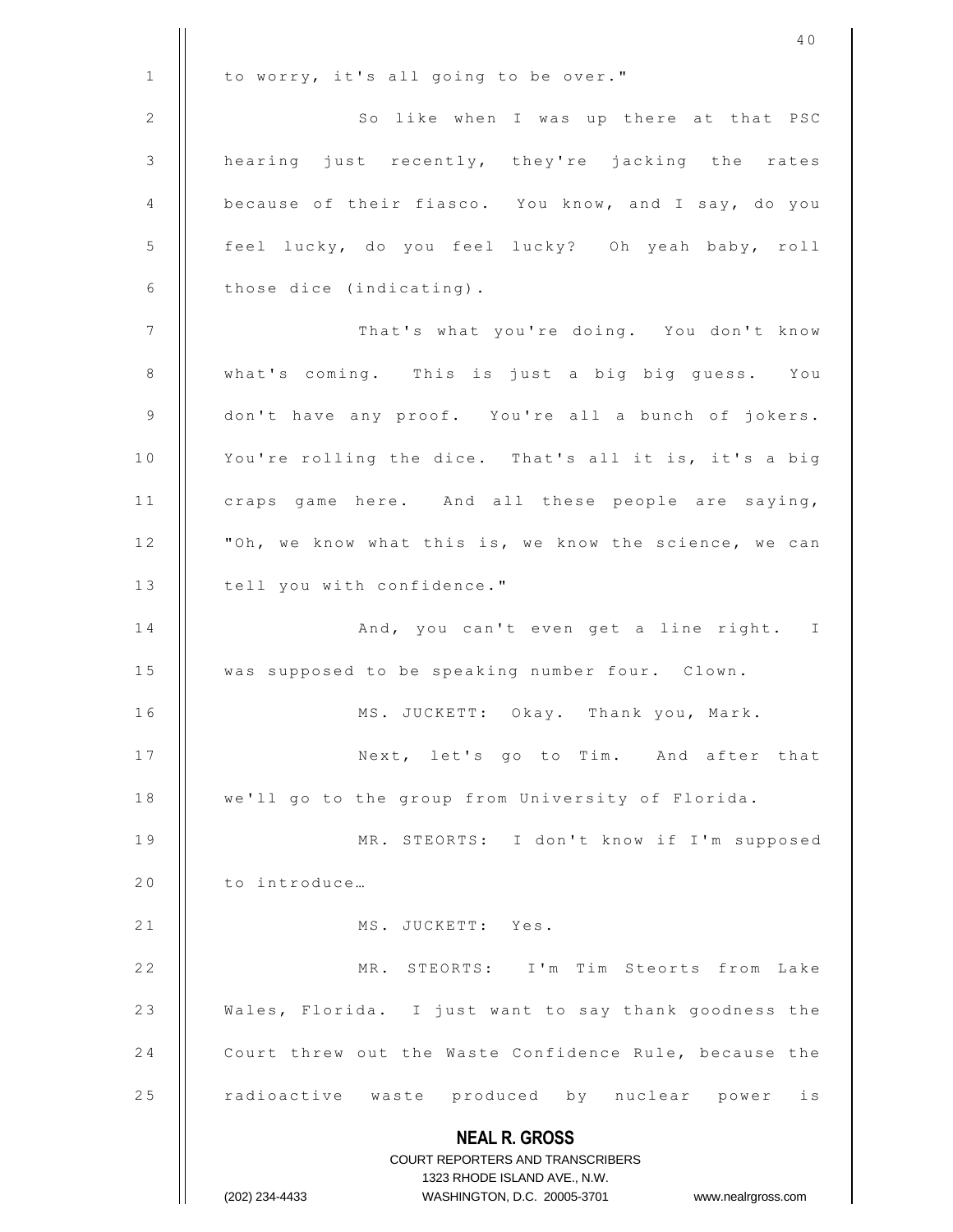to worry, it's all going to be over."

So like when I was up there at that PSC hearing just recently, they're jacking the rates because of their fiasco. You know, and I say, do you feel lucky, do you feel lucky? Oh yeah baby, roll those dice (indicating).

That's what you're doing. You don't know what's coming. This is just a big big guess. You don't have any proof. You're all a bunch of jokers. You're rolling the dice. That's all it is, it's a big craps game here. And all these people are saying, "Oh, we know what this is, we know the science, we can tell you with confidence."

And, you can't even get a line right. I was supposed to be speaking number four. Clown.

MS. JUCKETT: Okay. Thank you, Mark.

Next, let's go to Tim. And after that we'll go to the group from University of Florida.

MR. STEORTS: I don't know if I'm supposed to introduce…

MS. JUCKETT: Yes.

MR. STEORTS: I'm Tim Steorts from Lake Wales, Florida. I just want to say thank goodness the Court threw out the Waste Confidence Rule, because the radioactive waste produced by nuclear power is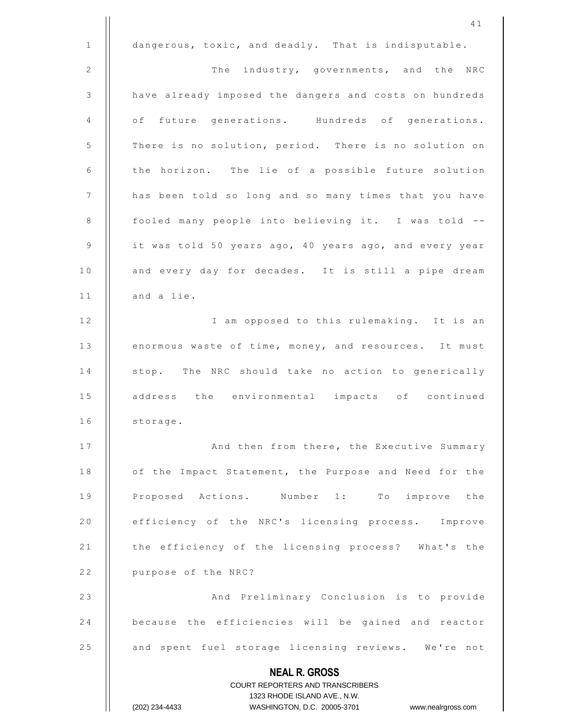dangerous, toxic, and deadly. That is indisputable.

The industry, governments, and the NRC have already imposed the dangers and costs on hundreds of future generations. Hundreds of generations. There is no solution, period. There is no solution on the horizon. The lie of a possible future solution has been told so long and so many times that you have fooled many people into believing it. I was told -- it was told 50 years ago, 40 years ago, and every year and every day for decades. It is still a pipe dream and a lie.

I am opposed to this rulemaking. It is an enormous waste of time, money, and resources. It must stop. The NRC should take no action to generically address the environmental impacts of continued storage.

And then from there, the Executive Summary of the Impact Statement, the Purpose and Need for the Proposed Actions. Number 1: To improve the efficiency of the NRC's licensing process. Improve the efficiency of the licensing process? What's the purpose of the NRC?

And Preliminary Conclusion is to provide because the efficiencies will be gained and reactor and spent fuel storage licensing reviews. We're not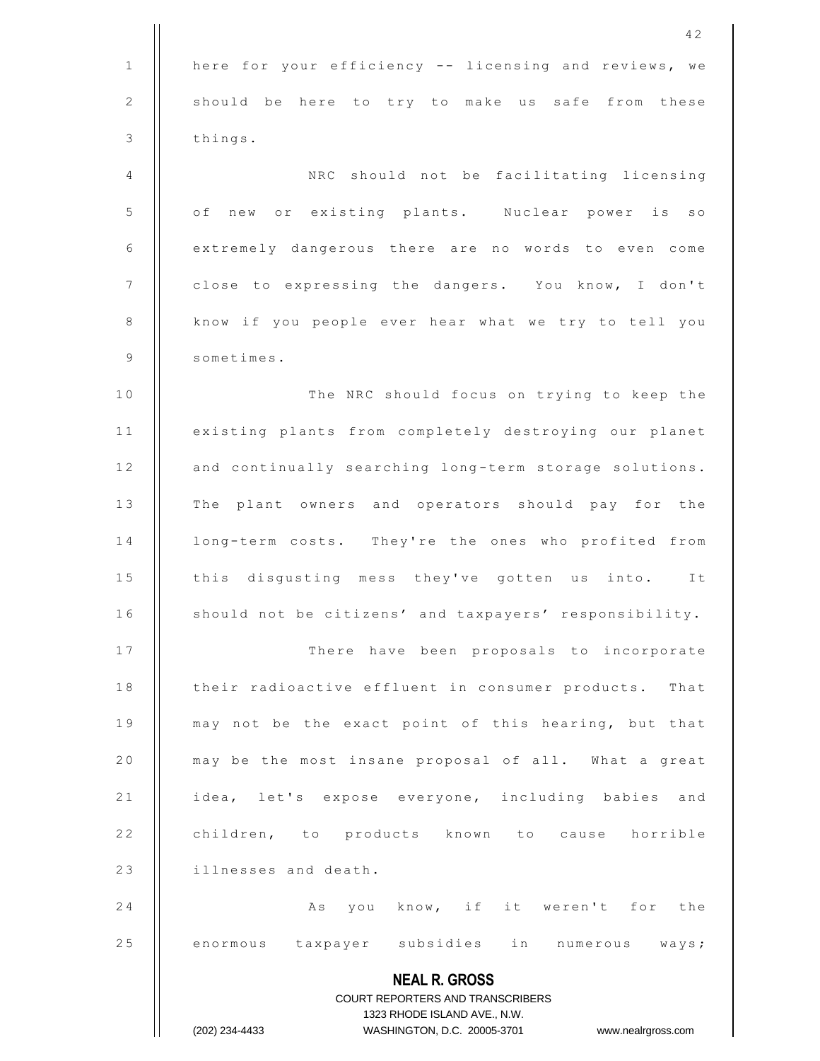here for your efficiency -- licensing and reviews, we should be here to try to make us safe from these things.

NRC should not be facilitating licensing of new or existing plants. Nuclear power is so extremely dangerous there are no words to even come close to expressing the dangers. You know, I don't know if you people ever hear what we try to tell you sometimes.

The NRC should focus on trying to keep the existing plants from completely destroying our planet and continually searching long-term storage solutions. The plant owners and operators should pay for the long-term costs. They're the ones who profited from this disgusting mess they've gotten us into. It should not be citizens' and taxpayers' responsibility.

There have been proposals to incorporate their radioactive effluent in consumer products. That may not be the exact point of this hearing, but that may be the most insane proposal of all. What a great idea, let's expose everyone, including babies and children, to products known to cause horrible illnesses and death.

As you know, if it weren't for the enormous taxpayer subsidies in numerous ways;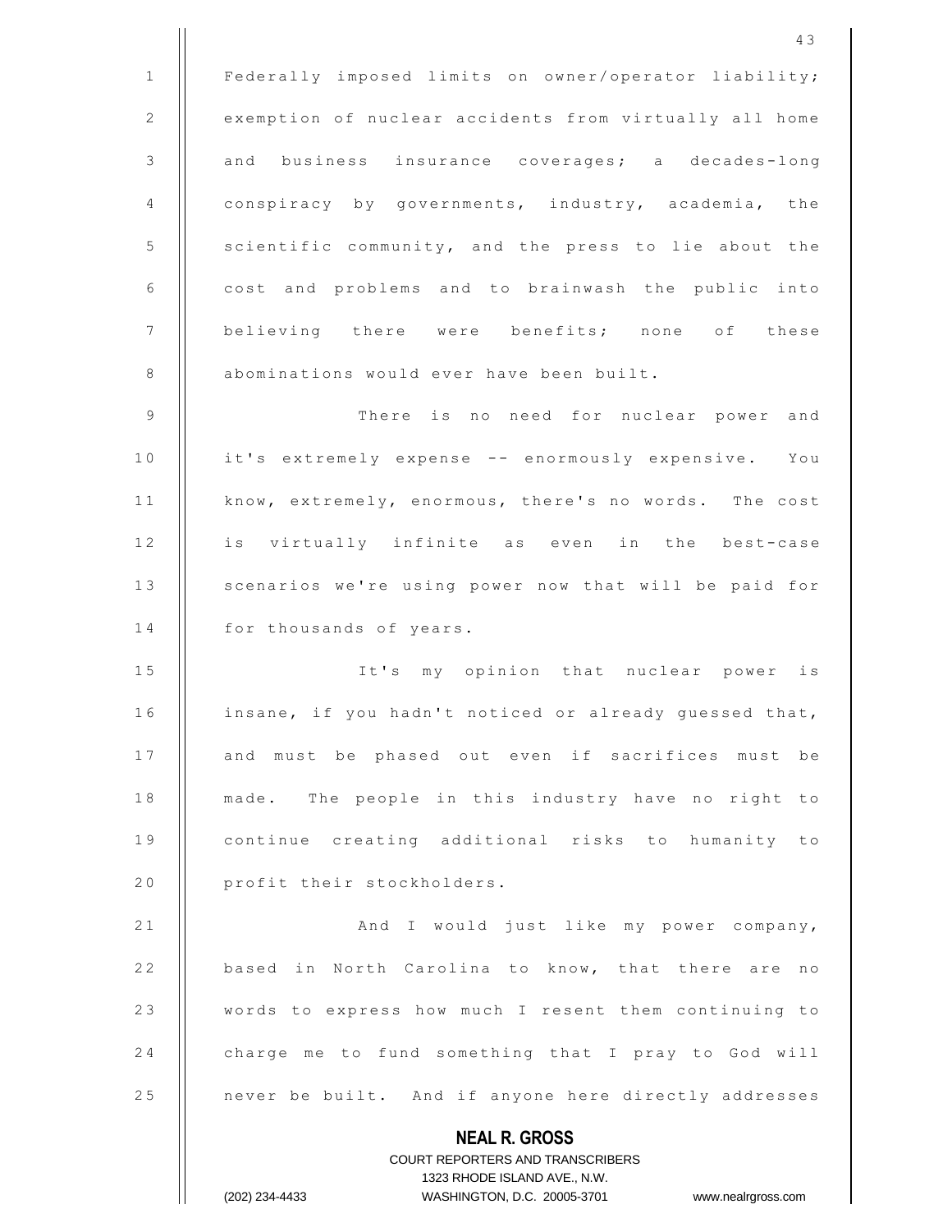Federally imposed limits on owner/operator liability; exemption of nuclear accidents from virtually all home and business insurance coverages; a decades-long conspiracy by governments, industry, academia, the scientific community, and the press to lie about the cost and problems and to brainwash the public into believing there were benefits; none of these abominations would ever have been built.

There is no need for nuclear power and it's extremely expense -- enormously expensive. You know, extremely, enormous, there's no words. The cost is virtually infinite as even in the best-case scenarios we're using power now that will be paid for for thousands of years.

It's my opinion that nuclear power is insane, if you hadn't noticed or already guessed that, and must be phased out even if sacrifices must be made. The people in this industry have no right to continue creating additional risks to humanity to profit their stockholders.

And I would just like my power company, based in North Carolina to know, that there are no words to express how much I resent them continuing to charge me to fund something that I pray to God will never be built. And if anyone here directly addresses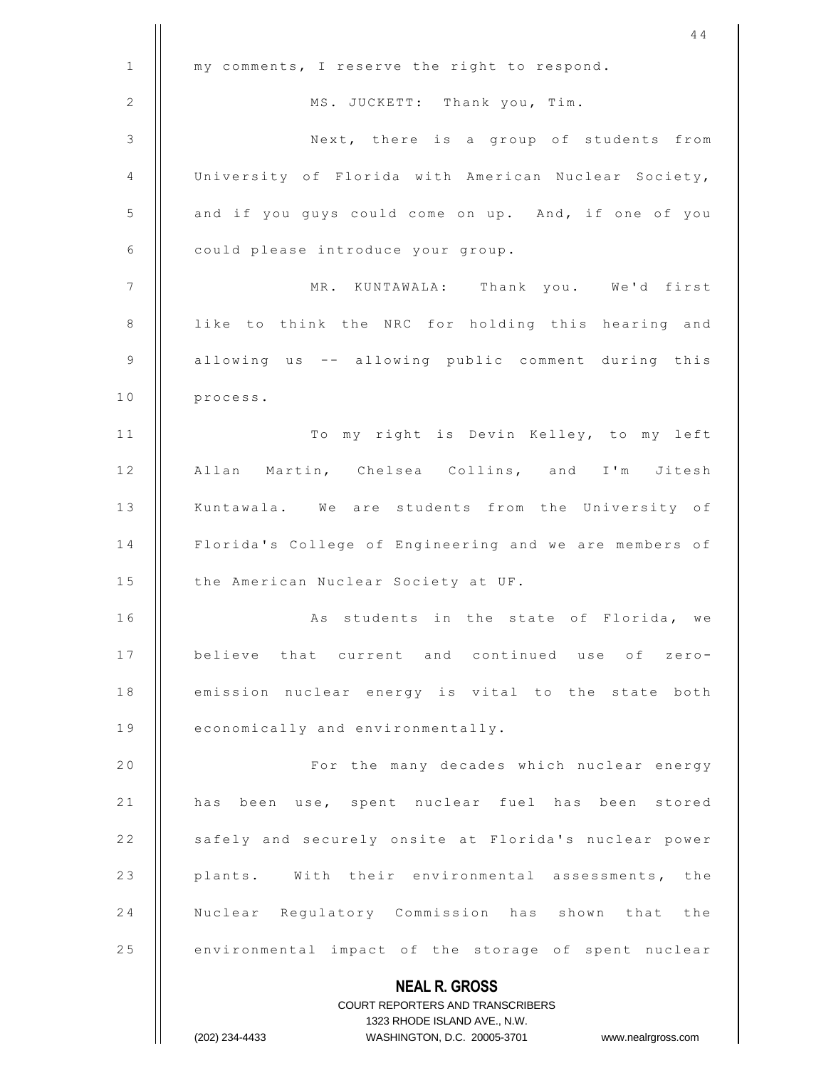my comments, I reserve the right to respond.

MS. JUCKETT: Thank you, Tim.

Next, there is a group of students from University of Florida with American Nuclear Society, and if you guys could come on up. And, if one of you could please introduce your group.

MR. KUNTAWALA: Thank you. We'd first like to think the NRC for holding this hearing and allowing us -- allowing public comment during this process.

To my right is Devin Kelley, to my left Allan Martin, Chelsea Collins, and I'm Jitesh Kuntawala. We are students from the University of Florida's College of Engineering and we are members of the American Nuclear Society at UF.

As students in the state of Florida, we believe that current and continued use of zero-emission nuclear energy is vital to the state both economically and environmentally.

For the many decades which nuclear energy has been use, spent nuclear fuel has been stored safely and securely onsite at Florida's nuclear power plants. With their environmental assessments, the Nuclear Regulatory Commission has shown that the environmental impact of the storage of spent nuclear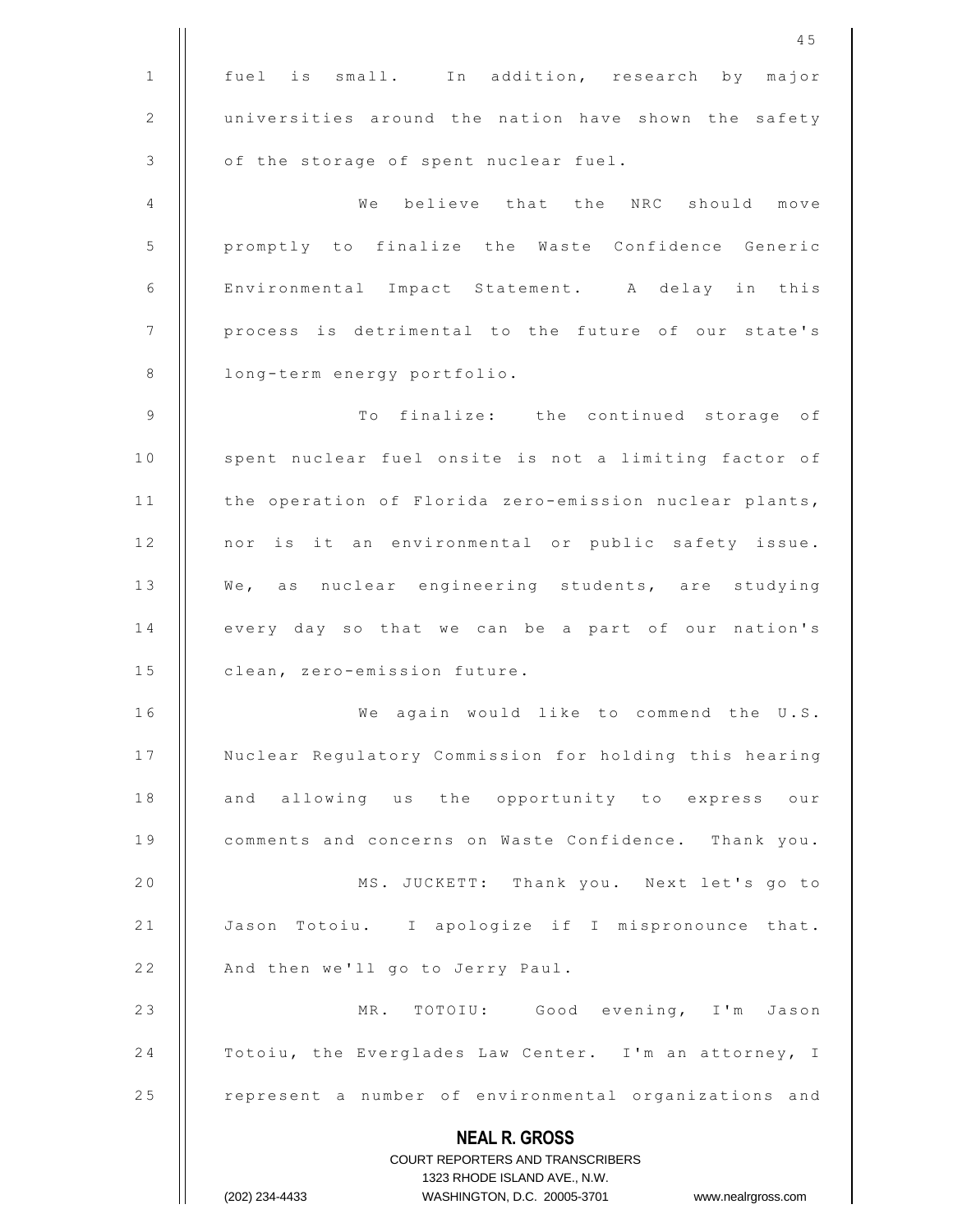fuel is small. In addition, research by major universities around the nation have shown the safety of the storage of spent nuclear fuel.

We believe that the NRC should move promptly to finalize the Waste Confidence Generic Environmental Impact Statement. A delay in this process is detrimental to the future of our state's long-term energy portfolio.

To finalize: the continued storage of spent nuclear fuel onsite is not a limiting factor of the operation of Florida zero-emission nuclear plants, nor is it an environmental or public safety issue. We, as nuclear engineering students, are studying every day so that we can be a part of our nation's clean, zero-emission future.

We again would like to commend the U.S. Nuclear Regulatory Commission for holding this hearing and allowing us the opportunity to express our comments and concerns on Waste Confidence. Thank you.

MS. JUCKETT: Thank you. Next let's go to Jason Totoiu. I apologize if I mispronounce that. And then we'll go to Jerry Paul.

MR. TOTOIU: Good evening, I'm Jason Totoiu, the Everglades Law Center. I'm an attorney, I represent a number of environmental organizations and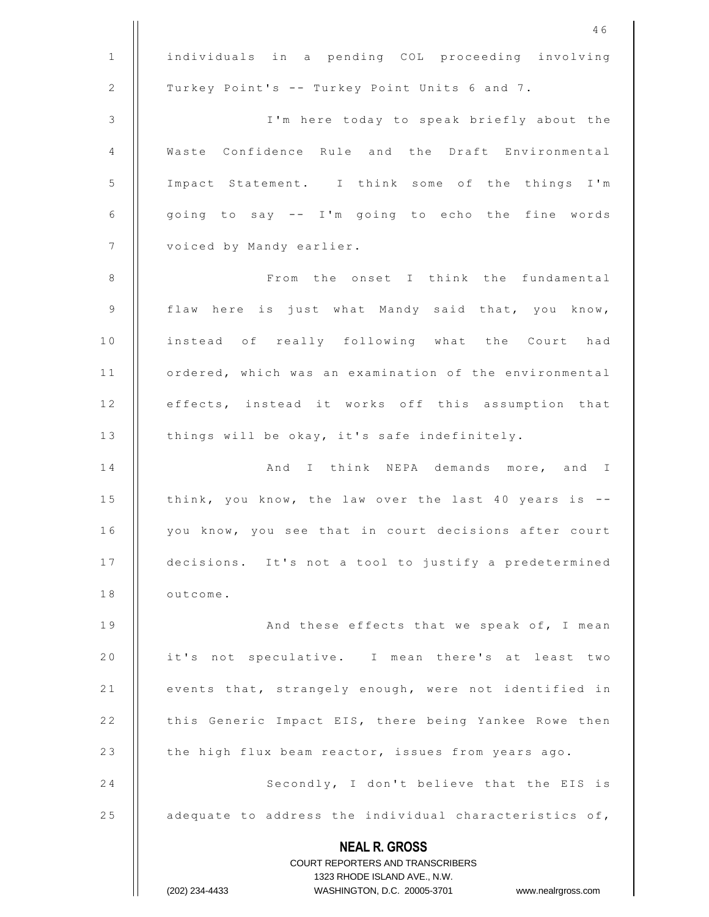individuals in a pending COL proceeding involving Turkey Point's -- Turkey Point Units 6 and 7.

I'm here today to speak briefly about the Waste Confidence Rule and the Draft Environmental Impact Statement. I think some of the things I'm going to say -- I'm going to echo the fine words voiced by Mandy earlier.

From the onset I think the fundamental flaw here is just what Mandy said that, you know, instead of really following what the Court had ordered, which was an examination of the environmental effects, instead it works off this assumption that things will be okay, it's safe indefinitely.

And I think NEPA demands more, and I think, you know, the law over the last 40 years is -- you know, you see that in court decisions after court decisions. It's not a tool to justify a predetermined outcome.

And these effects that we speak of, I mean it's not speculative. I mean there's at least two events that, strangely enough, were not identified in this Generic Impact EIS, there being Yankee Rowe then the high flux beam reactor, issues from years ago.

Secondly, I don't believe that the EIS is adequate to address the individual characteristics of,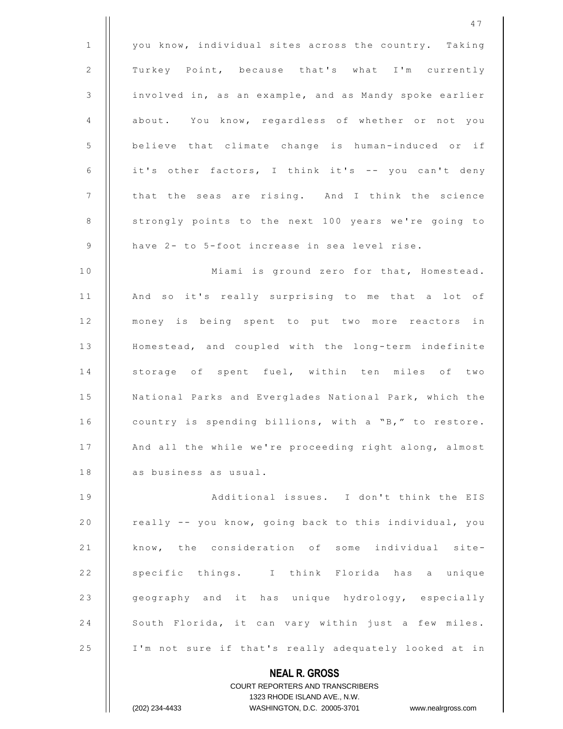you know, individual sites across the country. Taking Turkey Point, because that's what I'm currently involved in, as an example, and as Mandy spoke earlier about. You know, regardless of whether or not you believe that climate change is human-induced or if it's other factors, I think it's -- you can't deny that the seas are rising. And I think the science strongly points to the next 100 years we're going to have 2- to 5-foot increase in sea level rise.

Miami is ground zero for that, Homestead. And so it's really surprising to me that a lot of money is being spent to put two more reactors in Homestead, and coupled with the long-term indefinite storage of spent fuel, within ten miles of two National Parks and Everglades National Park, which the country is spending billions, with a "B," to restore. And all the while we're proceeding right along, almost as business as usual.

Additional issues. I don't think the EIS really -- you know, going back to this individual, you know, the consideration of some individual site-specific things. I think Florida has a unique geography and it has unique hydrology, especially South Florida, it can vary within just a few miles. I'm not sure if that's really adequately looked at in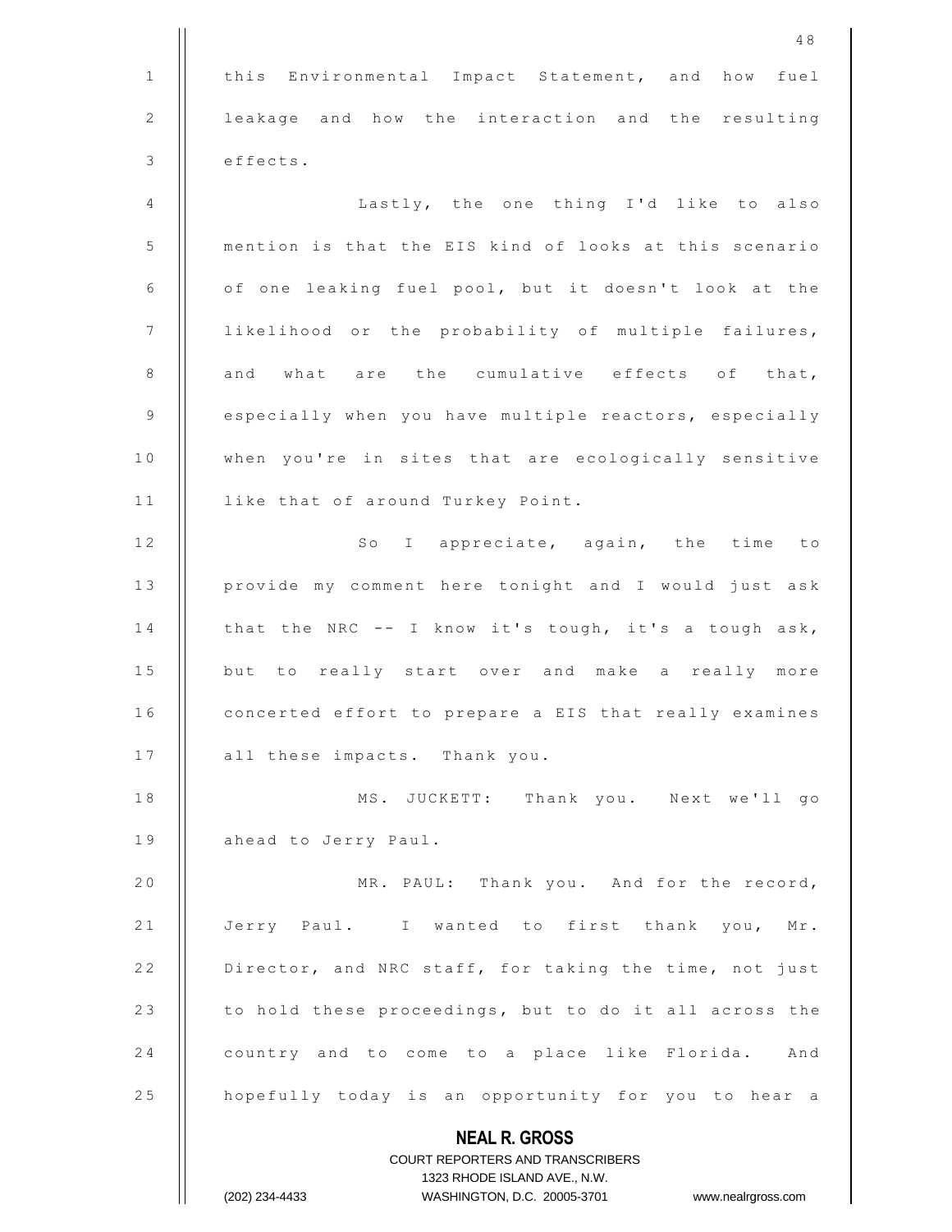this Environmental Impact Statement, and how fuel leakage and how the interaction and the resulting effects.

Lastly, the one thing I'd like to also mention is that the EIS kind of looks at this scenario of one leaking fuel pool, but it doesn't look at the likelihood or the probability of multiple failures, and what are the cumulative effects of that, especially when you have multiple reactors, especially when you're in sites that are ecologically sensitive like that of around Turkey Point.

So I appreciate, again, the time to provide my comment here tonight and I would just ask that the NRC -- I know it's tough, it's a tough ask, but to really start over and make a really more concerted effort to prepare a EIS that really examines all these impacts. Thank you.

MS. JUCKETT: Thank you. Next we'll go ahead to Jerry Paul.

MR. PAUL: Thank you. And for the record, Jerry Paul. I wanted to first thank you, Mr. Director, and NRC staff, for taking the time, not just to hold these proceedings, but to do it all across the country and to come to a place like Florida. And hopefully today is an opportunity for you to hear a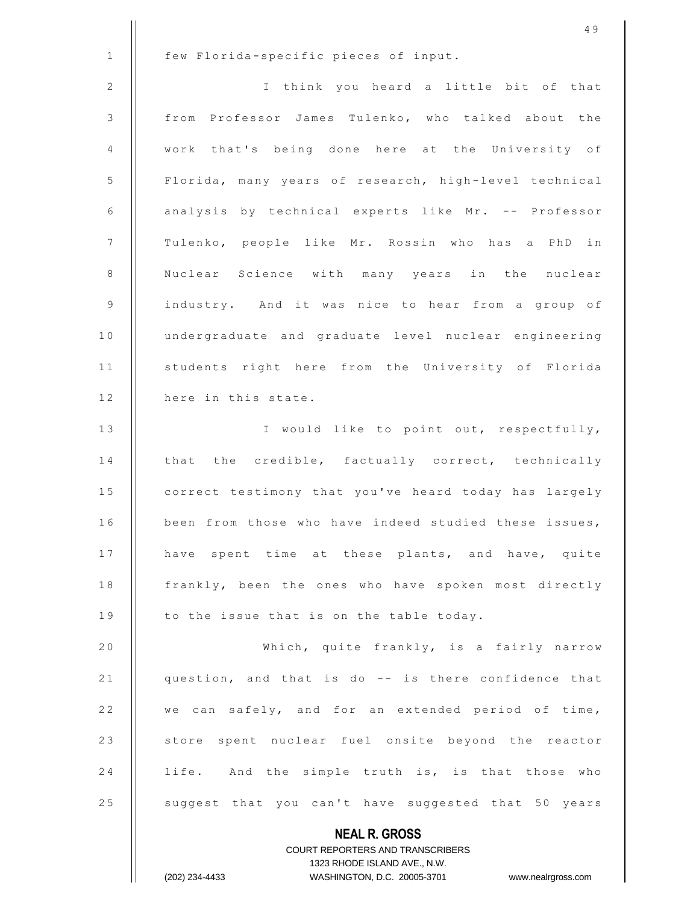few Florida-specific pieces of input.

I think you heard a little bit of that from Professor James Tulenko, who talked about the work that's being done here at the University of Florida, many years of research, high-level technical analysis by technical experts like Mr. -- Professor Tulenko, people like Mr. Rossin who has a PhD in Nuclear Science with many years in the nuclear industry. And it was nice to hear from a group of undergraduate and graduate level nuclear engineering students right here from the University of Florida here in this state.

I would like to point out, respectfully, that the credible, factually correct, technically correct testimony that you've heard today has largely been from those who have indeed studied these issues, have spent time at these plants, and have, quite frankly, been the ones who have spoken most directly to the issue that is on the table today.

Which, quite frankly, is a fairly narrow question, and that is do -- is there confidence that we can safely, and for an extended period of time, store spent nuclear fuel onsite beyond the reactor life. And the simple truth is, is that those who suggest that you can't have suggested that 50 years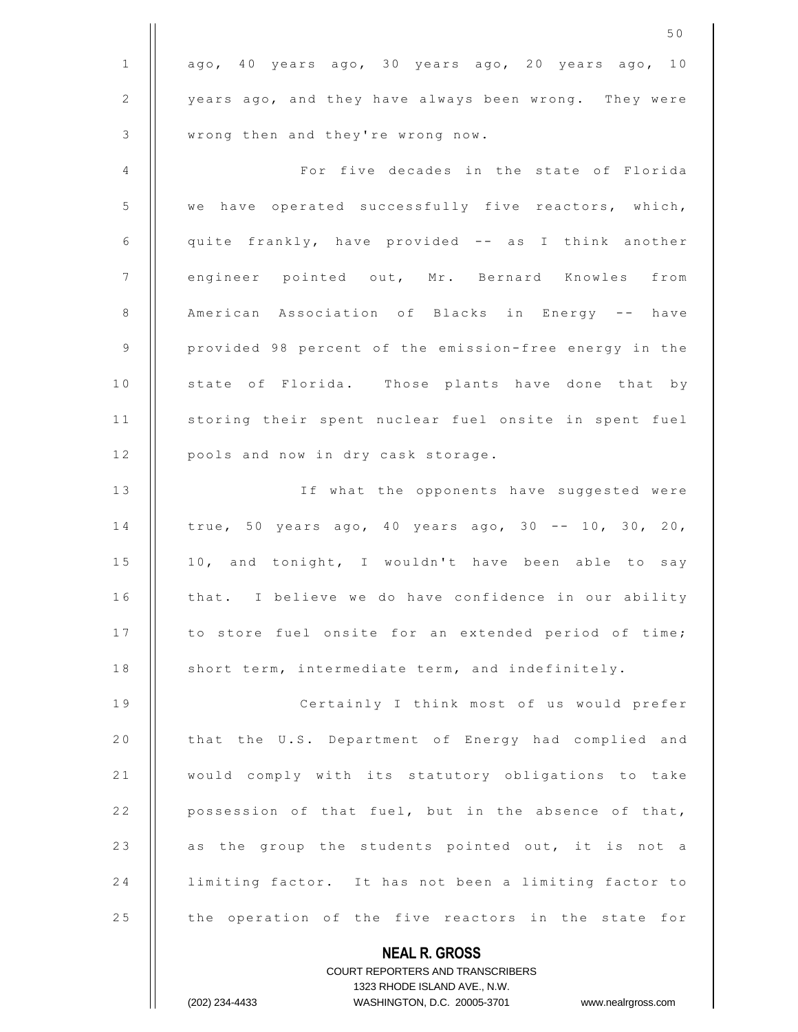ago, 40 years ago, 30 years ago, 20 years ago, 10 years ago, and they have always been wrong. They were wrong then and they're wrong now.

For five decades in the state of Florida we have operated successfully five reactors, which, quite frankly, have provided -- as I think another engineer pointed out, Mr. Bernard Knowles from American Association of Blacks in Energy -- have provided 98 percent of the emission-free energy in the state of Florida. Those plants have done that by storing their spent nuclear fuel onsite in spent fuel pools and now in dry cask storage.

If what the opponents have suggested were true, 50 years ago, 40 years ago, 30 -- 10, 30, 20, 10, and tonight, I wouldn't have been able to say that. I believe we do have confidence in our ability to store fuel onsite for an extended period of time; short term, intermediate term, and indefinitely.

Certainly I think most of us would prefer that the U.S. Department of Energy had complied and would comply with its statutory obligations to take possession of that fuel, but in the absence of that, as the group the students pointed out, it is not a limiting factor. It has not been a limiting factor to the operation of the five reactors in the state for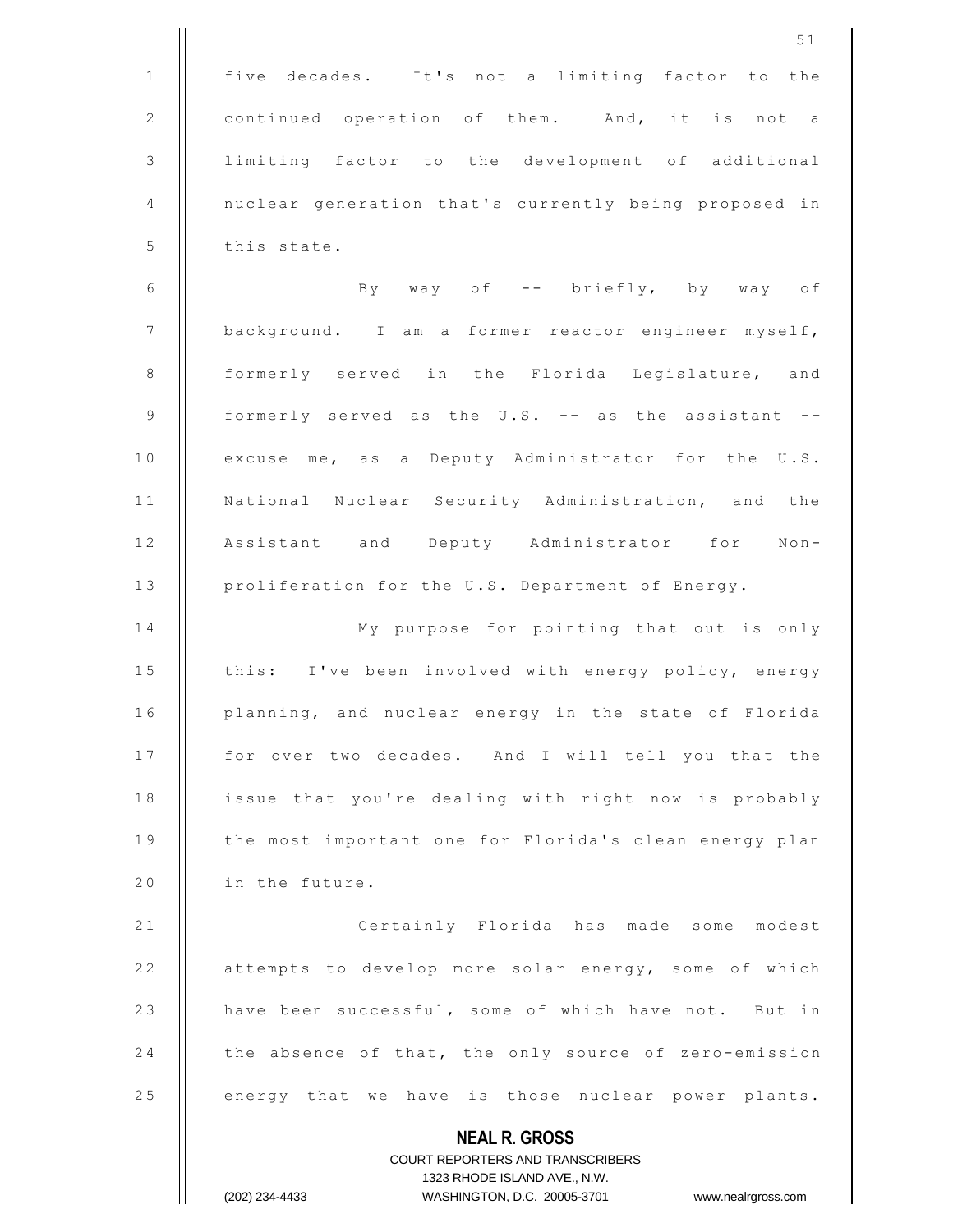five decades. It's not a limiting factor to the continued operation of them. And, it is not a limiting factor to the development of additional nuclear generation that's currently being proposed in this state.

By way of -- briefly, by way of background. I am a former reactor engineer myself, formerly served in the Florida Legislature, and formerly served as the U.S. -- as the assistant -- excuse me, as a Deputy Administrator for the U.S. National Nuclear Security Administration, and the Assistant and Deputy Administrator for Non-proliferation for the U.S. Department of Energy.

My purpose for pointing that out is only this: I've been involved with energy policy, energy planning, and nuclear energy in the state of Florida for over two decades. And I will tell you that the issue that you're dealing with right now is probably the most important one for Florida's clean energy plan in the future.

Certainly Florida has made some modest attempts to develop more solar energy, some of which have been successful, some of which have not. But in the absence of that, the only source of zero-emission energy that we have is those nuclear power plants.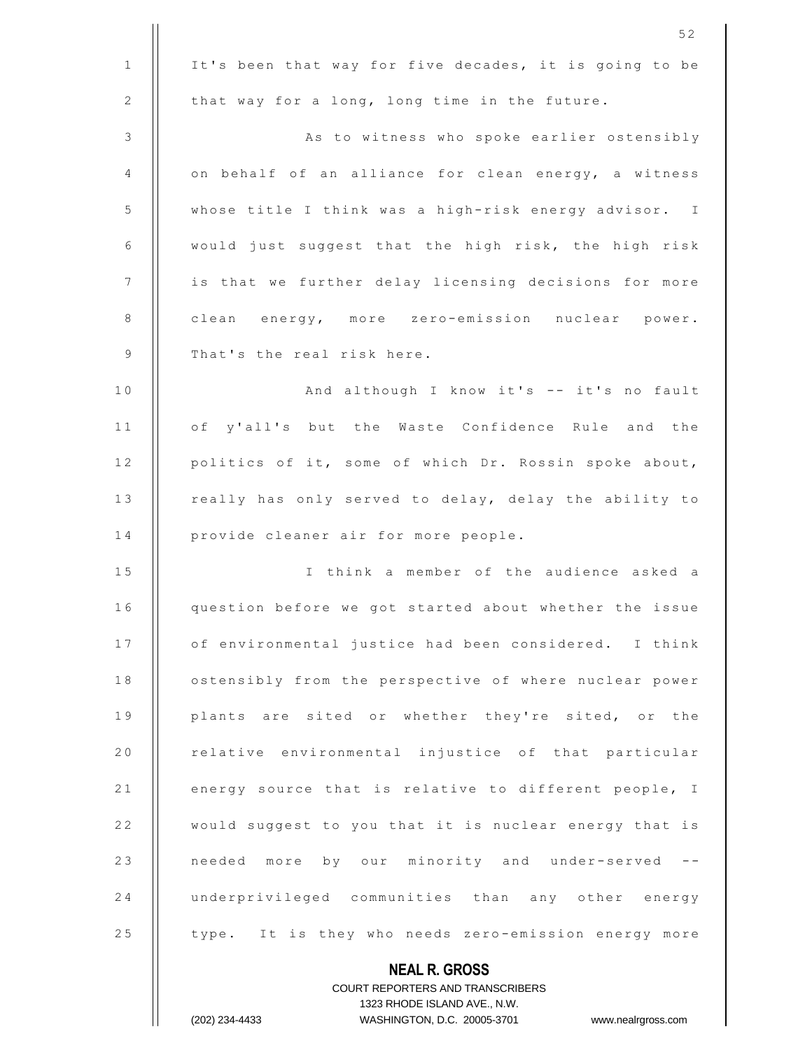It's been that way for five decades, it is going to be that way for a long, long time in the future.

As to witness who spoke earlier ostensibly on behalf of an alliance for clean energy, a witness whose title I think was a high-risk energy advisor. I would just suggest that the high risk, the high risk is that we further delay licensing decisions for more clean energy, more zero-emission nuclear power. That's the real risk here.

And although I know it's -- it's no fault of y'all's but the Waste Confidence Rule and the politics of it, some of which Dr. Rossin spoke about, really has only served to delay, delay the ability to provide cleaner air for more people.

I think a member of the audience asked a question before we got started about whether the issue of environmental justice had been considered. I think ostensibly from the perspective of where nuclear power plants are sited or whether they're sited, or the relative environmental injustice of that particular energy source that is relative to different people, I would suggest to you that it is nuclear energy that is needed more by our minority and under-served -- underprivileged communities than any other energy type. It is they who needs zero-emission energy more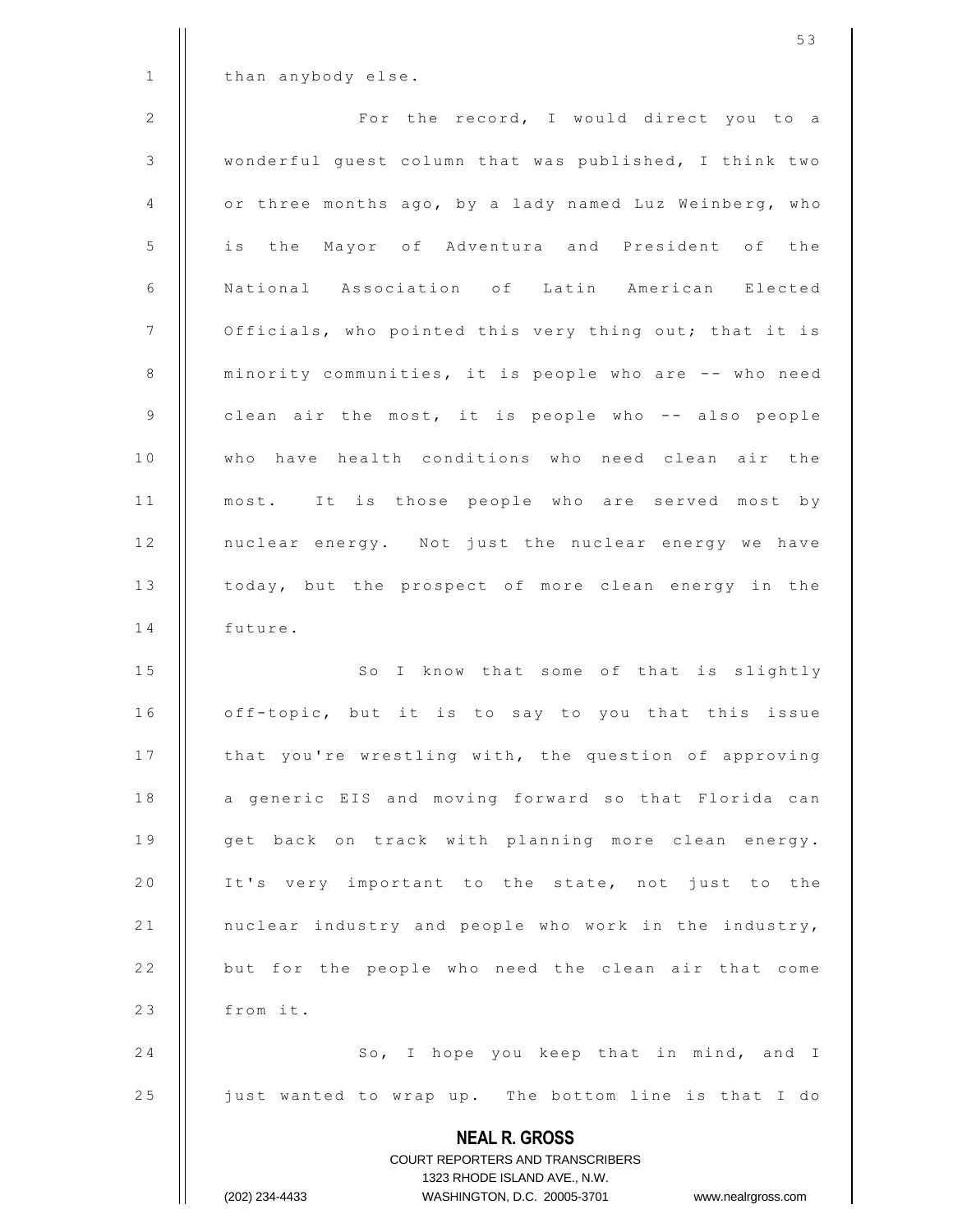than anybody else.

For the record, I would direct you to a wonderful guest column that was published, I think two or three months ago, by a lady named Luz Weinberg, who is the Mayor of Adventura and President of the National Association of Latin American Elected Officials, who pointed this very thing out; that it is minority communities, it is people who are -- who need clean air the most, it is people who -- also people who have health conditions who need clean air the most. It is those people who are served most by nuclear energy. Not just the nuclear energy we have today, but the prospect of more clean energy in the future.

So I know that some of that is slightly off-topic, but it is to say to you that this issue that you're wrestling with, the question of approving a generic EIS and moving forward so that Florida can get back on track with planning more clean energy. It's very important to the state, not just to the nuclear industry and people who work in the industry, but for the people who need the clean air that come from it.

So, I hope you keep that in mind, and I just wanted to wrap up. The bottom line is that I do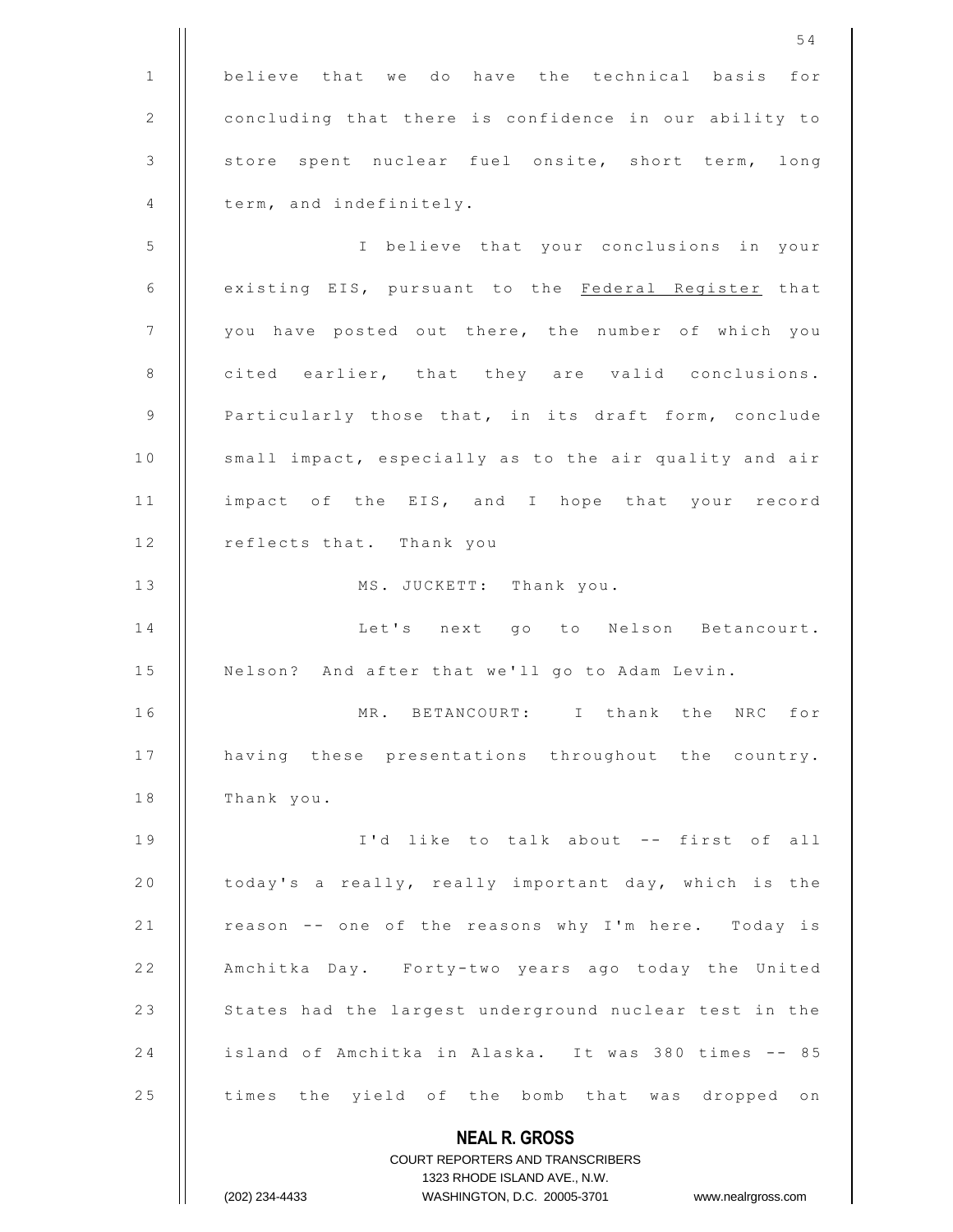believe that we do have the technical basis for concluding that there is confidence in our ability to store spent nuclear fuel onsite, short term, long term, and indefinitely.

I believe that your conclusions in your existing EIS, pursuant to the Federal Register that you have posted out there, the number of which you cited earlier, that they are valid conclusions. Particularly those that, in its draft form, conclude small impact, especially as to the air quality and air impact of the EIS, and I hope that your record reflects that. Thank you

MS. JUCKETT: Thank you.

Let's next go to Nelson Betancourt. Nelson? And after that we'll go to Adam Levin.

MR. BETANCOURT: I thank the NRC for having these presentations throughout the country. Thank you.

I'd like to talk about -- first of all today's a really, really important day, which is the reason -- one of the reasons why I'm here. Today is Amchitka Day. Forty-two years ago today the United States had the largest underground nuclear test in the island of Amchitka in Alaska. It was 380 times -- 85 times the yield of the bomb that was dropped on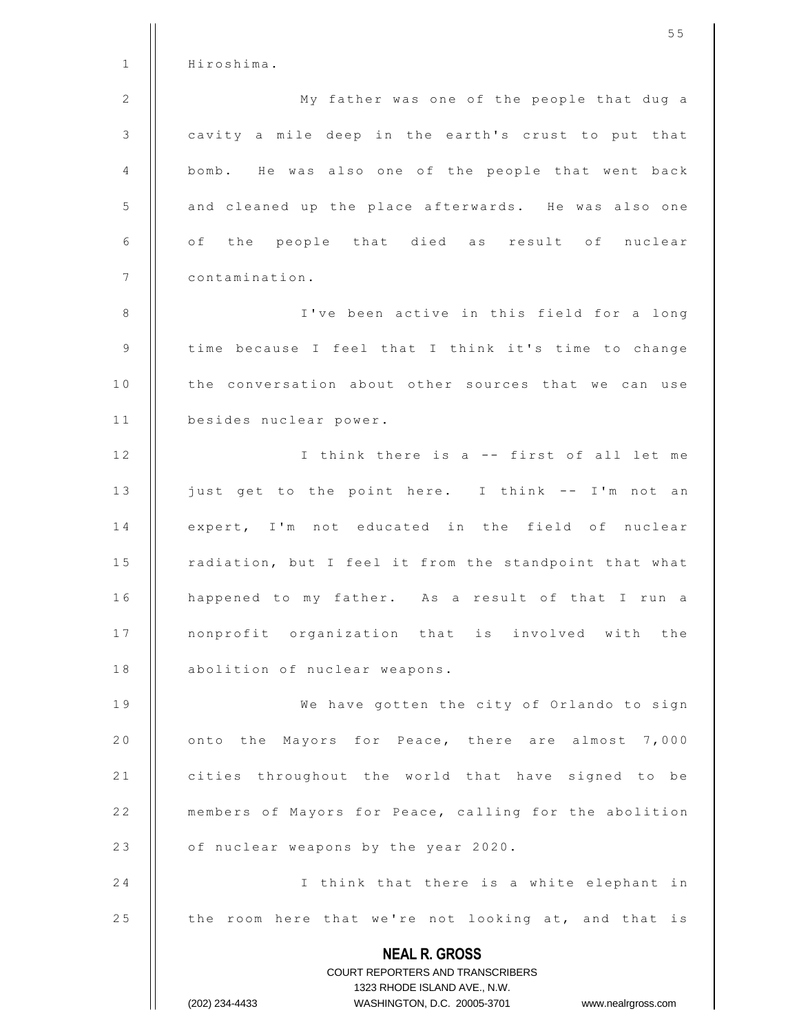Hiroshima.

My father was one of the people that dug a cavity a mile deep in the earth's crust to put that bomb. He was also one of the people that went back and cleaned up the place afterwards. He was also one of the people that died as result of nuclear contamination.

I've been active in this field for a long time because I feel that I think it's time to change the conversation about other sources that we can use besides nuclear power.

I think there is a -- first of all let me just get to the point here. I think -- I'm not an expert, I'm not educated in the field of nuclear radiation, but I feel it from the standpoint that what happened to my father. As a result of that I run a nonprofit organization that is involved with the abolition of nuclear weapons.

We have gotten the city of Orlando to sign onto the Mayors for Peace, there are almost 7,000 cities throughout the world that have signed to be members of Mayors for Peace, calling for the abolition of nuclear weapons by the year 2020.

I think that there is a white elephant in the room here that we're not looking at, and that is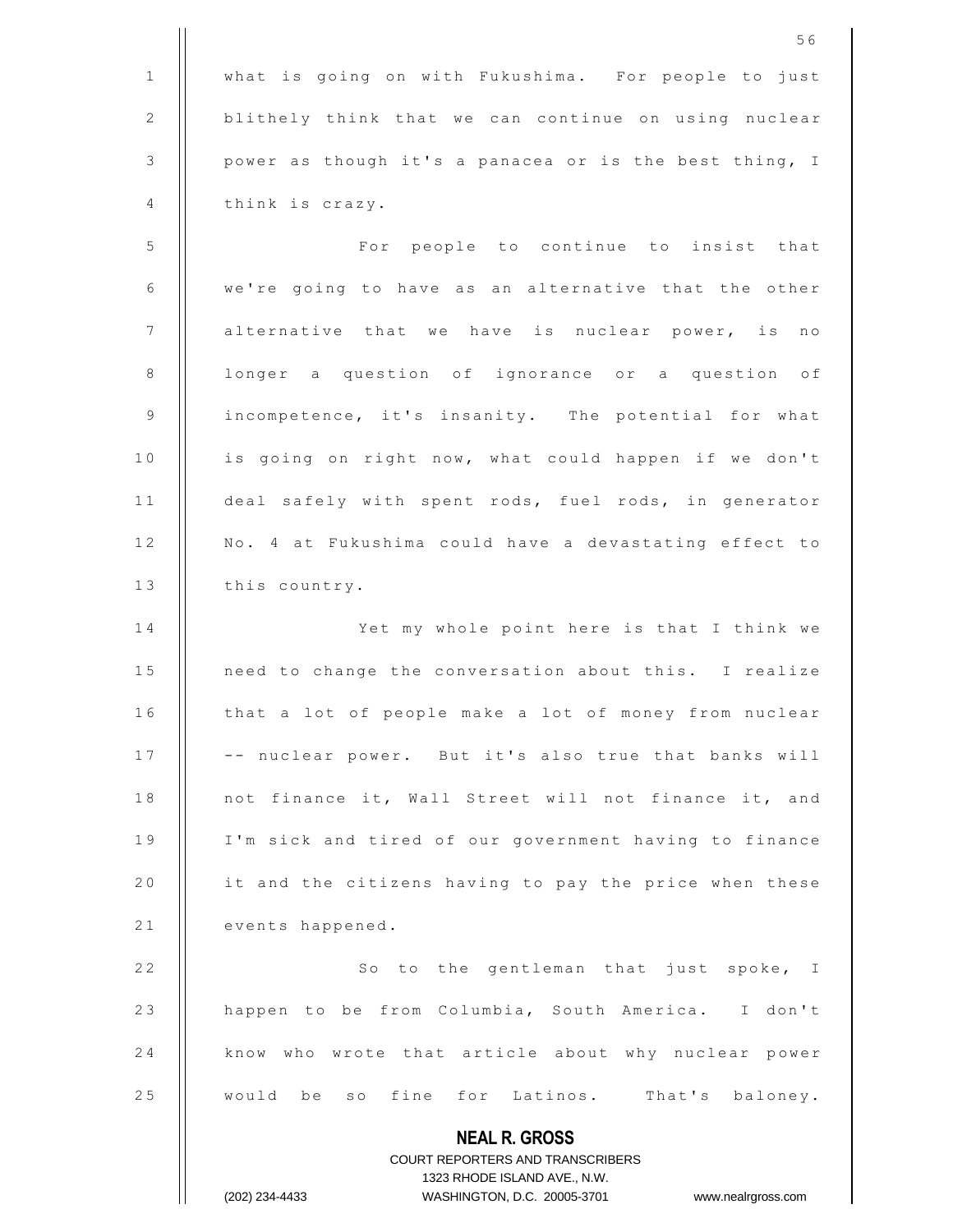what is going on with Fukushima. For people to just blithely think that we can continue on using nuclear power as though it's a panacea or is the best thing, I think is crazy.

For people to continue to insist that we're going to have as an alternative that the other alternative that we have is nuclear power, is no longer a question of ignorance or a question of incompetence, it's insanity. The potential for what is going on right now, what could happen if we don't deal safely with spent rods, fuel rods, in generator No. 4 at Fukushima could have a devastating effect to this country.

Yet my whole point here is that I think we need to change the conversation about this. I realize that a lot of people make a lot of money from nuclear -- nuclear power. But it's also true that banks will not finance it, Wall Street will not finance it, and I'm sick and tired of our government having to finance it and the citizens having to pay the price when these events happened.

So to the gentleman that just spoke, I happen to be from Columbia, South America. I don't know who wrote that article about why nuclear power would be so fine for Latinos. That's baloney.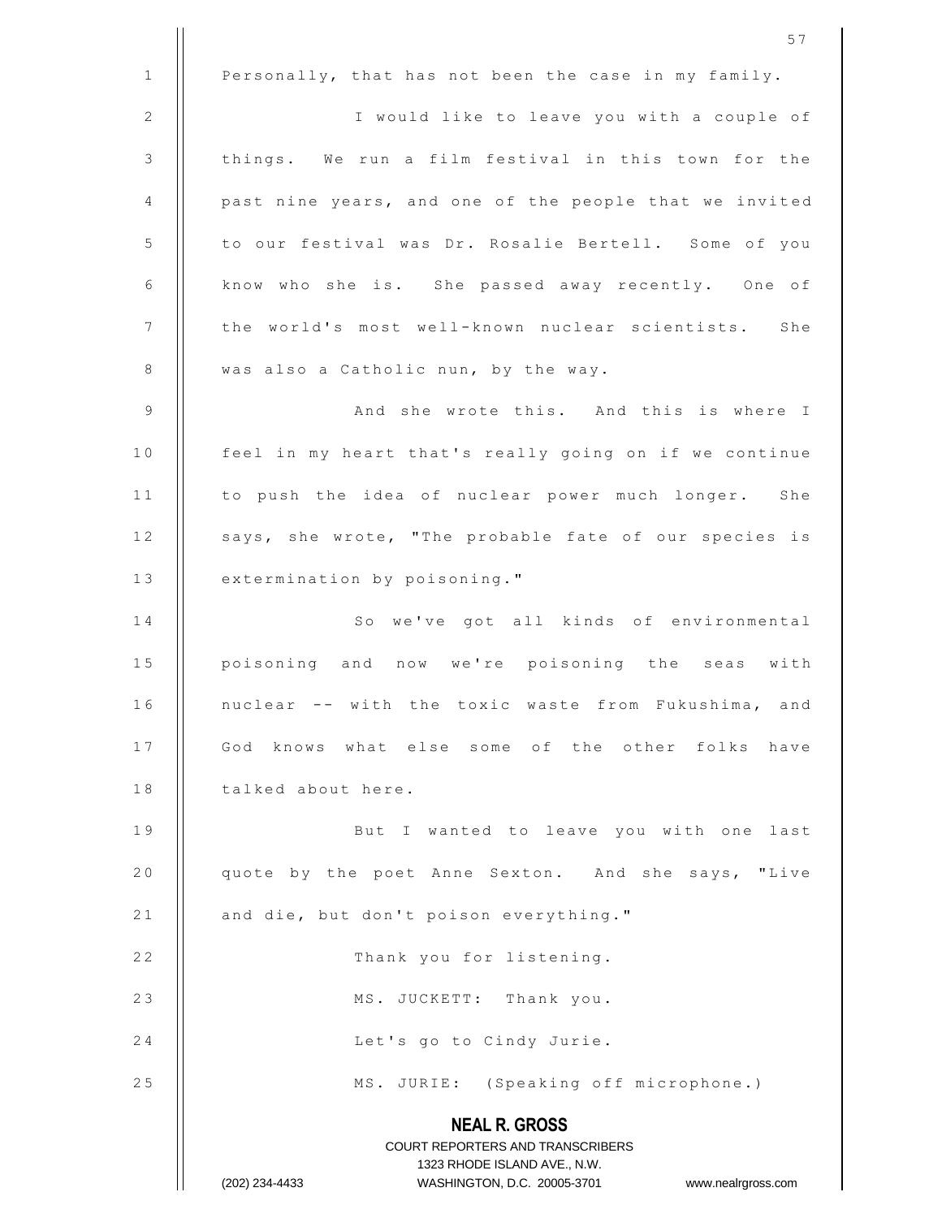Personally, that has not been the case in my family.

I would like to leave you with a couple of things. We run a film festival in this town for the past nine years, and one of the people that we invited to our festival was Dr. Rosalie Bertell. Some of you know who she is. She passed away recently. One of the world's most well-known nuclear scientists. She was also a Catholic nun, by the way.

And she wrote this. And this is where I feel in my heart that's really going on if we continue to push the idea of nuclear power much longer. She says, she wrote, "The probable fate of our species is extermination by poisoning."

So we've got all kinds of environmental poisoning and now we're poisoning the seas with nuclear -- with the toxic waste from Fukushima, and God knows what else some of the other folks have talked about here.

But I wanted to leave you with one last quote by the poet Anne Sexton. And she says, "Live and die, but don't poison everything."

Thank you for listening.

MS. JUCKETT: Thank you.

Let's go to Cindy Jurie.

MS. JURIE: (Speaking off microphone.)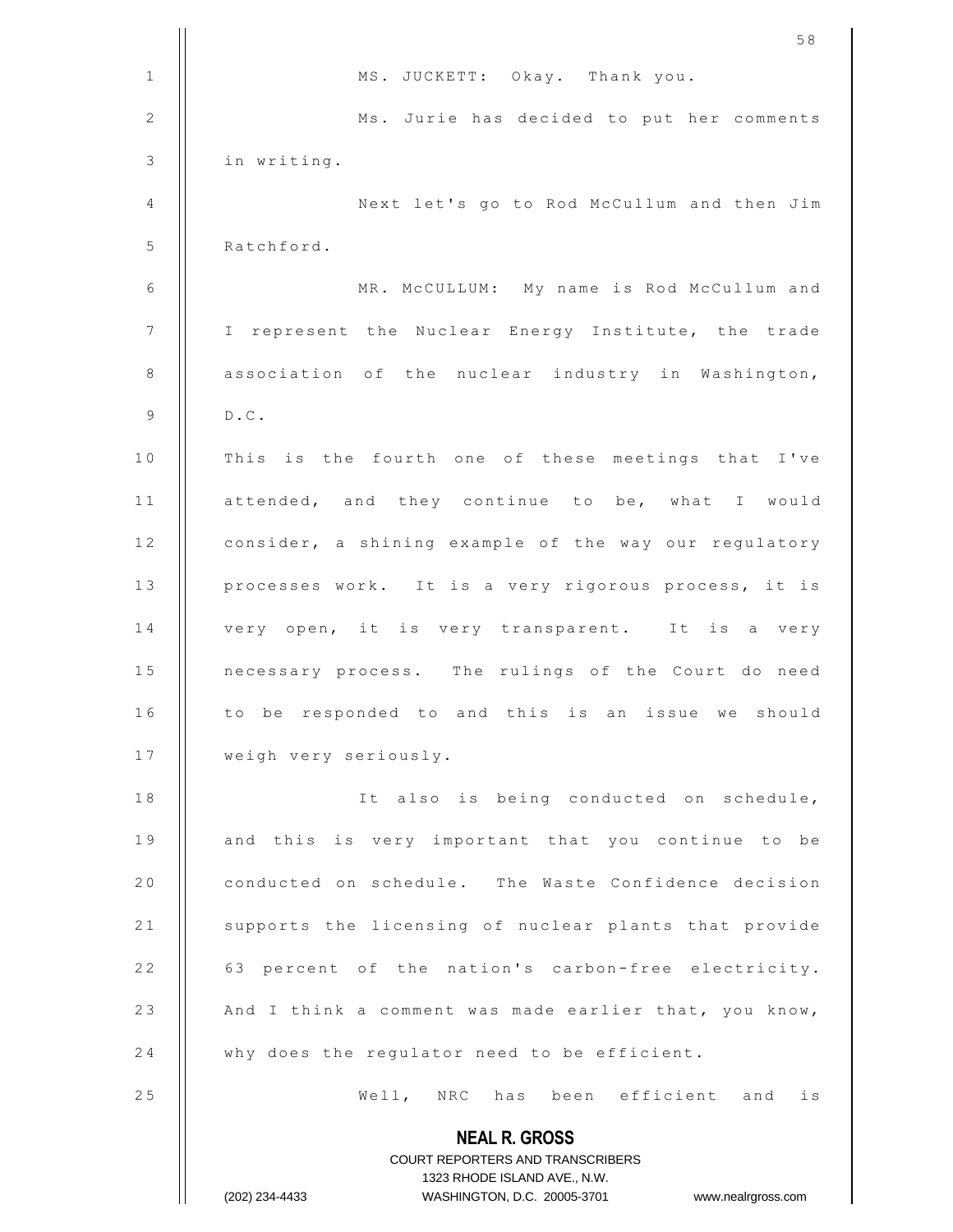MS. JUCKETT: Okay. Thank you.

Ms. Jurie has decided to put her comments in writing.

Next let's go to Rod McCullum and then Jim Ratchford.

MR. McCULLUM: My name is Rod McCullum and I represent the Nuclear Energy Institute, the trade association of the nuclear industry in Washington, D.C.

This is the fourth one of these meetings that I've attended, and they continue to be, what I would consider, a shining example of the way our regulatory processes work. It is a very rigorous process, it is very open, it is very transparent. It is a very necessary process. The rulings of the Court do need to be responded to and this is an issue we should weigh very seriously.

It also is being conducted on schedule, and this is very important that you continue to be conducted on schedule. The Waste Confidence decision supports the licensing of nuclear plants that provide 63 percent of the nation's carbon-free electricity. And I think a comment was made earlier that, you know, why does the regulator need to be efficient.

Well, NRC has been efficient and is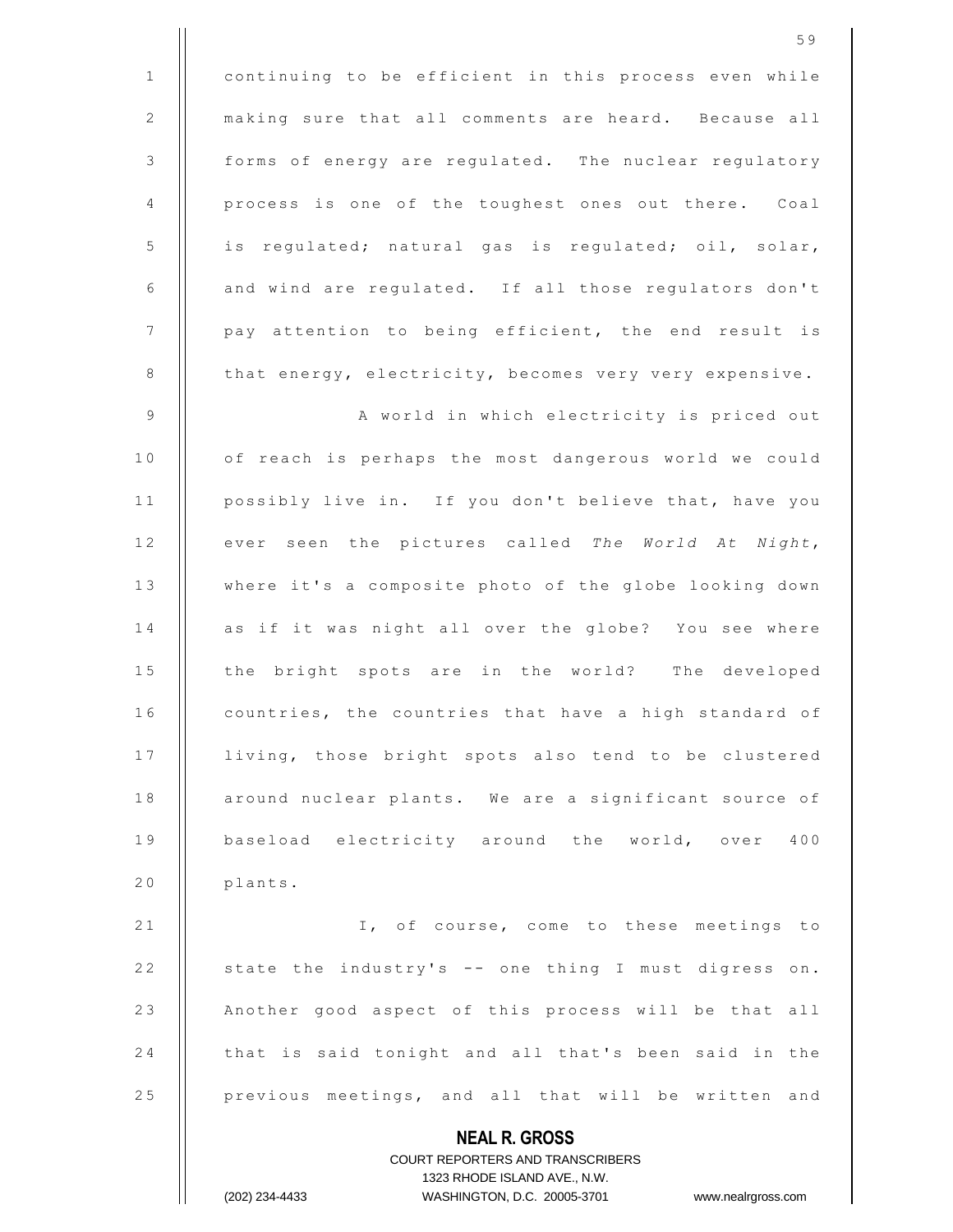continuing to be efficient in this process even while making sure that all comments are heard. Because all forms of energy are regulated. The nuclear regulatory process is one of the toughest ones out there. Coal is regulated; natural gas is regulated; oil, solar, and wind are regulated. If all those regulators don't pay attention to being efficient, the end result is that energy, electricity, becomes very very expensive.

A world in which electricity is priced out of reach is perhaps the most dangerous world we could possibly live in. If you don't believe that, have you ever seen the pictures called *The World At Night*, where it's a composite photo of the globe looking down as if it was night all over the globe? You see where the bright spots are in the world? The developed countries, the countries that have a high standard of living, those bright spots also tend to be clustered around nuclear plants. We are a significant source of baseload electricity around the world, over 400 plants.

I, of course, come to these meetings to state the industry's -- one thing I must digress on. Another good aspect of this process will be that all that is said tonight and all that's been said in the previous meetings, and all that will be written and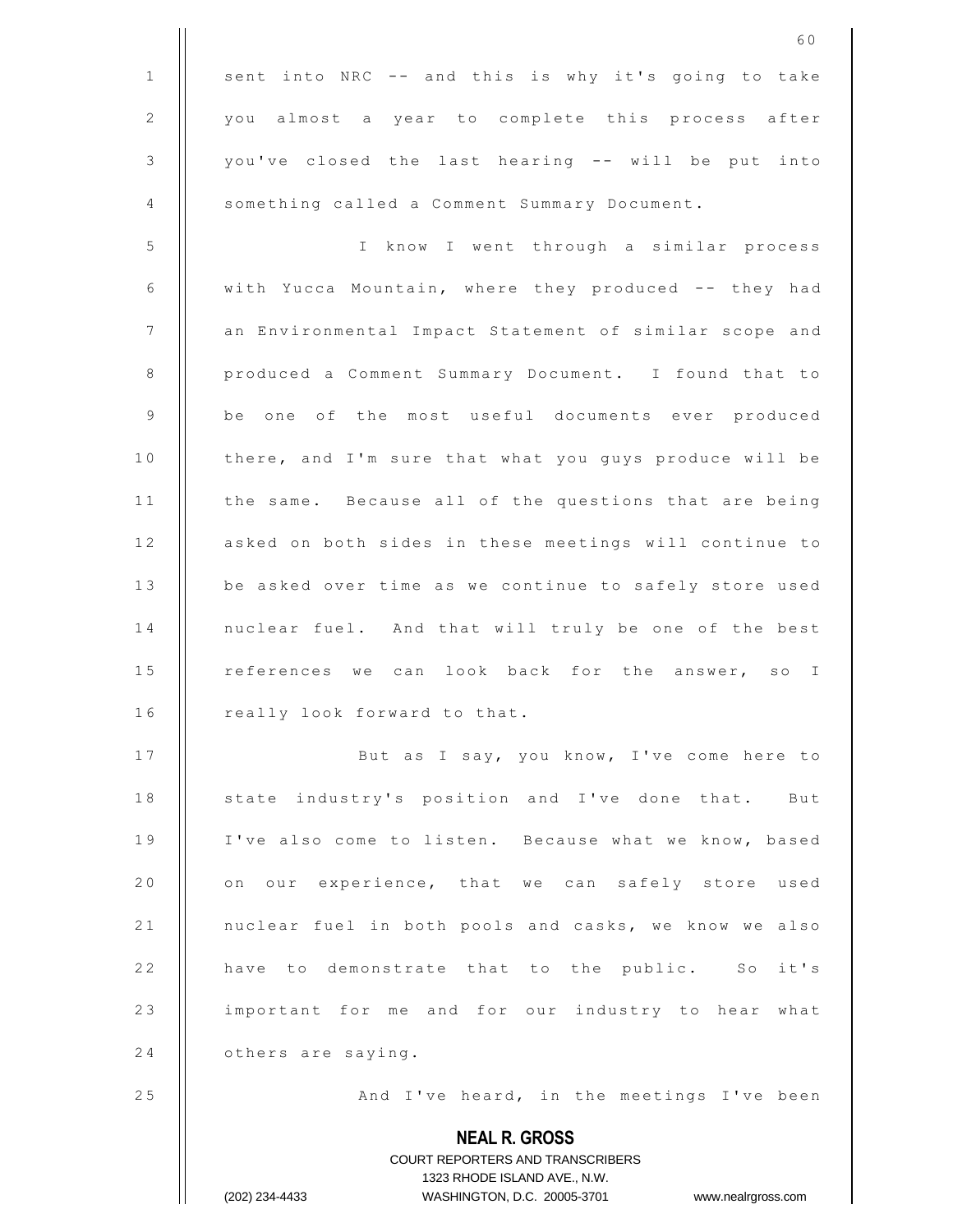sent into NRC -- and this is why it's going to take you almost a year to complete this process after you've closed the last hearing -- will be put into something called a Comment Summary Document.

I know I went through a similar process with Yucca Mountain, where they produced -- they had an Environmental Impact Statement of similar scope and produced a Comment Summary Document. I found that to be one of the most useful documents ever produced there, and I'm sure that what you guys produce will be the same. Because all of the questions that are being asked on both sides in these meetings will continue to be asked over time as we continue to safely store used nuclear fuel. And that will truly be one of the best references we can look back for the answer, so I really look forward to that.

But as I say, you know, I've come here to state industry's position and I've done that. But I've also come to listen. Because what we know, based on our experience, that we can safely store used nuclear fuel in both pools and casks, we know we also have to demonstrate that to the public. So it's important for me and for our industry to hear what others are saying.

And I've heard, in the meetings I've been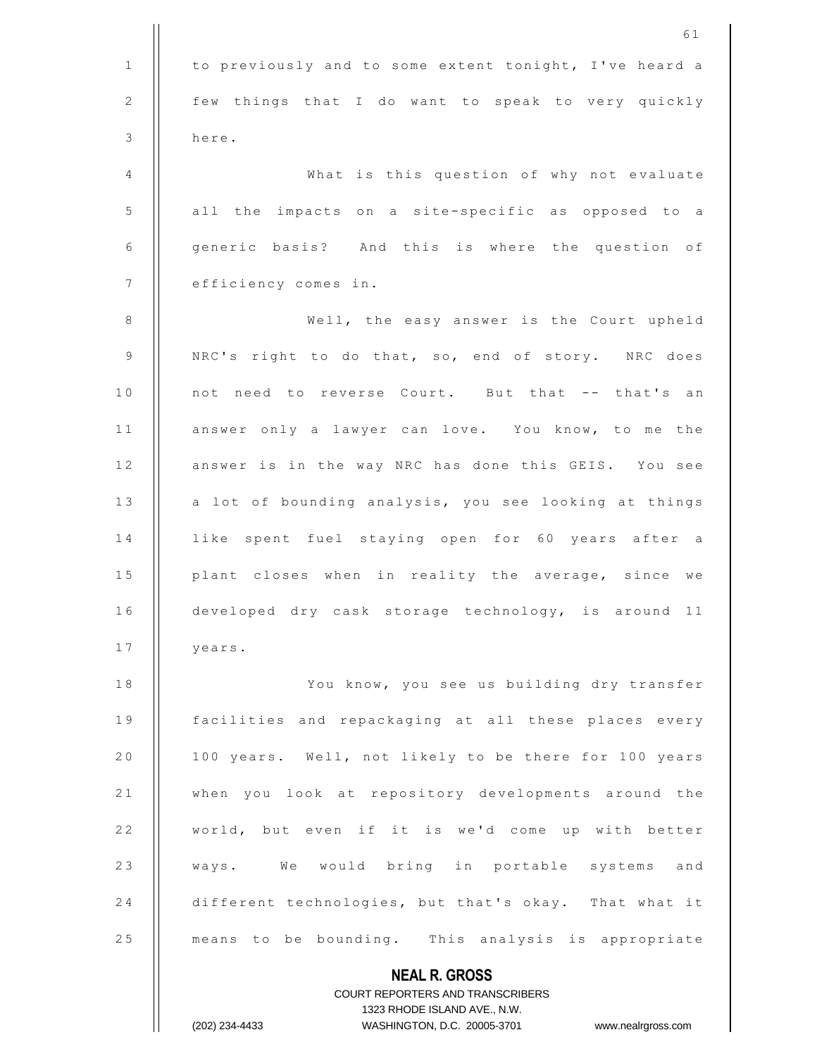to previously and to some extent tonight, I've heard a few things that I do want to speak to very quickly here.

What is this question of why not evaluate all the impacts on a site-specific as opposed to a generic basis? And this is where the question of efficiency comes in.

Well, the easy answer is the Court upheld NRC's right to do that, so, end of story. NRC does not need to reverse Court. But that -- that's an answer only a lawyer can love. You know, to me the answer is in the way NRC has done this GEIS. You see a lot of bounding analysis, you see looking at things like spent fuel staying open for 60 years after a plant closes when in reality the average, since we developed dry cask storage technology, is around 11 years.

You know, you see us building dry transfer facilities and repackaging at all these places every 100 years. Well, not likely to be there for 100 years when you look at repository developments around the world, but even if it is we'd come up with better ways. We would bring in portable systems and different technologies, but that's okay. That what it means to be bounding. This analysis is appropriate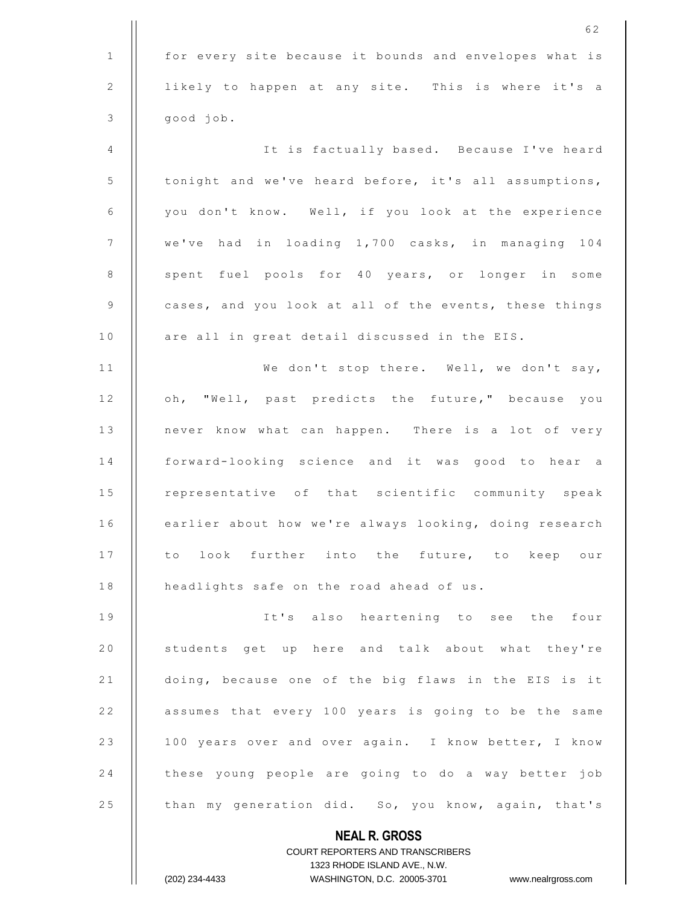for every site because it bounds and envelopes what is likely to happen at any site. This is where it's a good job.

It is factually based. Because I've heard tonight and we've heard before, it's all assumptions, you don't know. Well, if you look at the experience we've had in loading 1,700 casks, in managing 104 spent fuel pools for 40 years, or longer in some cases, and you look at all of the events, these things are all in great detail discussed in the EIS.

We don't stop there. Well, we don't say, oh, "Well, past predicts the future," because you never know what can happen. There is a lot of very forward-looking science and it was good to hear a representative of that scientific community speak earlier about how we're always looking, doing research to look further into the future, to keep our headlights safe on the road ahead of us.

It's also heartening to see the four students get up here and talk about what they're doing, because one of the big flaws in the EIS is it assumes that every 100 years is going to be the same 100 years over and over again. I know better, I know these young people are going to do a way better job than my generation did. So, you know, again, that's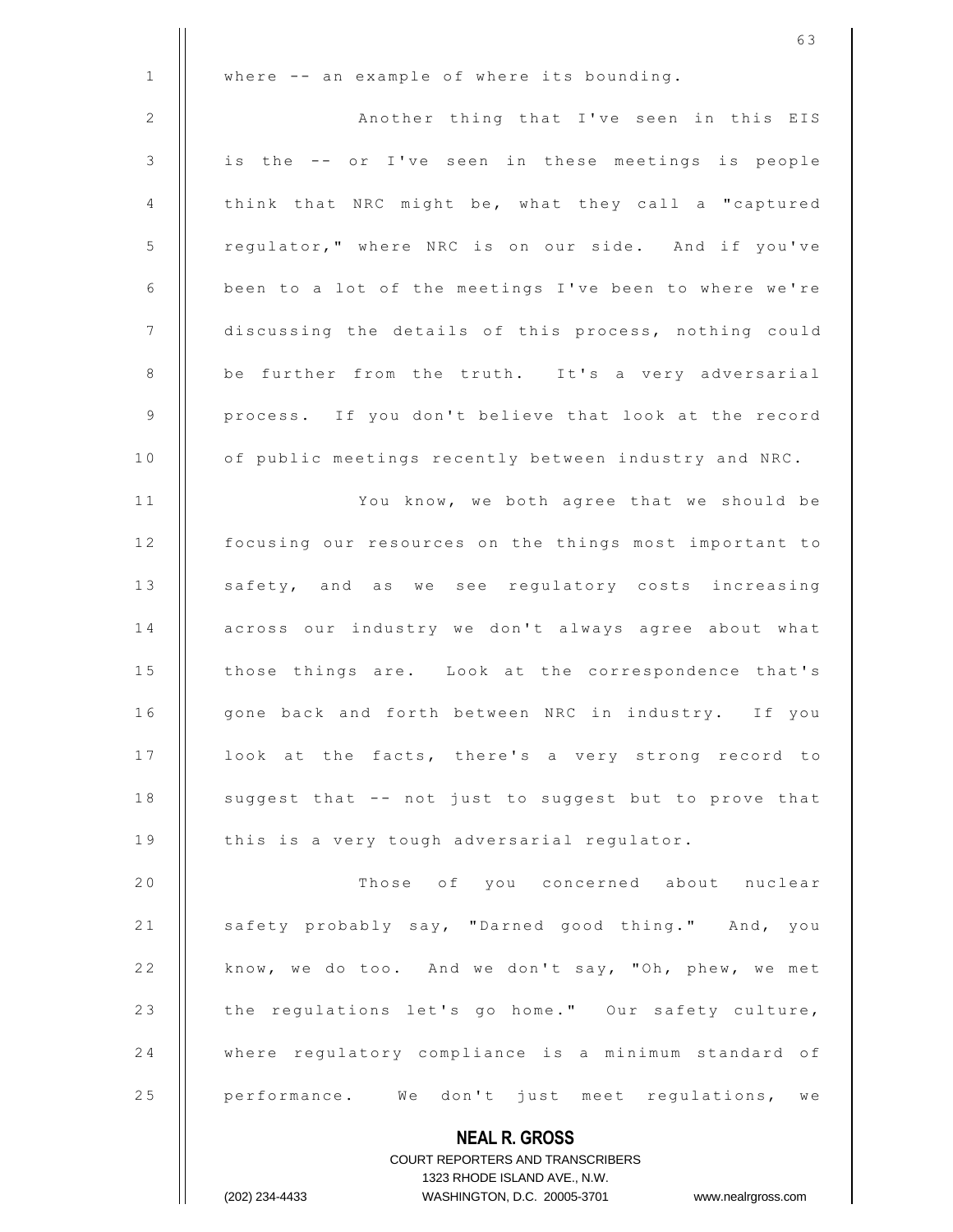where -- an example of where its bounding.

Another thing that I've seen in this EIS is the -- or I've seen in these meetings is people think that NRC might be, what they call a "captured regulator," where NRC is on our side. And if you've been to a lot of the meetings I've been to where we're discussing the details of this process, nothing could be further from the truth. It's a very adversarial process. If you don't believe that look at the record of public meetings recently between industry and NRC.

You know, we both agree that we should be focusing our resources on the things most important to safety, and as we see regulatory costs increasing across our industry we don't always agree about what those things are. Look at the correspondence that's gone back and forth between NRC in industry. If you look at the facts, there's a very strong record to suggest that -- not just to suggest but to prove that this is a very tough adversarial regulator.

Those of you concerned about nuclear safety probably say, "Darned good thing." And, you know, we do too. And we don't say, "Oh, phew, we met the regulations let's go home." Our safety culture, where regulatory compliance is a minimum standard of performance. We don't just meet regulations, we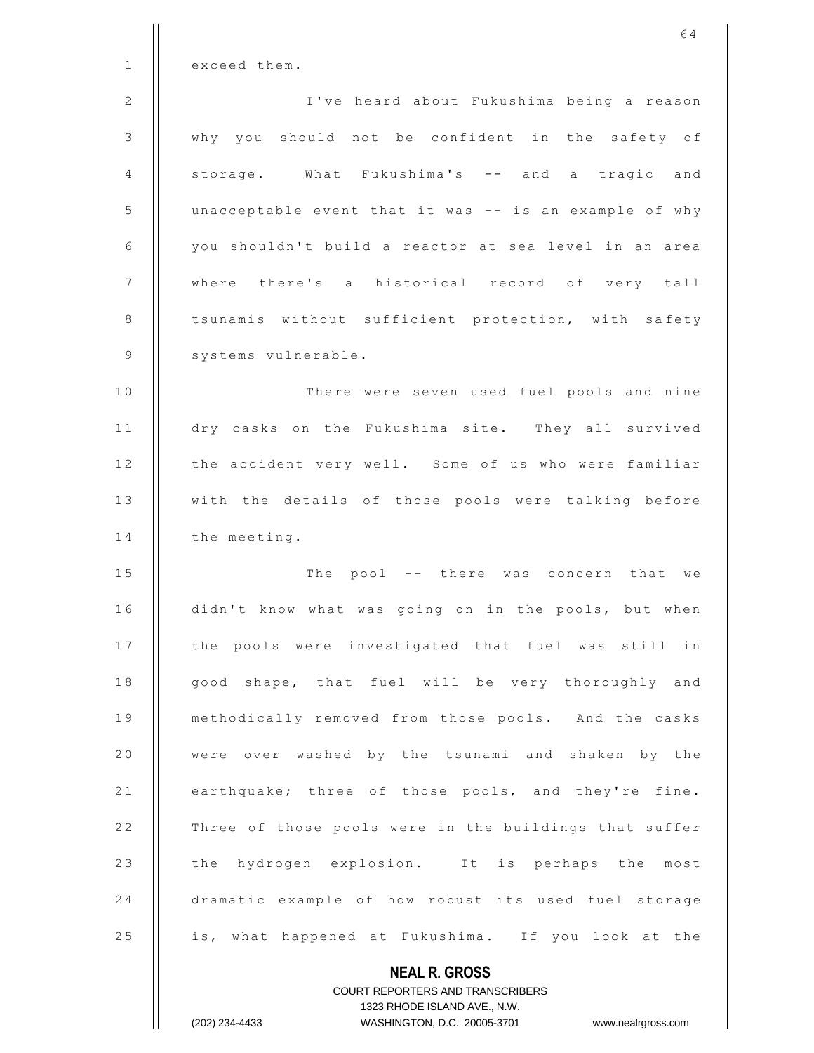exceed them.

I've heard about Fukushima being a reason why you should not be confident in the safety of storage. What Fukushima's -- and a tragic and unacceptable event that it was -- is an example of why you shouldn't build a reactor at sea level in an area where there's a historical record of very tall tsunamis without sufficient protection, with safety systems vulnerable.

There were seven used fuel pools and nine dry casks on the Fukushima site. They all survived the accident very well. Some of us who were familiar with the details of those pools were talking before the meeting.

The pool -- there was concern that we didn't know what was going on in the pools, but when the pools were investigated that fuel was still in good shape, that fuel will be very thoroughly and methodically removed from those pools. And the casks were over washed by the tsunami and shaken by the earthquake; three of those pools, and they're fine. Three of those pools were in the buildings that suffer the hydrogen explosion. It is perhaps the most dramatic example of how robust its used fuel storage is, what happened at Fukushima. If you look at the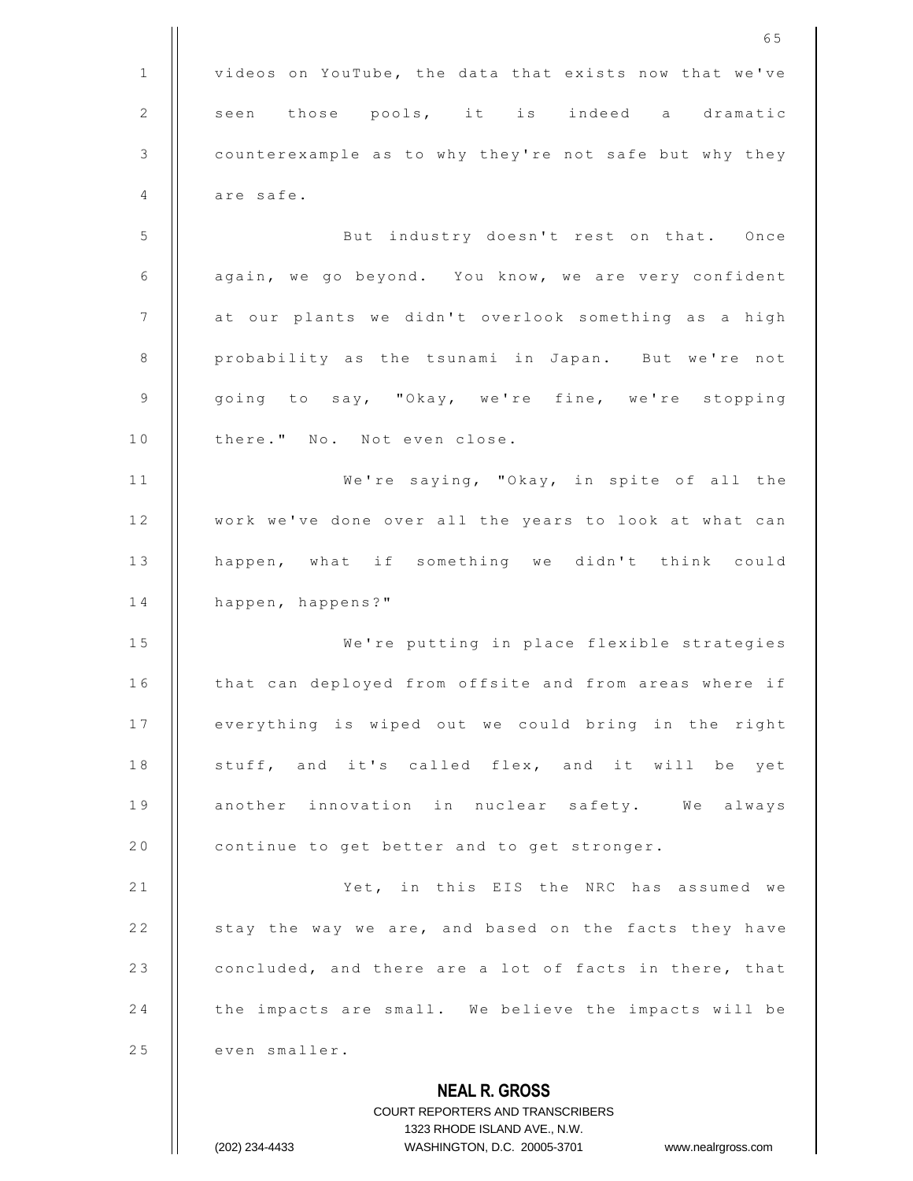videos on YouTube, the data that exists now that we've seen those pools, it is indeed a dramatic counterexample as to why they're not safe but why they are safe.

But industry doesn't rest on that. Once again, we go beyond. You know, we are very confident at our plants we didn't overlook something as a high probability as the tsunami in Japan. But we're not going to say, "Okay, we're fine, we're stopping there." No. Not even close.

We're saying, "Okay, in spite of all the work we've done over all the years to look at what can happen, what if something we didn't think could happen, happens?"

We're putting in place flexible strategies that can deployed from offsite and from areas where if everything is wiped out we could bring in the right stuff, and it's called flex, and it will be yet another innovation in nuclear safety. We always continue to get better and to get stronger.

Yet, in this EIS the NRC has assumed we stay the way we are, and based on the facts they have concluded, and there are a lot of facts in there, that the impacts are small. We believe the impacts will be even smaller.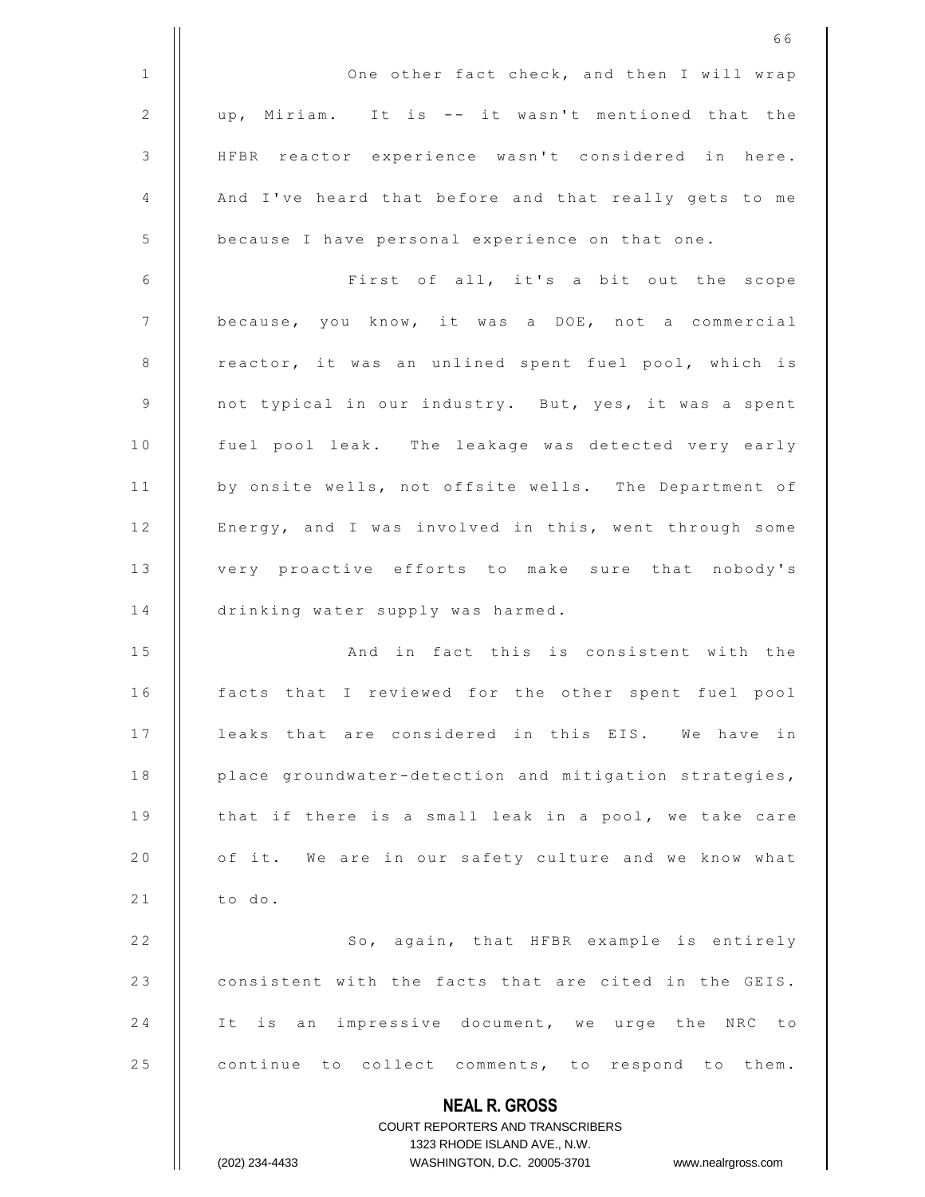One other fact check, and then I will wrap up, Miriam. It is -- it wasn't mentioned that the HFBR reactor experience wasn't considered in here. And I've heard that before and that really gets to me because I have personal experience on that one.

First of all, it's a bit out the scope because, you know, it was a DOE, not a commercial reactor, it was an unlined spent fuel pool, which is not typical in our industry. But, yes, it was a spent fuel pool leak. The leakage was detected very early by onsite wells, not offsite wells. The Department of Energy, and I was involved in this, went through some very proactive efforts to make sure that nobody's drinking water supply was harmed.

And in fact this is consistent with the facts that I reviewed for the other spent fuel pool leaks that are considered in this EIS. We have in place groundwater-detection and mitigation strategies, that if there is a small leak in a pool, we take care of it. We are in our safety culture and we know what to do.

So, again, that HFBR example is entirely consistent with the facts that are cited in the GEIS. It is an impressive document, we urge the NRC to continue to collect comments, to respond to them.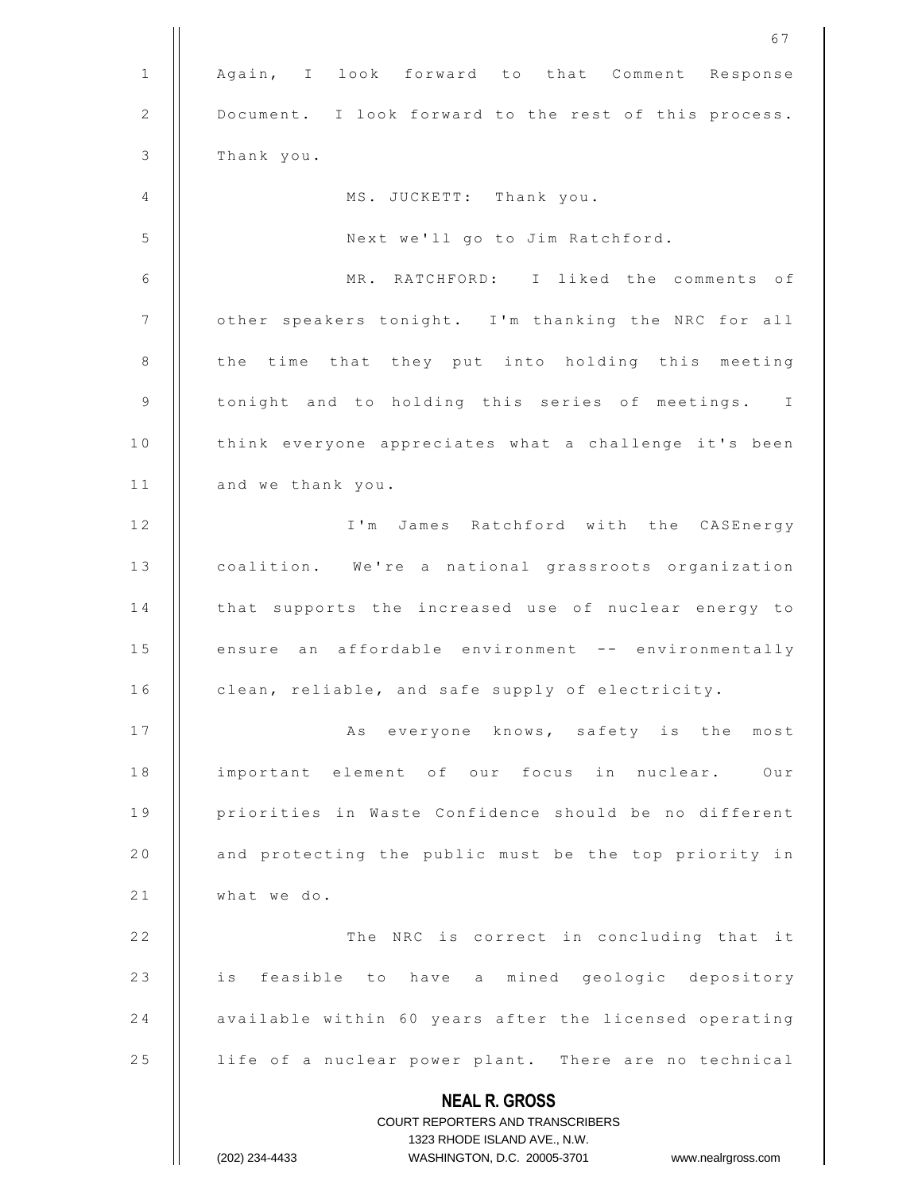Again, I look forward to that Comment Response Document. I look forward to the rest of this process. Thank you.

MS. JUCKETT: Thank you.

Next we'll go to Jim Ratchford.

MR. RATCHFORD: I liked the comments of other speakers tonight. I'm thanking the NRC for all the time that they put into holding this meeting tonight and to holding this series of meetings. I think everyone appreciates what a challenge it's been and we thank you.

I'm James Ratchford with the CASEnergy coalition. We're a national grassroots organization that supports the increased use of nuclear energy to ensure an affordable environment -- environmentally clean, reliable, and safe supply of electricity.

As everyone knows, safety is the most important element of our focus in nuclear. Our priorities in Waste Confidence should be no different and protecting the public must be the top priority in what we do.

The NRC is correct in concluding that it is feasible to have a mined geologic depository available within 60 years after the licensed operating life of a nuclear power plant. There are no technical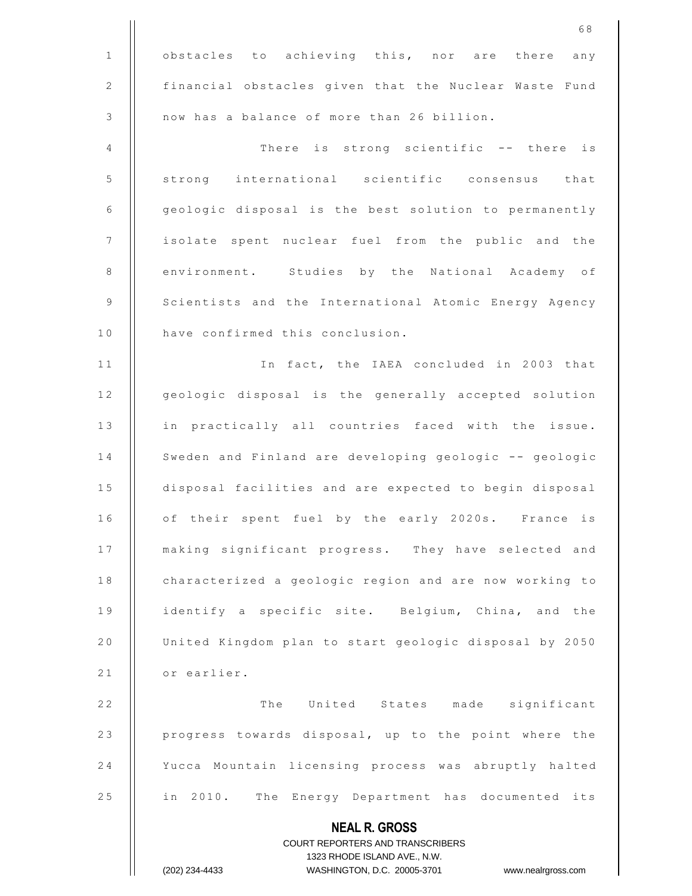obstacles to achieving this, nor are there any financial obstacles given that the Nuclear Waste Fund now has a balance of more than 26 billion.

There is strong scientific -- there is strong international scientific consensus that geologic disposal is the best solution to permanently isolate spent nuclear fuel from the public and the environment. Studies by the National Academy of Scientists and the International Atomic Energy Agency have confirmed this conclusion.

In fact, the IAEA concluded in 2003 that geologic disposal is the generally accepted solution in practically all countries faced with the issue. Sweden and Finland are developing geologic -- geologic disposal facilities and are expected to begin disposal of their spent fuel by the early 2020s. France is making significant progress. They have selected and characterized a geologic region and are now working to identify a specific site. Belgium, China, and the United Kingdom plan to start geologic disposal by 2050 or earlier.

The United States made significant progress towards disposal, up to the point where the Yucca Mountain licensing process was abruptly halted in 2010. The Energy Department has documented its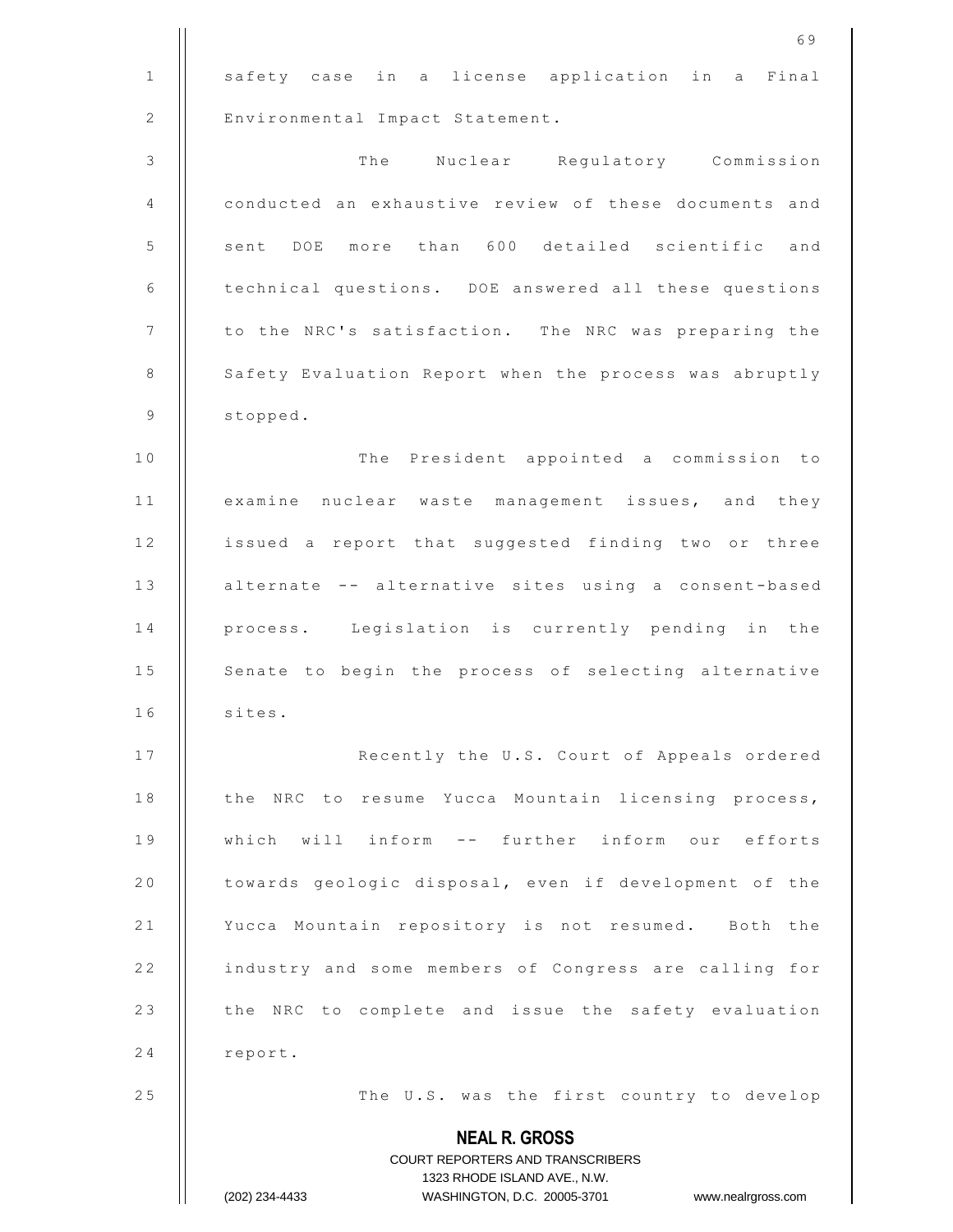safety case in a license application in a Final Environmental Impact Statement.

The Nuclear Regulatory Commission conducted an exhaustive review of these documents and sent DOE more than 600 detailed scientific and technical questions. DOE answered all these questions to the NRC's satisfaction. The NRC was preparing the Safety Evaluation Report when the process was abruptly stopped.

The President appointed a commission to examine nuclear waste management issues, and they issued a report that suggested finding two or three alternate -- alternative sites using a consent-based process. Legislation is currently pending in the Senate to begin the process of selecting alternative sites.

Recently the U.S. Court of Appeals ordered the NRC to resume Yucca Mountain licensing process, which will inform -- further inform our efforts towards geologic disposal, even if development of the Yucca Mountain repository is not resumed. Both the industry and some members of Congress are calling for the NRC to complete and issue the safety evaluation report.

The U.S. was the first country to develop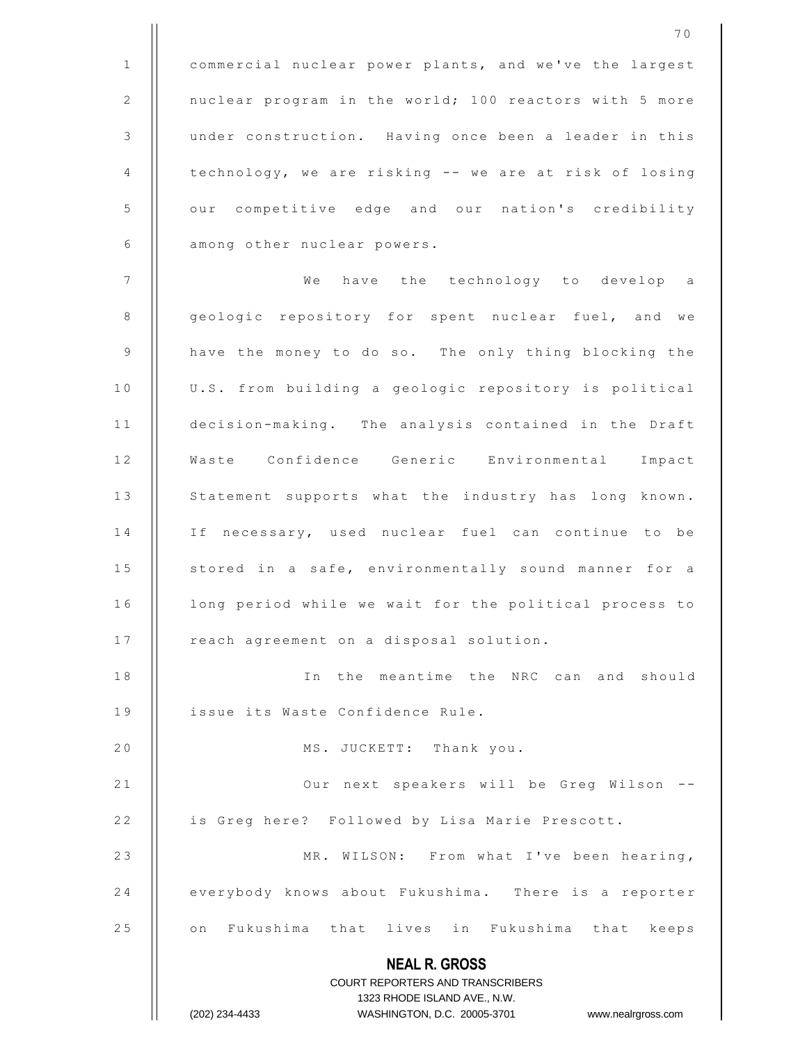commercial nuclear power plants, and we've the largest nuclear program in the world; 100 reactors with 5 more under construction. Having once been a leader in this technology, we are risking -- we are at risk of losing our competitive edge and our nation's credibility among other nuclear powers.

We have the technology to develop a geologic repository for spent nuclear fuel, and we have the money to do so. The only thing blocking the U.S. from building a geologic repository is political decision-making. The analysis contained in the Draft Waste Confidence Generic Environmental Impact Statement supports what the industry has long known. If necessary, used nuclear fuel can continue to be stored in a safe, environmentally sound manner for a long period while we wait for the political process to reach agreement on a disposal solution.

In the meantime the NRC can and should issue its Waste Confidence Rule.

MS. JUCKETT: Thank you.

Our next speakers will be Greg Wilson -- is Greg here? Followed by Lisa Marie Prescott.

MR. WILSON: From what I've been hearing, everybody knows about Fukushima. There is a reporter on Fukushima that lives in Fukushima that keeps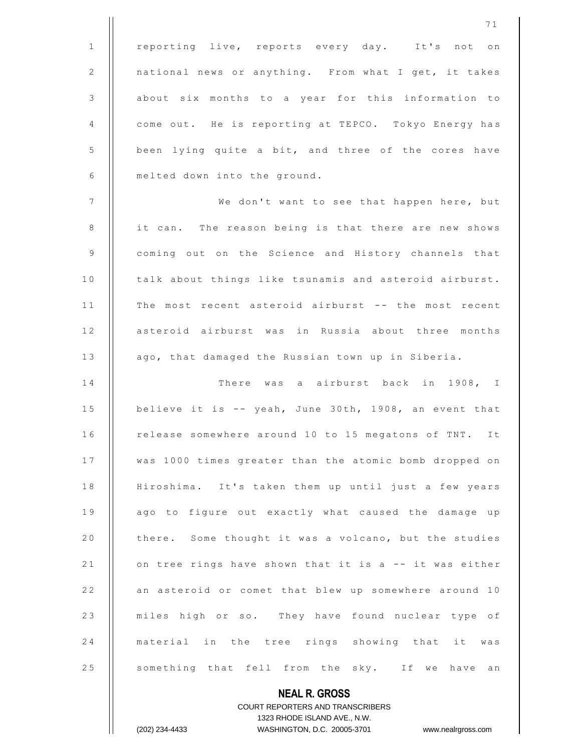reporting live, reports every day. It's not on national news or anything. From what I get, it takes about six months to a year for this information to come out. He is reporting at TEPCO. Tokyo Energy has been lying quite a bit, and three of the cores have melted down into the ground.

We don't want to see that happen here, but it can. The reason being is that there are new shows coming out on the Science and History channels that talk about things like tsunamis and asteroid airburst. The most recent asteroid airburst -- the most recent asteroid airburst was in Russia about three months ago, that damaged the Russian town up in Siberia.

There was a airburst back in 1908, I believe it is -- yeah, June 30th, 1908, an event that release somewhere around 10 to 15 megatons of TNT. It was 1000 times greater than the atomic bomb dropped on Hiroshima. It's taken them up until just a few years ago to figure out exactly what caused the damage up there. Some thought it was a volcano, but the studies on tree rings have shown that it is a -- it was either an asteroid or comet that blew up somewhere around 10 miles high or so. They have found nuclear type of material in the tree rings showing that it was something that fell from the sky. If we have an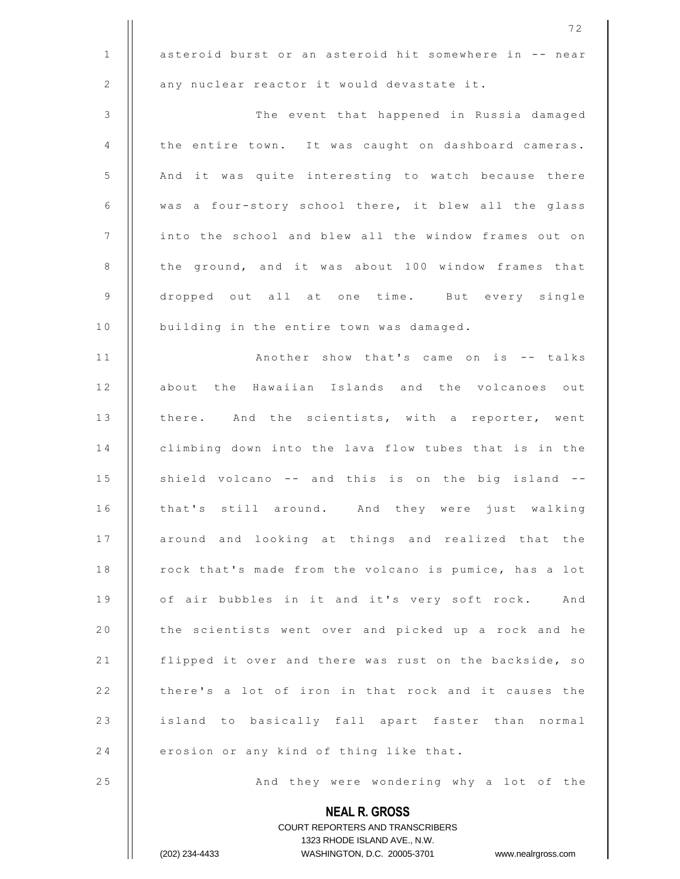asteroid burst or an asteroid hit somewhere in -- near any nuclear reactor it would devastate it.

The event that happened in Russia damaged the entire town. It was caught on dashboard cameras. And it was quite interesting to watch because there was a four-story school there, it blew all the glass into the school and blew all the window frames out on the ground, and it was about 100 window frames that dropped out all at one time. But every single building in the entire town was damaged.

Another show that's came on is -- talks about the Hawaiian Islands and the volcanoes out there. And the scientists, with a reporter, went climbing down into the lava flow tubes that is in the shield volcano -- and this is on the big island -- that's still around. And they were just walking around and looking at things and realized that the rock that's made from the volcano is pumice, has a lot of air bubbles in it and it's very soft rock. And the scientists went over and picked up a rock and he flipped it over and there was rust on the backside, so there's a lot of iron in that rock and it causes the island to basically fall apart faster than normal erosion or any kind of thing like that.

And they were wondering why a lot of the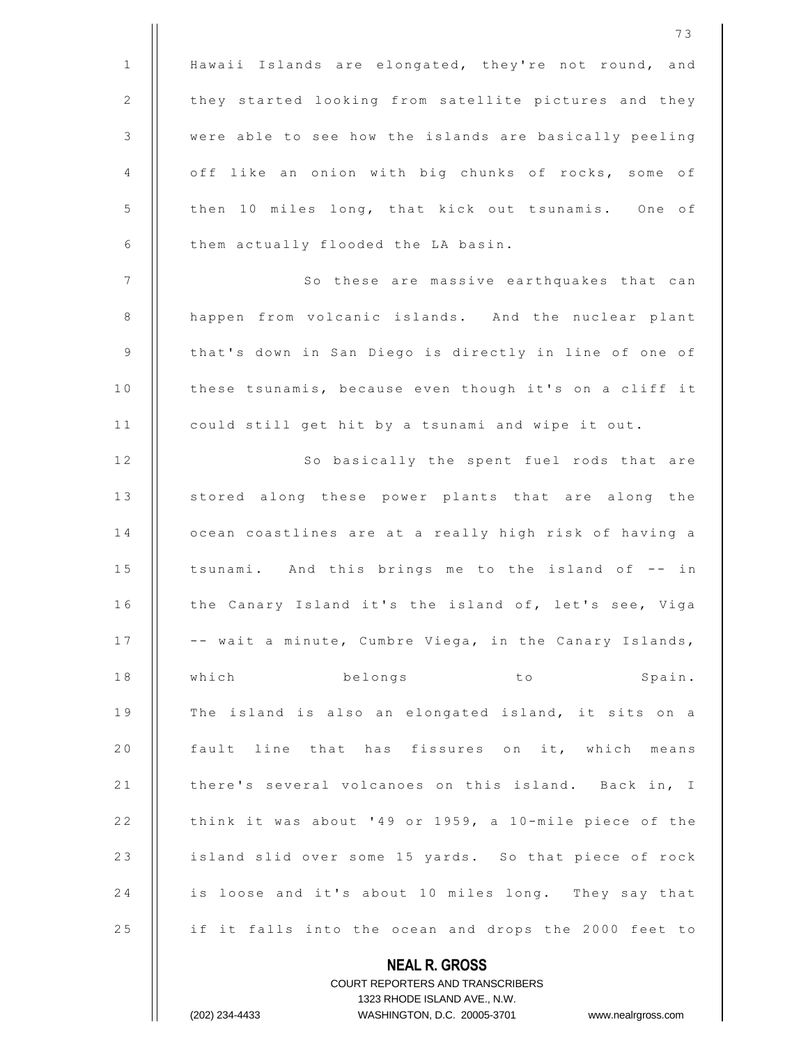Hawaii Islands are elongated, they're not round, and they started looking from satellite pictures and they were able to see how the islands are basically peeling off like an onion with big chunks of rocks, some of then 10 miles long, that kick out tsunamis. One of them actually flooded the LA basin.

So these are massive earthquakes that can happen from volcanic islands. And the nuclear plant that's down in San Diego is directly in line of one of these tsunamis, because even though it's on a cliff it could still get hit by a tsunami and wipe it out.

So basically the spent fuel rods that are stored along these power plants that are along the ocean coastlines are at a really high risk of having a tsunami. And this brings me to the island of -- in the Canary Island it's the island of, let's see, Viga -- wait a minute, Cumbre Viega, in the Canary Islands, which belongs to Spain. The island is also an elongated island, it sits on a fault line that has fissures on it, which means there's several volcanoes on this island. Back in, I think it was about '49 or 1959, a 10-mile piece of the island slid over some 15 yards. So that piece of rock is loose and it's about 10 miles long. They say that if it falls into the ocean and drops the 2000 feet to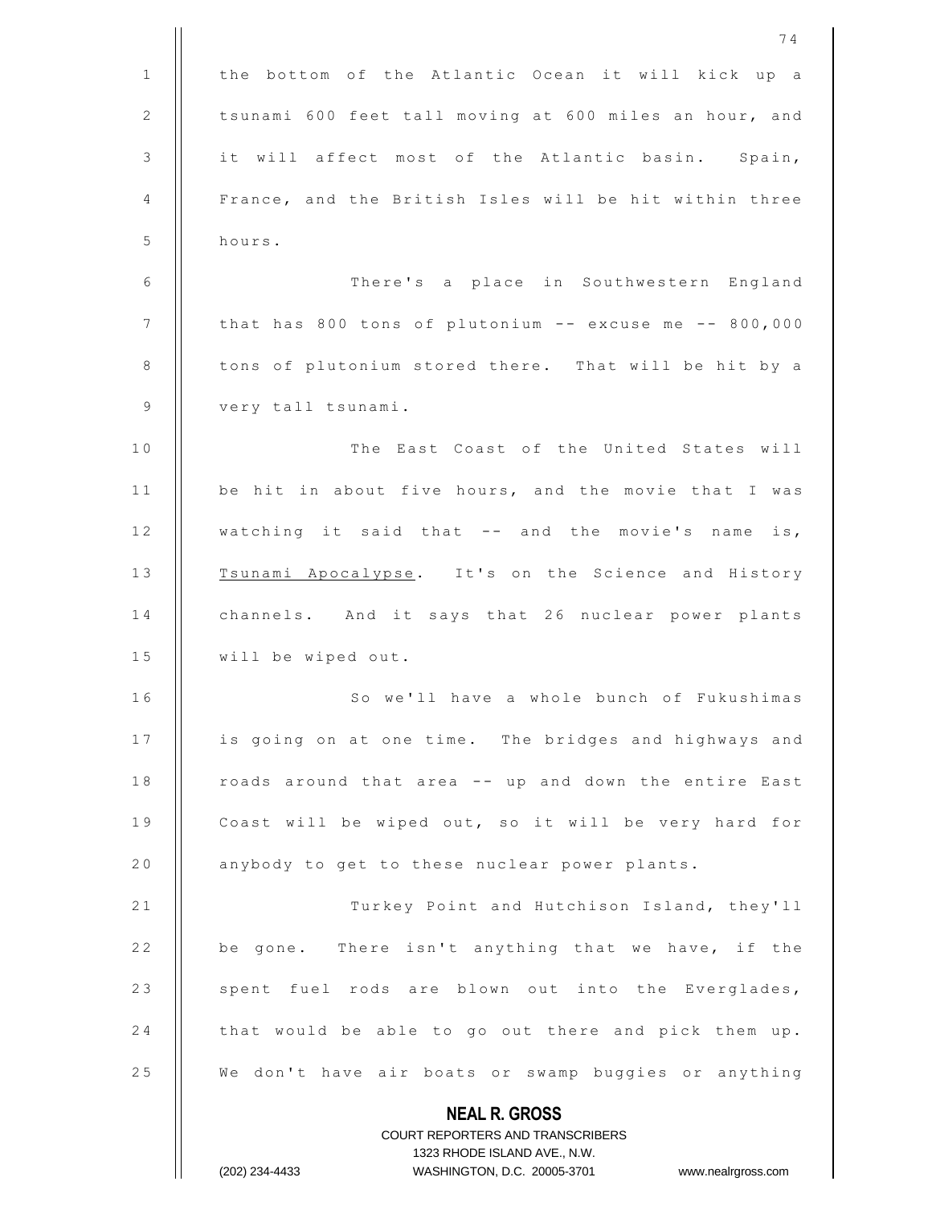the bottom of the Atlantic Ocean it will kick up a tsunami 600 feet tall moving at 600 miles an hour, and it will affect most of the Atlantic basin. Spain, France, and the British Isles will be hit within three hours.

There's a place in Southwestern England that has 800 tons of plutonium -- excuse me -- 800,000 tons of plutonium stored there. That will be hit by a very tall tsunami.

The East Coast of the United States will be hit in about five hours, and the movie that I was watching it said that -- and the movie's name is, Tsunami Apocalypse. It's on the Science and History channels. And it says that 26 nuclear power plants will be wiped out.

So we'll have a whole bunch of Fukushimas is going on at one time. The bridges and highways and roads around that area -- up and down the entire East Coast will be wiped out, so it will be very hard for anybody to get to these nuclear power plants.

Turkey Point and Hutchison Island, they'll be gone. There isn't anything that we have, if the spent fuel rods are blown out into the Everglades, that would be able to go out there and pick them up. We don't have air boats or swamp buggies or anything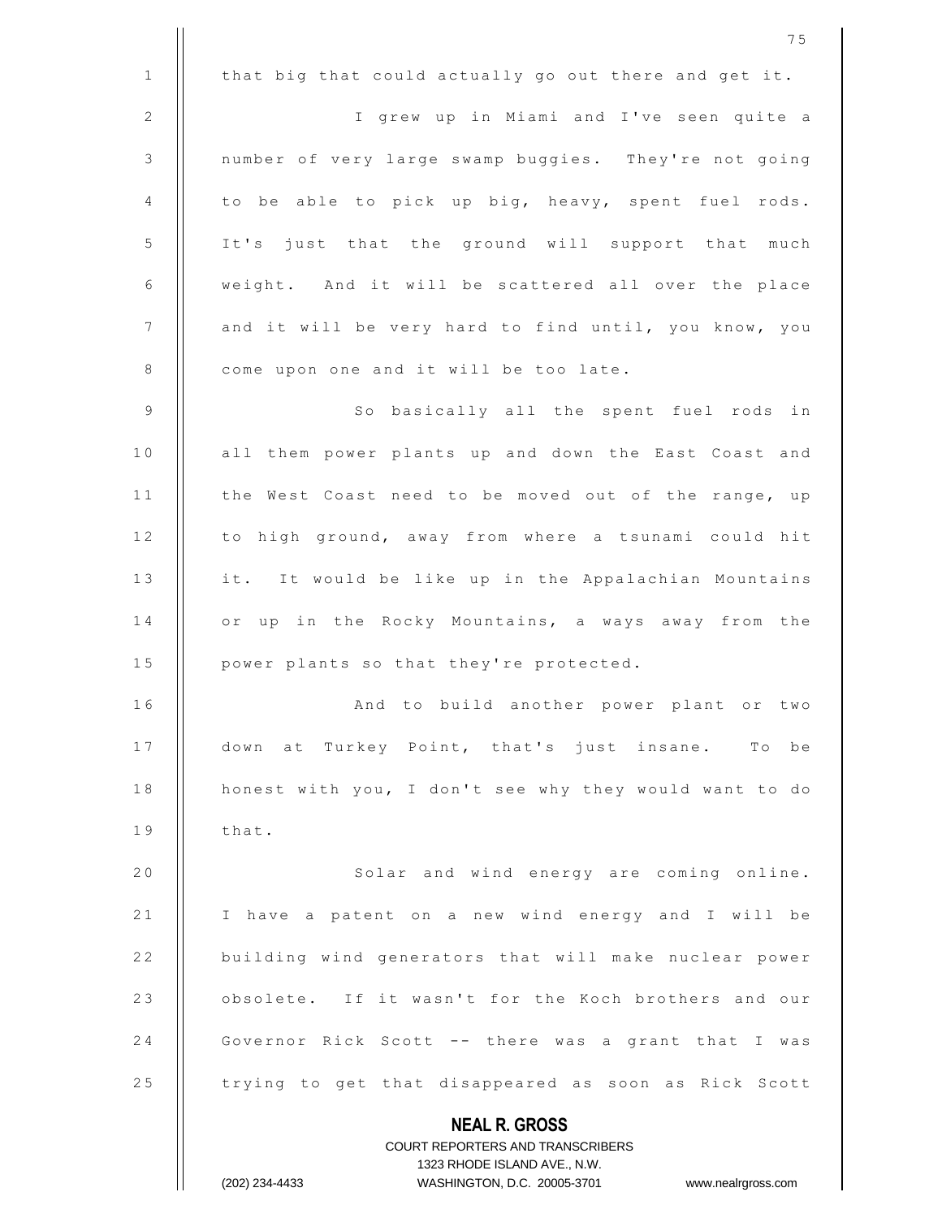that big that could actually go out there and get it.

I grew up in Miami and I've seen quite a number of very large swamp buggies. They're not going to be able to pick up big, heavy, spent fuel rods. It's just that the ground will support that much weight. And it will be scattered all over the place and it will be very hard to find until, you know, you come upon one and it will be too late.

So basically all the spent fuel rods in all them power plants up and down the East Coast and the West Coast need to be moved out of the range, up to high ground, away from where a tsunami could hit it. It would be like up in the Appalachian Mountains or up in the Rocky Mountains, a ways away from the power plants so that they're protected.

And to build another power plant or two down at Turkey Point, that's just insane. To be honest with you, I don't see why they would want to do that.

Solar and wind energy are coming online. I have a patent on a new wind energy and I will be building wind generators that will make nuclear power obsolete. If it wasn't for the Koch brothers and our Governor Rick Scott -- there was a grant that I was trying to get that disappeared as soon as Rick Scott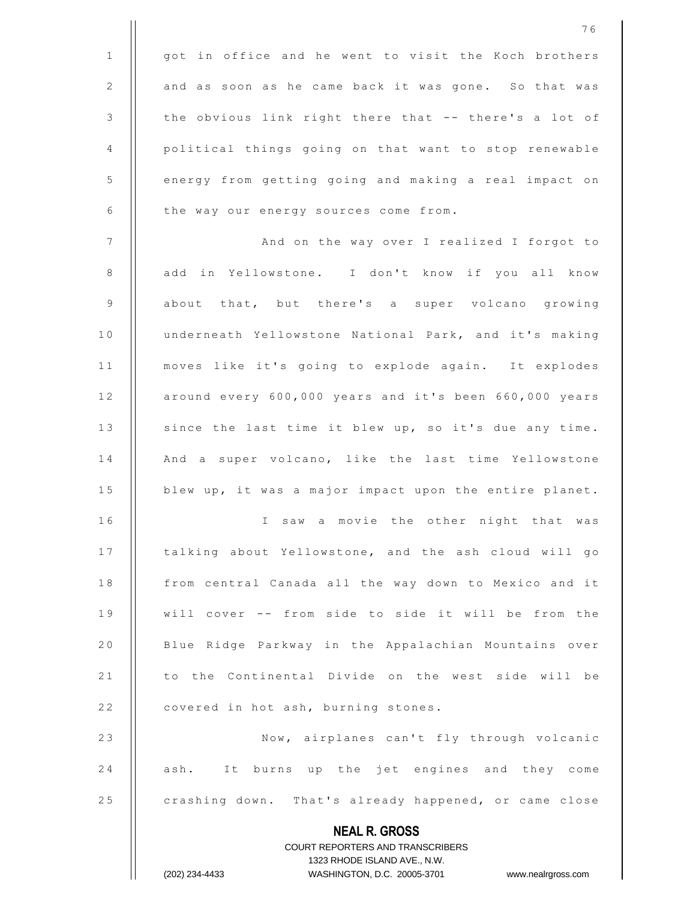got in office and he went to visit the Koch brothers and as soon as he came back it was gone. So that was the obvious link right there that -- there's a lot of political things going on that want to stop renewable energy from getting going and making a real impact on the way our energy sources come from.

And on the way over I realized I forgot to add in Yellowstone. I don't know if you all know about that, but there's a super volcano growing underneath Yellowstone National Park, and it's making moves like it's going to explode again. It explodes around every 600,000 years and it's been 660,000 years since the last time it blew up, so it's due any time. And a super volcano, like the last time Yellowstone blew up, it was a major impact upon the entire planet.

I saw a movie the other night that was talking about Yellowstone, and the ash cloud will go from central Canada all the way down to Mexico and it will cover -- from side to side it will be from the Blue Ridge Parkway in the Appalachian Mountains over to the Continental Divide on the west side will be covered in hot ash, burning stones.

Now, airplanes can't fly through volcanic ash. It burns up the jet engines and they come crashing down. That's already happened, or came close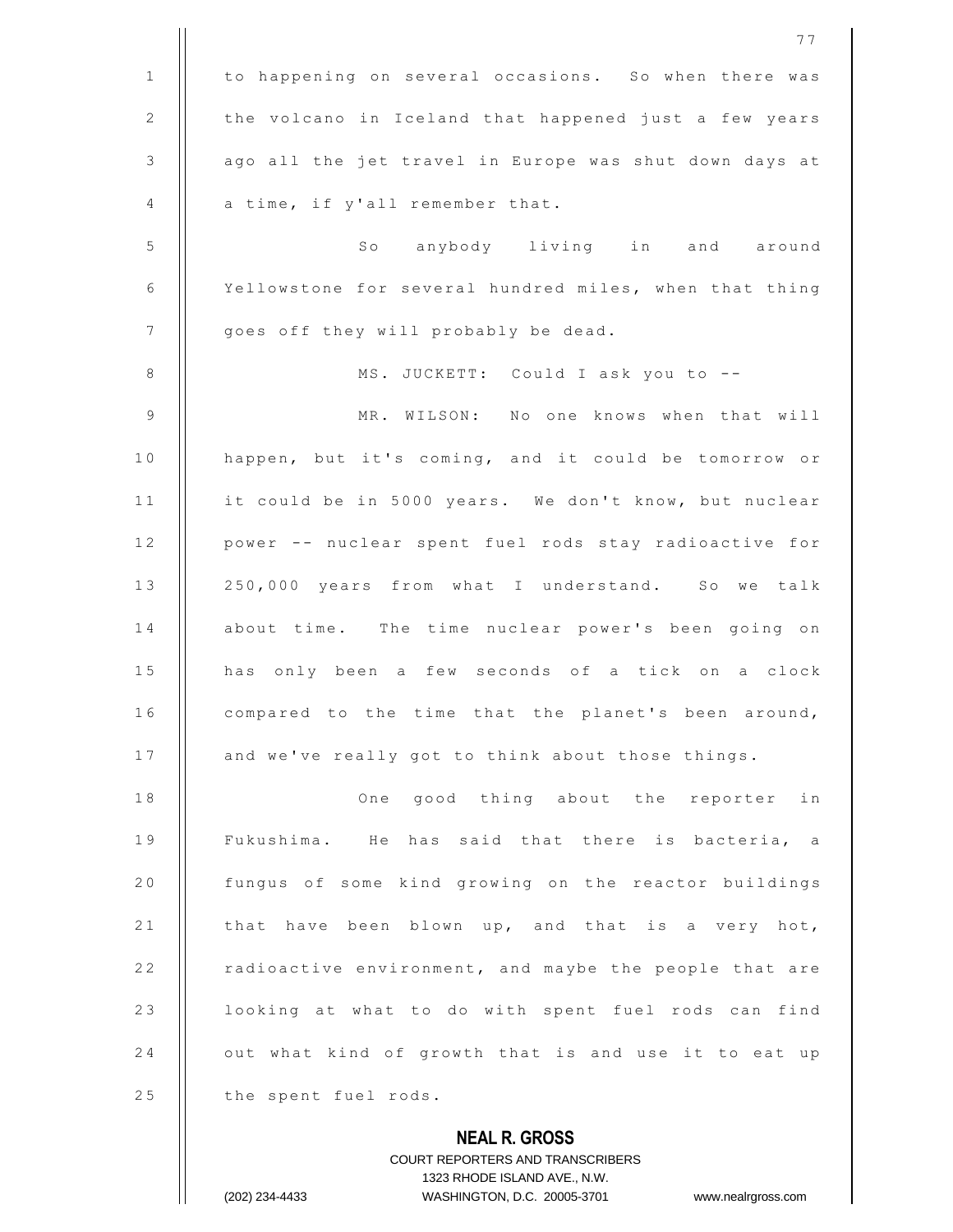to happening on several occasions. So when there was the volcano in Iceland that happened just a few years ago all the jet travel in Europe was shut down days at a time, if y'all remember that.

So anybody living in and around Yellowstone for several hundred miles, when that thing goes off they will probably be dead.

MS. JUCKETT: Could I ask you to --

MR. WILSON: No one knows when that will happen, but it's coming, and it could be tomorrow or it could be in 5000 years. We don't know, but nuclear power -- nuclear spent fuel rods stay radioactive for 250,000 years from what I understand. So we talk about time. The time nuclear power's been going on has only been a few seconds of a tick on a clock compared to the time that the planet's been around, and we've really got to think about those things.

One good thing about the reporter in Fukushima. He has said that there is bacteria, a fungus of some kind growing on the reactor buildings that have been blown up, and that is a very hot, radioactive environment, and maybe the people that are looking at what to do with spent fuel rods can find out what kind of growth that is and use it to eat up the spent fuel rods.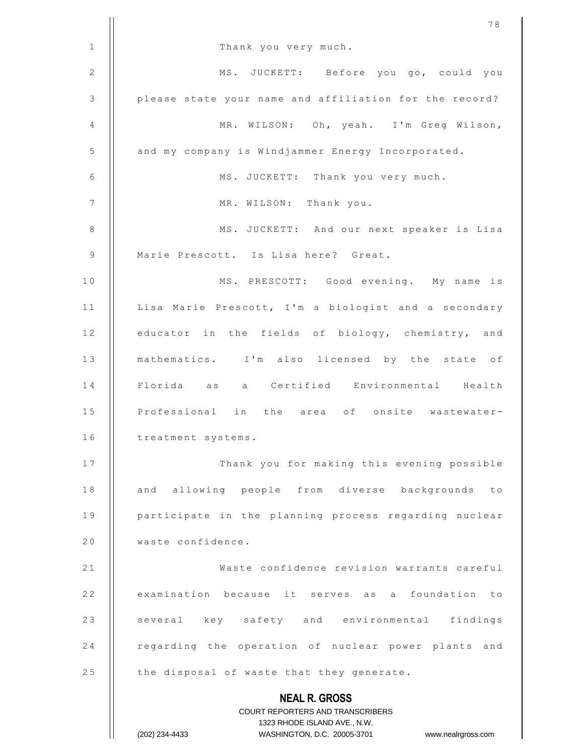Thank you very much.

MS. JUCKETT: Before you go, could you please state your name and affiliation for the record?

MR. WILSON: Oh, yeah. I'm Greg Wilson, and my company is Windjammer Energy Incorporated.

MS. JUCKETT: Thank you very much.

MR. WILSON: Thank you.

MS. JUCKETT: And our next speaker is Lisa Marie Prescott. Is Lisa here? Great.

MS. PRESCOTT: Good evening. My name is Lisa Marie Prescott, I'm a biologist and a secondary educator in the fields of biology, chemistry, and mathematics. I'm also licensed by the state of Florida as a Certified Environmental Health Professional in the area of onsite wastewater-treatment systems.

Thank you for making this evening possible and allowing people from diverse backgrounds to participate in the planning process regarding nuclear waste confidence.

Waste confidence revision warrants careful examination because it serves as a foundation to several key safety and environmental findings regarding the operation of nuclear power plants and the disposal of waste that they generate.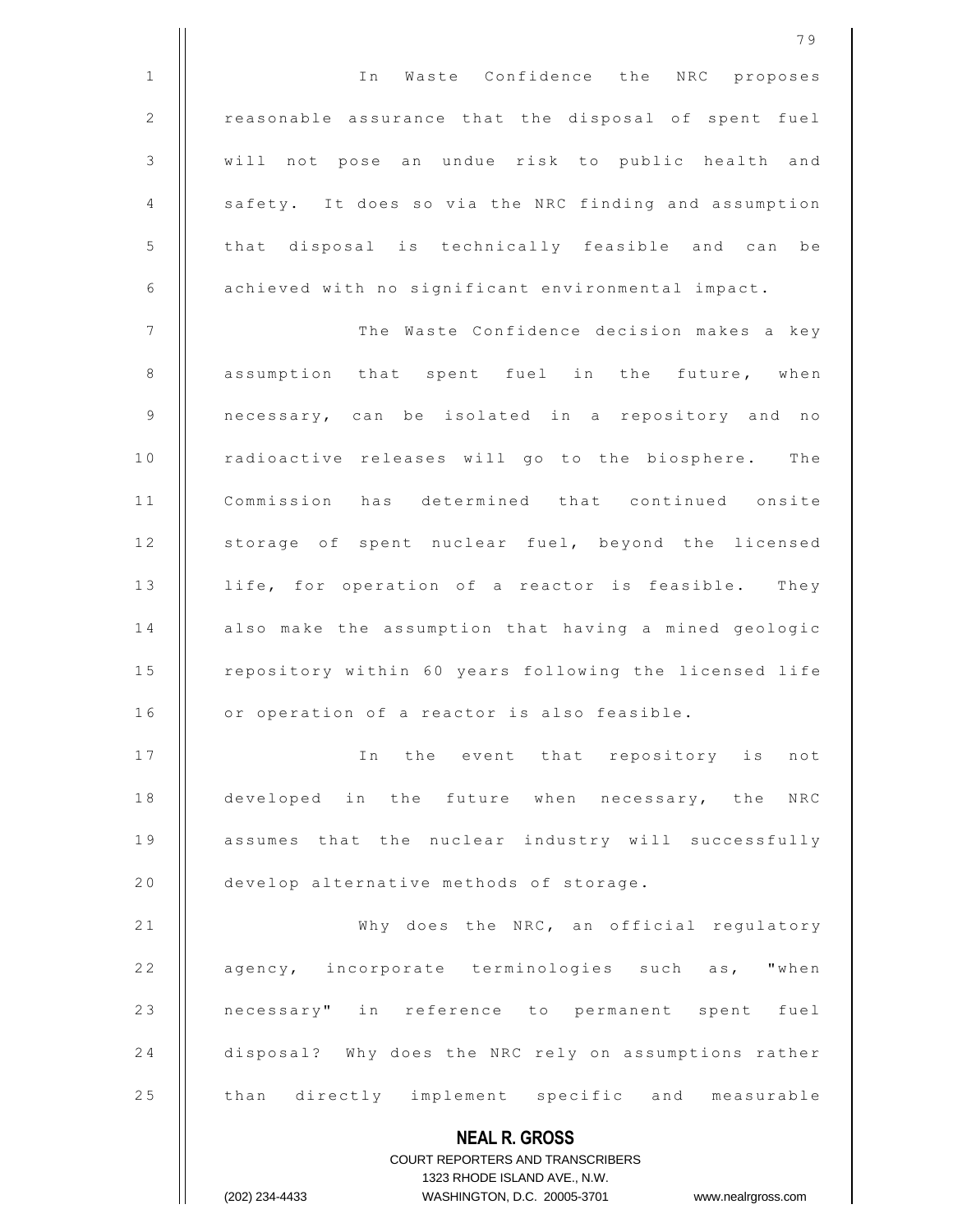In Waste Confidence the NRC proposes reasonable assurance that the disposal of spent fuel will not pose an undue risk to public health and safety. It does so via the NRC finding and assumption that disposal is technically feasible and can be achieved with no significant environmental impact.

The Waste Confidence decision makes a key assumption that spent fuel in the future, when necessary, can be isolated in a repository and no radioactive releases will go to the biosphere. The Commission has determined that continued onsite storage of spent nuclear fuel, beyond the licensed life, for operation of a reactor is feasible. They also make the assumption that having a mined geologic repository within 60 years following the licensed life or operation of a reactor is also feasible.

In the event that repository is not developed in the future when necessary, the NRC assumes that the nuclear industry will successfully develop alternative methods of storage.

Why does the NRC, an official regulatory agency, incorporate terminologies such as, "when necessary" in reference to permanent spent fuel disposal? Why does the NRC rely on assumptions rather than directly implement specific and measurable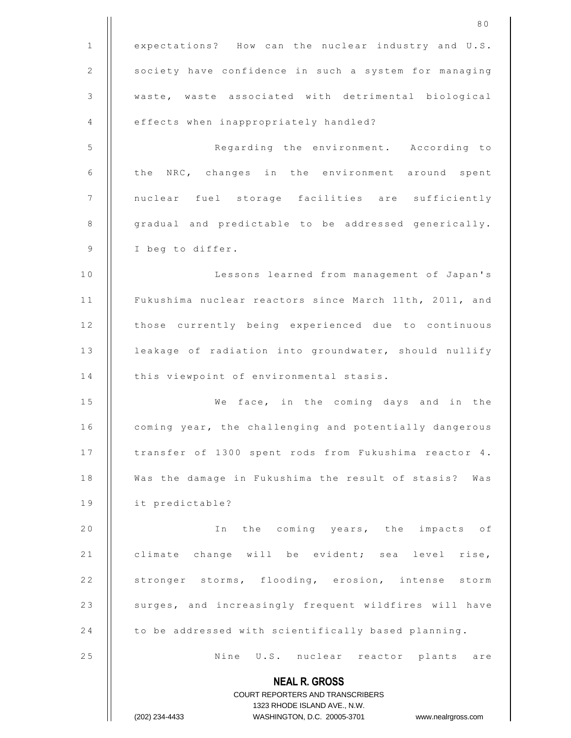expectations? How can the nuclear industry and U.S. society have confidence in such a system for managing waste, waste associated with detrimental biological effects when inappropriately handled?

Regarding the environment. According to the NRC, changes in the environment around spent nuclear fuel storage facilities are sufficiently gradual and predictable to be addressed generically. I beg to differ.

Lessons learned from management of Japan's Fukushima nuclear reactors since March 11th, 2011, and those currently being experienced due to continuous leakage of radiation into groundwater, should nullify this viewpoint of environmental stasis.

We face, in the coming days and in the coming year, the challenging and potentially dangerous transfer of 1300 spent rods from Fukushima reactor 4. Was the damage in Fukushima the result of stasis? Was it predictable?

In the coming years, the impacts of climate change will be evident; sea level rise, stronger storms, flooding, erosion, intense storm surges, and increasingly frequent wildfires will have to be addressed with scientifically based planning.

Nine U.S. nuclear reactor plants are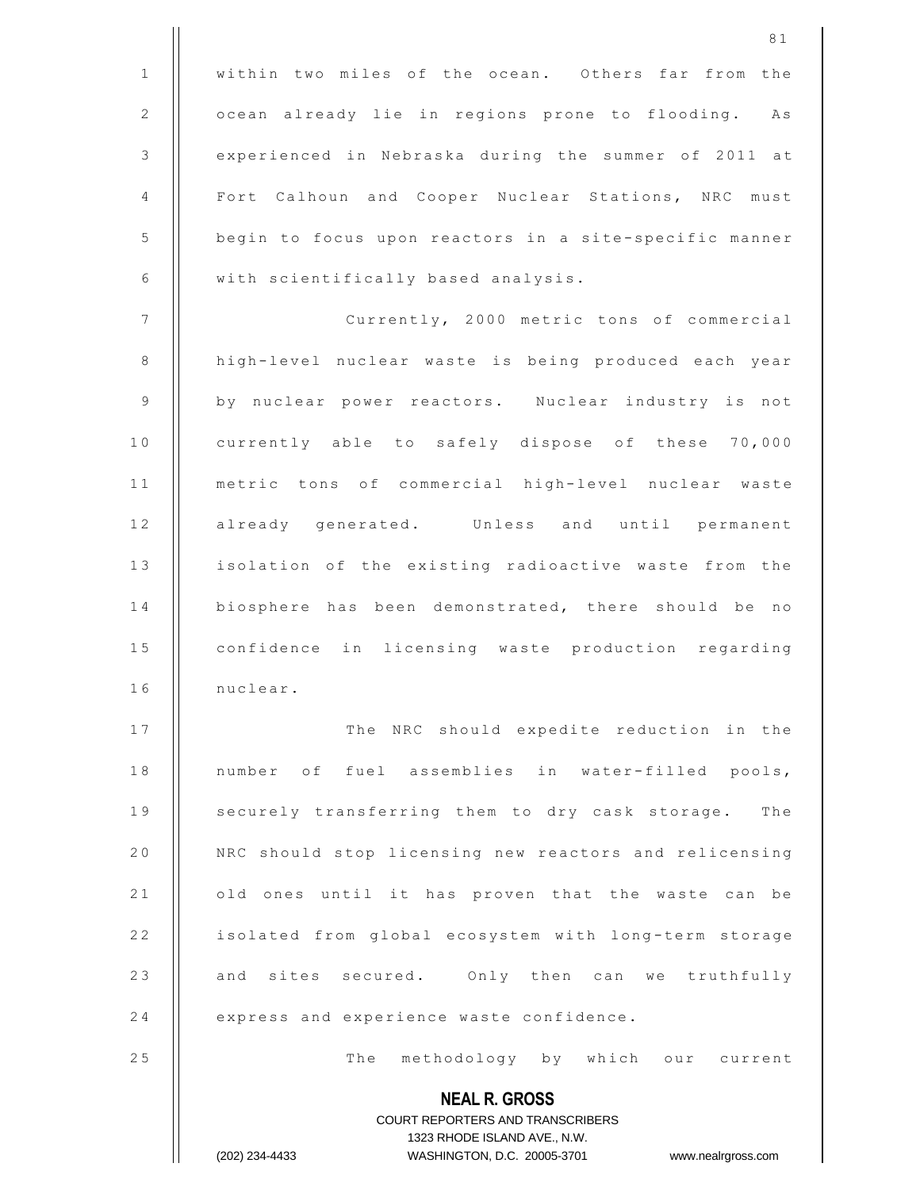within two miles of the ocean. Others far from the ocean already lie in regions prone to flooding. As experienced in Nebraska during the summer of 2011 at Fort Calhoun and Cooper Nuclear Stations, NRC must begin to focus upon reactors in a site-specific manner with scientifically based analysis.

Currently, 2000 metric tons of commercial high-level nuclear waste is being produced each year by nuclear power reactors. Nuclear industry is not currently able to safely dispose of these 70,000 metric tons of commercial high-level nuclear waste already generated. Unless and until permanent isolation of the existing radioactive waste from the biosphere has been demonstrated, there should be no confidence in licensing waste production regarding nuclear.

The NRC should expedite reduction in the number of fuel assemblies in water-filled pools, securely transferring them to dry cask storage. The NRC should stop licensing new reactors and relicensing old ones until it has proven that the waste can be isolated from global ecosystem with long-term storage and sites secured. Only then can we truthfully express and experience waste confidence.

The methodology by which our current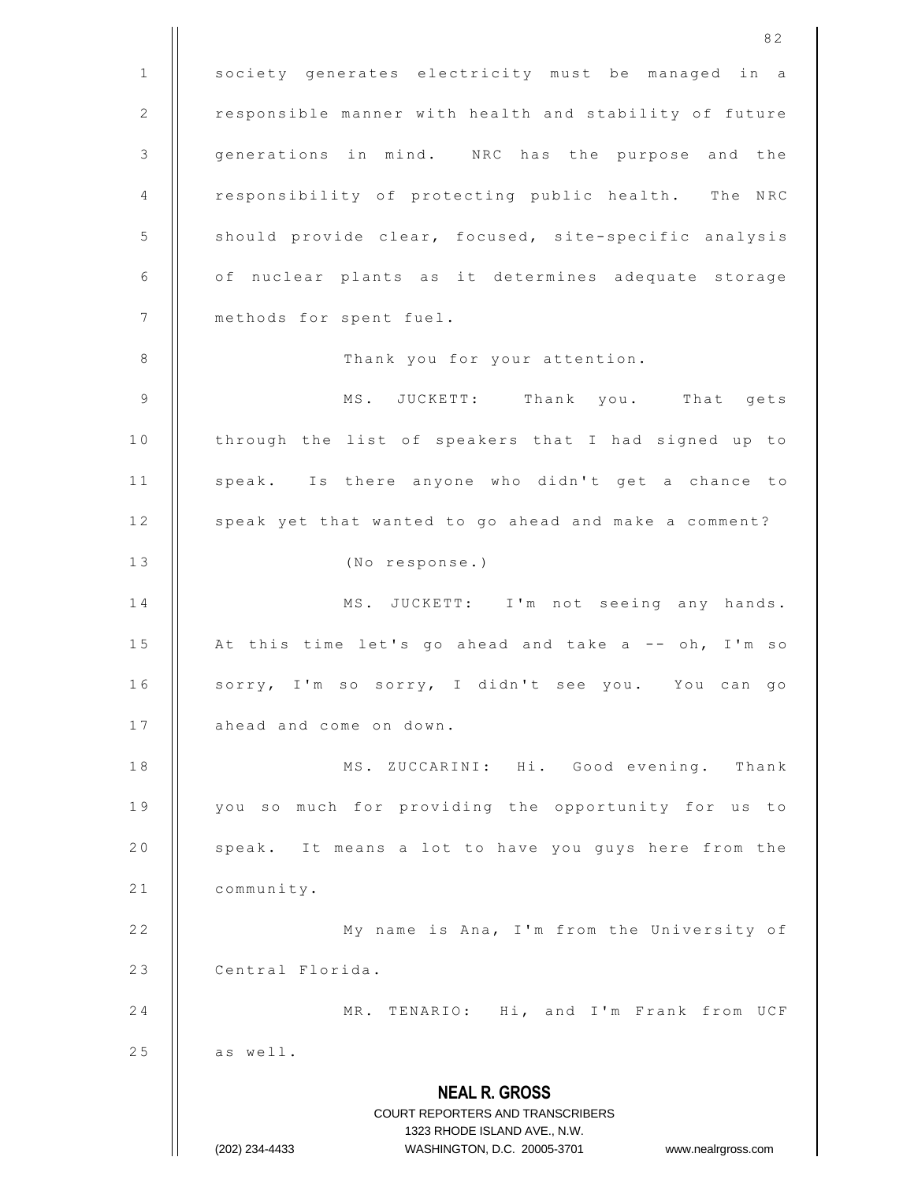society generates electricity must be managed in a responsible manner with health and stability of future generations in mind. NRC has the purpose and the responsibility of protecting public health. The NRC should provide clear, focused, site-specific analysis of nuclear plants as it determines adequate storage methods for spent fuel.

Thank you for your attention.

MS. JUCKETT: Thank you. That gets through the list of speakers that I had signed up to speak. Is there anyone who didn't get a chance to speak yet that wanted to go ahead and make a comment?

(No response.)

MS. JUCKETT: I'm not seeing any hands. At this time let's go ahead and take a -- oh, I'm so sorry, I'm so sorry, I didn't see you. You can go ahead and come on down.

MS. ZUCCARINI: Hi. Good evening. Thank you so much for providing the opportunity for us to speak. It means a lot to have you guys here from the community.

My name is Ana, I'm from the University of Central Florida.

MR. TENARIO: Hi, and I'm Frank from UCF as well.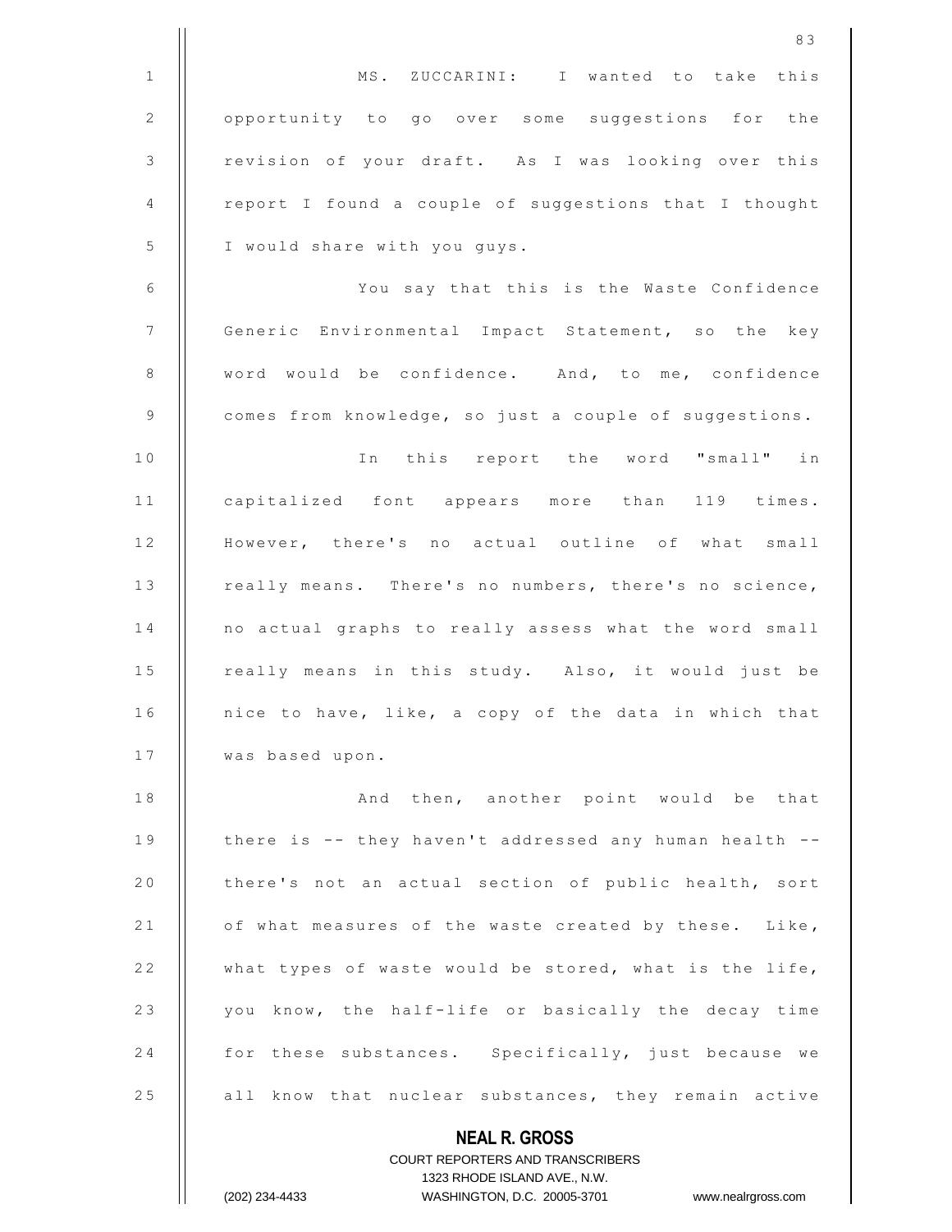MS. ZUCCARINI: I wanted to take this opportunity to go over some suggestions for the revision of your draft. As I was looking over this report I found a couple of suggestions that I thought I would share with you guys.

You say that this is the Waste Confidence Generic Environmental Impact Statement, so the key word would be confidence. And, to me, confidence comes from knowledge, so just a couple of suggestions.

In this report the word "small" in capitalized font appears more than 119 times. However, there's no actual outline of what small really means. There's no numbers, there's no science, no actual graphs to really assess what the word small really means in this study. Also, it would just be nice to have, like, a copy of the data in which that was based upon.

And then, another point would be that there is -- they haven't addressed any human health -- there's not an actual section of public health, sort of what measures of the waste created by these. Like, what types of waste would be stored, what is the life, you know, the half-life or basically the decay time for these substances. Specifically, just because we all know that nuclear substances, they remain active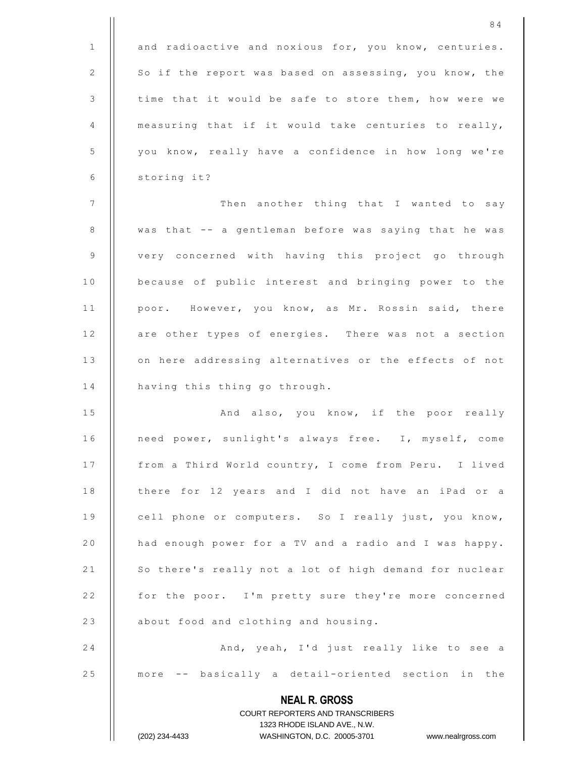and radioactive and noxious for, you know, centuries. So if the report was based on assessing, you know, the time that it would be safe to store them, how were we measuring that if it would take centuries to really, you know, really have a confidence in how long we're storing it?

Then another thing that I wanted to say was that -- a gentleman before was saying that he was very concerned with having this project go through because of public interest and bringing power to the poor. However, you know, as Mr. Rossin said, there are other types of energies. There was not a section on here addressing alternatives or the effects of not having this thing go through.

And also, you know, if the poor really need power, sunlight's always free. I, myself, come from a Third World country, I come from Peru. I lived there for 12 years and I did not have an iPad or a cell phone or computers. So I really just, you know, had enough power for a TV and a radio and I was happy. So there's really not a lot of high demand for nuclear for the poor. I'm pretty sure they're more concerned about food and clothing and housing.

And, yeah, I'd just really like to see a more -- basically a detail-oriented section in the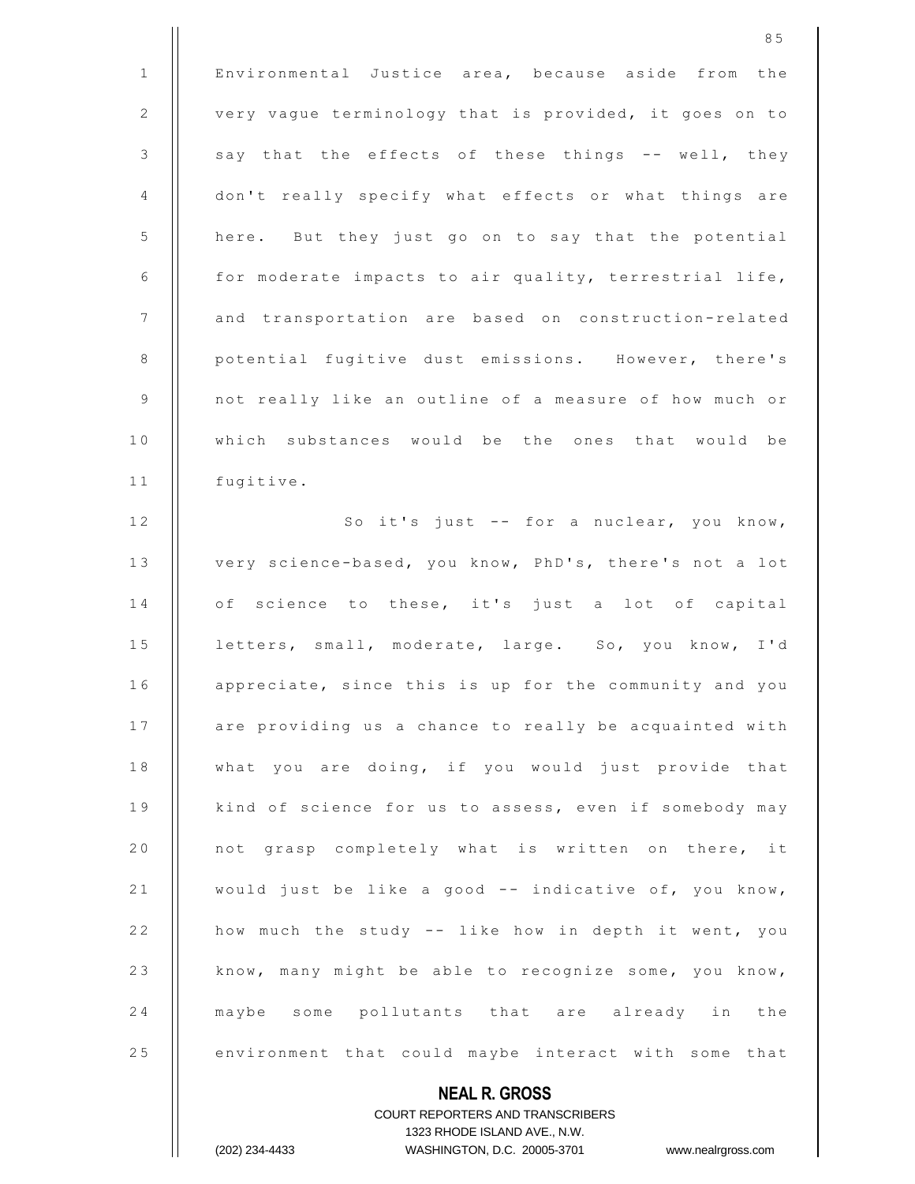Environmental Justice area, because aside from the very vague terminology that is provided, it goes on to say that the effects of these things -- well, they don't really specify what effects or what things are here. But they just go on to say that the potential for moderate impacts to air quality, terrestrial life, and transportation are based on construction-related potential fugitive dust emissions. However, there's not really like an outline of a measure of how much or which substances would be the ones that would be fugitive.

So it's just -- for a nuclear, you know, very science-based, you know, PhD's, there's not a lot of science to these, it's just a lot of capital letters, small, moderate, large. So, you know, I'd appreciate, since this is up for the community and you are providing us a chance to really be acquainted with what you are doing, if you would just provide that kind of science for us to assess, even if somebody may not grasp completely what is written on there, it would just be like a good -- indicative of, you know, how much the study -- like how in depth it went, you know, many might be able to recognize some, you know, maybe some pollutants that are already in the environment that could maybe interact with some that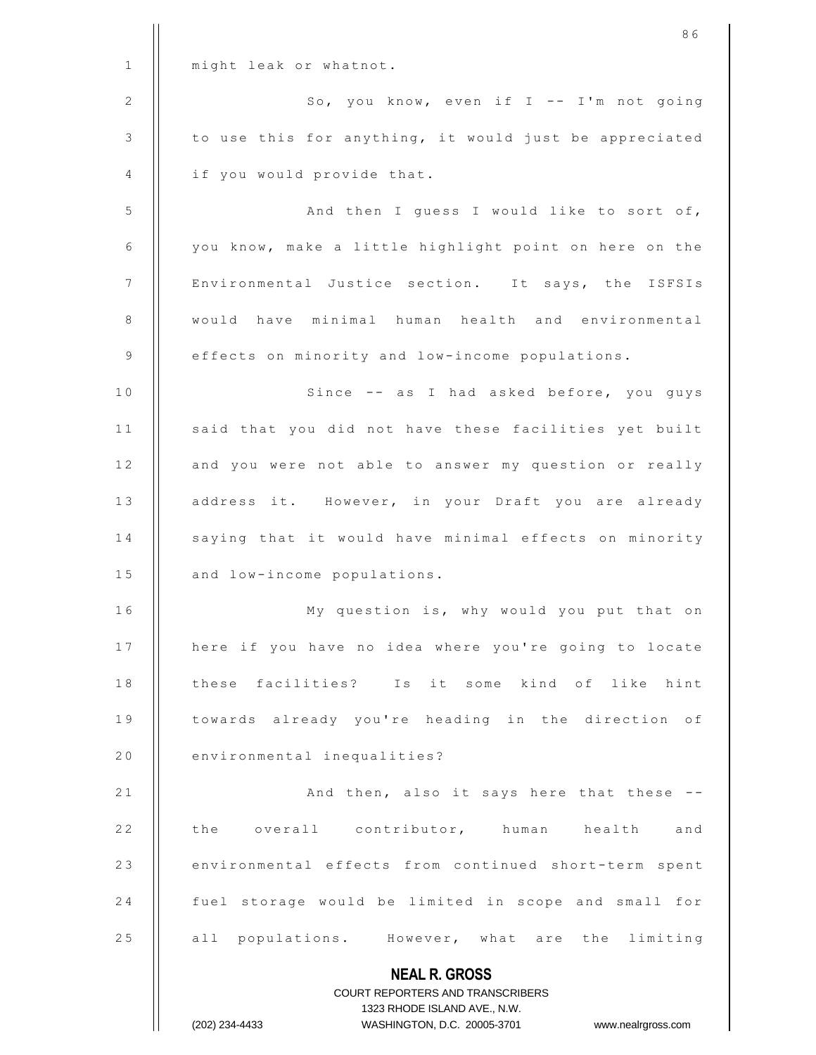might leak or whatnot.

So, you know, even if I -- I'm not going to use this for anything, it would just be appreciated if you would provide that.

And then I guess I would like to sort of, you know, make a little highlight point on here on the Environmental Justice section. It says, the ISFSIs would have minimal human health and environmental effects on minority and low-income populations.

Since -- as I had asked before, you guys said that you did not have these facilities yet built and you were not able to answer my question or really address it. However, in your Draft you are already saying that it would have minimal effects on minority and low-income populations.

My question is, why would you put that on here if you have no idea where you're going to locate these facilities? Is it some kind of like hint towards already you're heading in the direction of environmental inequalities?

And then, also it says here that these -- the overall contributor, human health and environmental effects from continued short-term spent fuel storage would be limited in scope and small for all populations. However, what are the limiting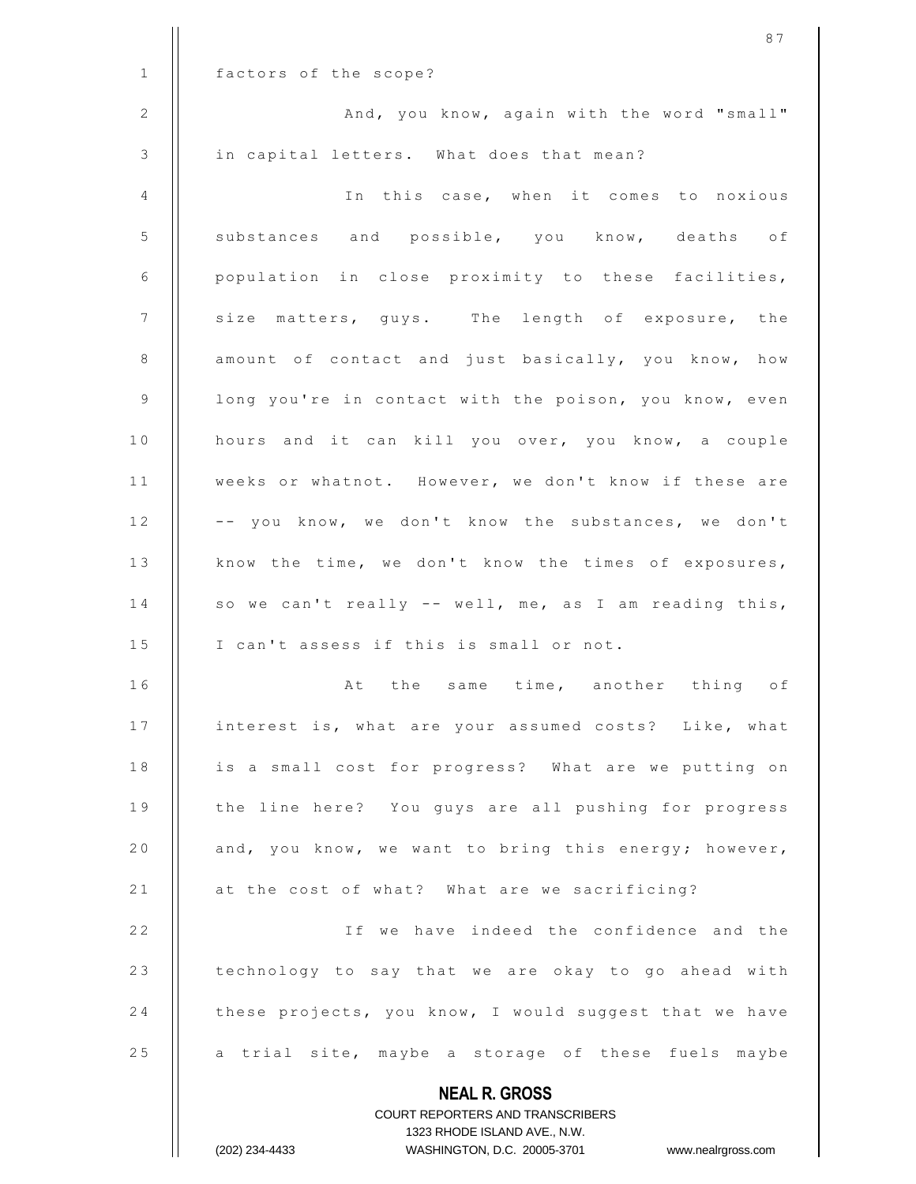factors of the scope?

And, you know, again with the word "small" in capital letters. What does that mean?

In this case, when it comes to noxious substances and possible, you know, deaths of population in close proximity to these facilities, size matters, guys. The length of exposure, the amount of contact and just basically, you know, how long you're in contact with the poison, you know, even hours and it can kill you over, you know, a couple weeks or whatnot. However, we don't know if these are -- you know, we don't know the substances, we don't know the time, we don't know the times of exposures, so we can't really -- well, me, as I am reading this, I can't assess if this is small or not.

At the same time, another thing of interest is, what are your assumed costs? Like, what is a small cost for progress? What are we putting on the line here? You guys are all pushing for progress and, you know, we want to bring this energy; however, at the cost of what? What are we sacrificing?

If we have indeed the confidence and the technology to say that we are okay to go ahead with these projects, you know, I would suggest that we have a trial site, maybe a storage of these fuels maybe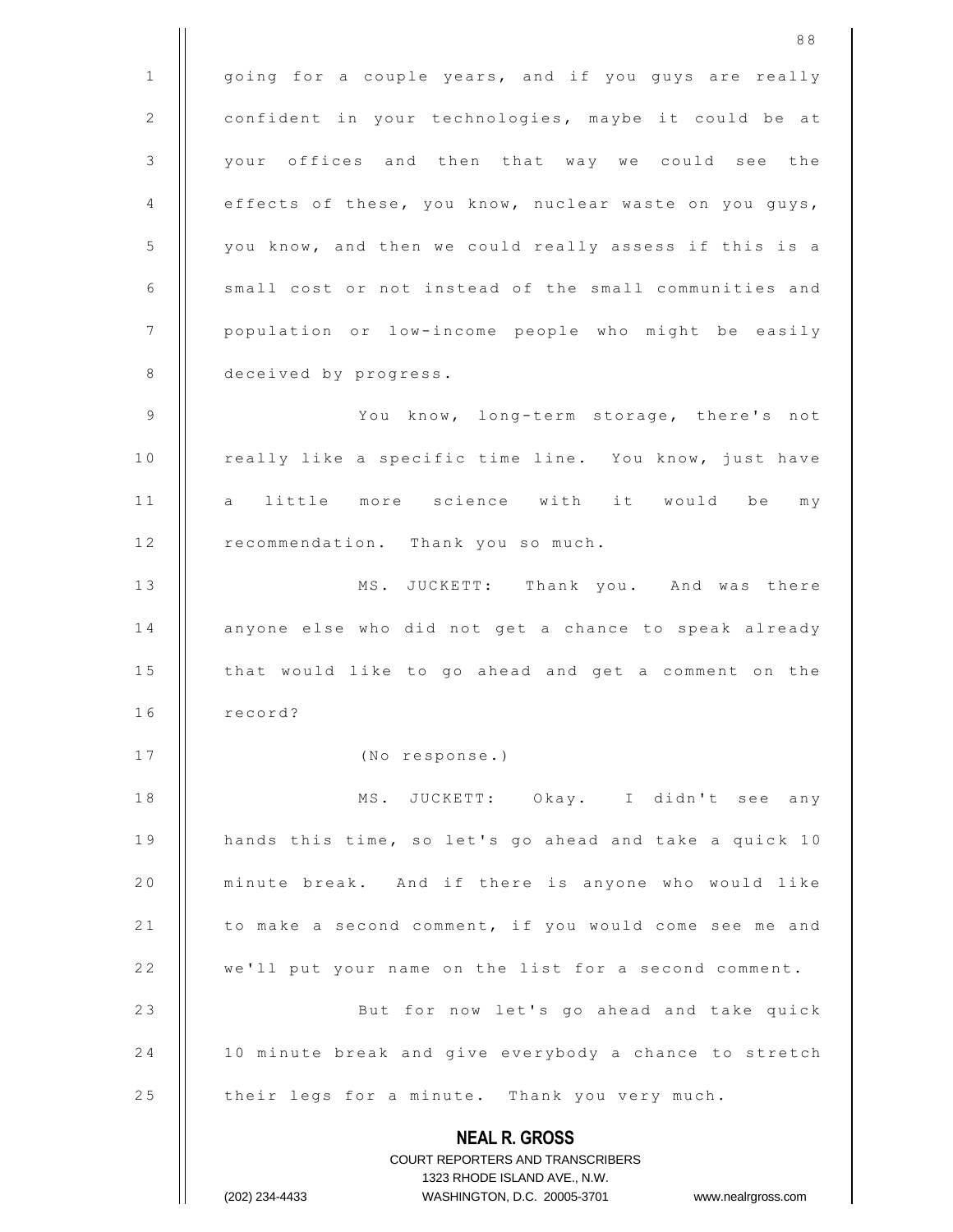going for a couple years, and if you guys are really confident in your technologies, maybe it could be at your offices and then that way we could see the effects of these, you know, nuclear waste on you guys, you know, and then we could really assess if this is a small cost or not instead of the small communities and population or low-income people who might be easily deceived by progress.

You know, long-term storage, there's not really like a specific time line. You know, just have a little more science with it would be my recommendation. Thank you so much.

MS. JUCKETT: Thank you. And was there anyone else who did not get a chance to speak already that would like to go ahead and get a comment on the record?

(No response.)

MS. JUCKETT: Okay. I didn't see any hands this time, so let's go ahead and take a quick 10 minute break. And if there is anyone who would like to make a second comment, if you would come see me and we'll put your name on the list for a second comment.

But for now let's go ahead and take quick 10 minute break and give everybody a chance to stretch their legs for a minute. Thank you very much.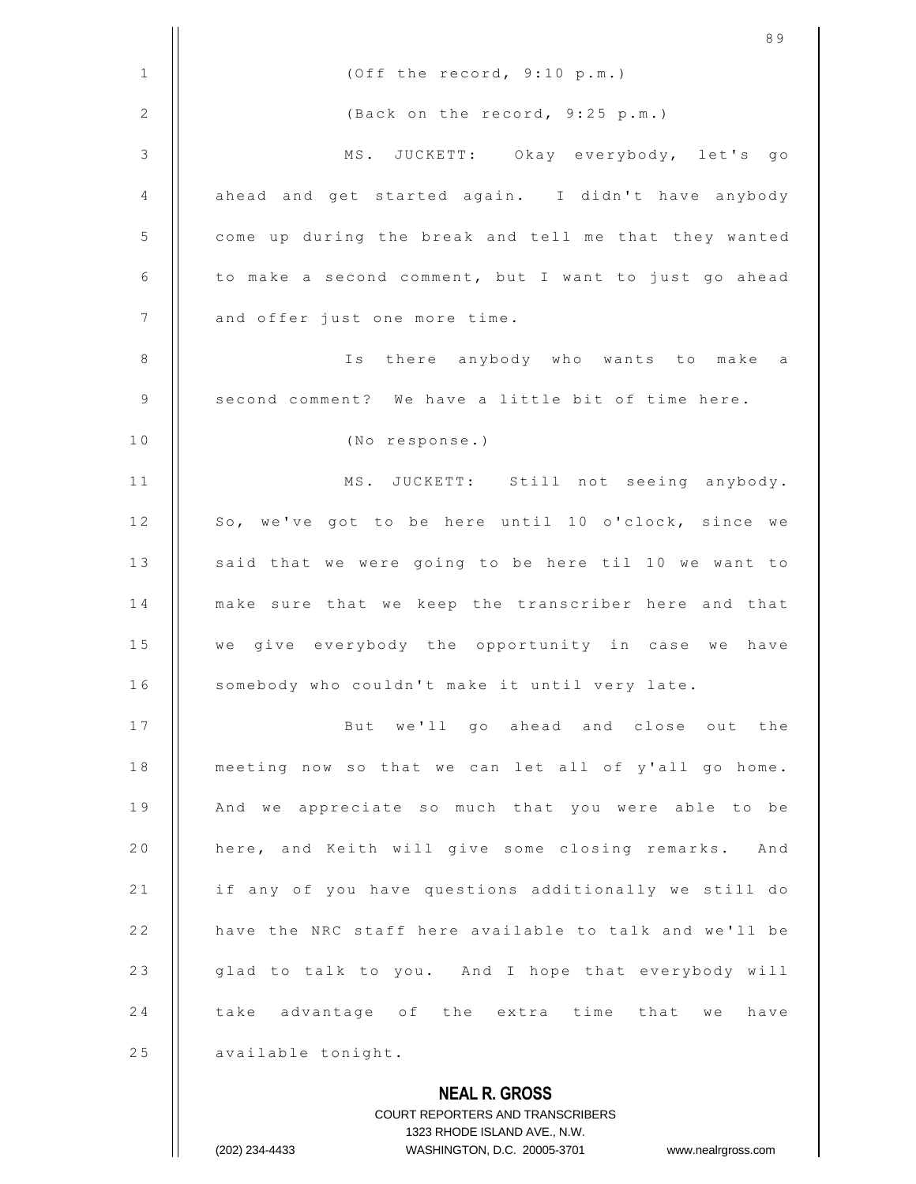(Off the record, 9:10 p.m.)

(Back on the record, 9:25 p.m.)

MS. JUCKETT: Okay everybody, let's go ahead and get started again. I didn't have anybody come up during the break and tell me that they wanted to make a second comment, but I want to just go ahead and offer just one more time.

Is there anybody who wants to make a second comment? We have a little bit of time here.

(No response.)

MS. JUCKETT: Still not seeing anybody. So, we've got to be here until 10 o'clock, since we said that we were going to be here til 10 we want to make sure that we keep the transcriber here and that we give everybody the opportunity in case we have somebody who couldn't make it until very late.

But we'll go ahead and close out the meeting now so that we can let all of y'all go home. And we appreciate so much that you were able to be here, and Keith will give some closing remarks. And if any of you have questions additionally we still do have the NRC staff here available to talk and we'll be glad to talk to you. And I hope that everybody will take advantage of the extra time that we have available tonight.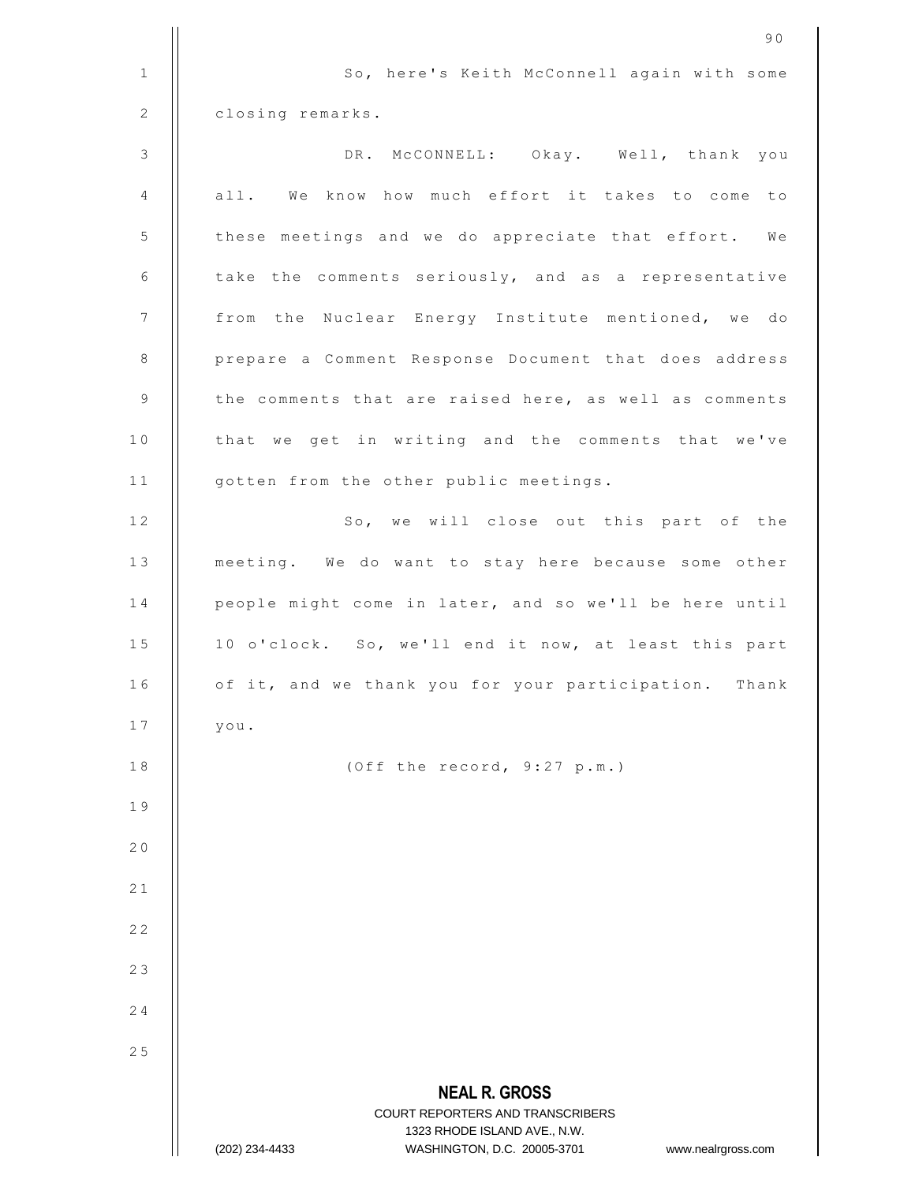So, here's Keith McConnell again with some closing remarks.

DR. McCONNELL: Okay. Well, thank you all. We know how much effort it takes to come to these meetings and we do appreciate that effort. We take the comments seriously, and as a representative from the Nuclear Energy Institute mentioned, we do prepare a Comment Response Document that does address the comments that are raised here, as well as comments that we get in writing and the comments that we've gotten from the other public meetings.

So, we will close out this part of the meeting. We do want to stay here because some other people might come in later, and so we'll be here until 10 o'clock. So, we'll end it now, at least this part of it, and we thank you for your participation. Thank you.

(Off the record, 9:27 p.m.)